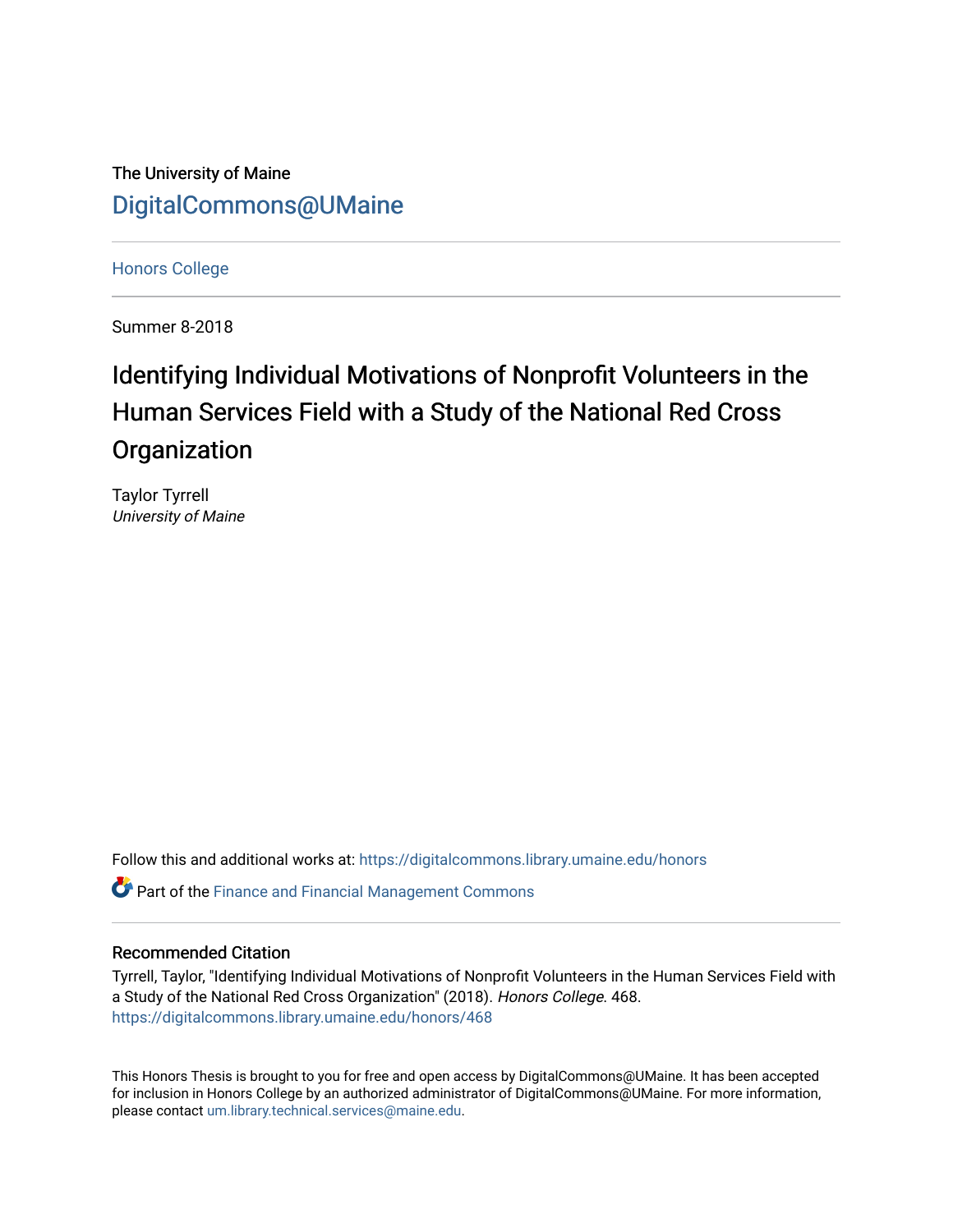The University of Maine

DigitalCommons@UMaine

Honors College

Summer 8-2018

# Identifying Individual Motivations of Nonprofit Volunteers in the Human Services Field with a Study of the National Red Cross Organization

Taylor Tyrrell
*University of Maine*

Follow this and additional works at: https://digitalcommons.library.umaine.edu/honors

Part of the Finance and Financial Management Commons

## Recommended Citation

Tyrrell, Taylor, "Identifying Individual Motivations of Nonprofit Volunteers in the Human Services Field with a Study of the National Red Cross Organization" (2018). *Honors College*. 468.
https://digitalcommons.library.umaine.edu/honors/468

This Honors Thesis is brought to you for free and open access by DigitalCommons@UMaine. It has been accepted for inclusion in Honors College by an authorized administrator of DigitalCommons@UMaine. For more information, please contact um.library.technical.services@maine.edu.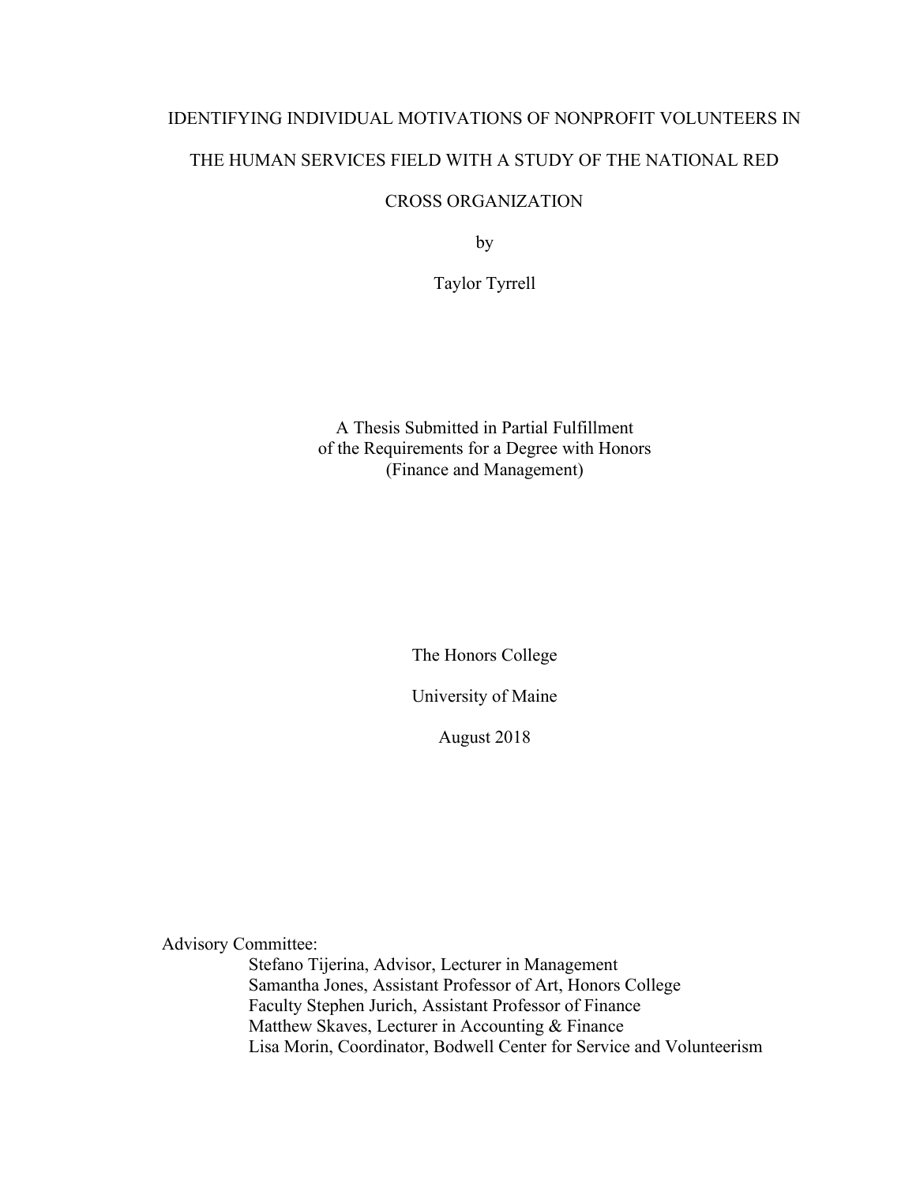# IDENTIFYING INDIVIDUAL MOTIVATIONS OF NONPROFIT VOLUNTEERS IN THE HUMAN SERVICES FIELD WITH A STUDY OF THE NATIONAL RED CROSS ORGANIZATION

by

Taylor Tyrrell

A Thesis Submitted in Partial Fulfillment
of the Requirements for a Degree with Honors
(Finance and Management)

The Honors College

University of Maine

August 2018

Advisory Committee:

Stefano Tijerina, Advisor, Lecturer in Management
Samantha Jones, Assistant Professor of Art, Honors College
Faculty Stephen Jurich, Assistant Professor of Finance
Matthew Skaves, Lecturer in Accounting & Finance
Lisa Morin, Coordinator, Bodwell Center for Service and Volunteerism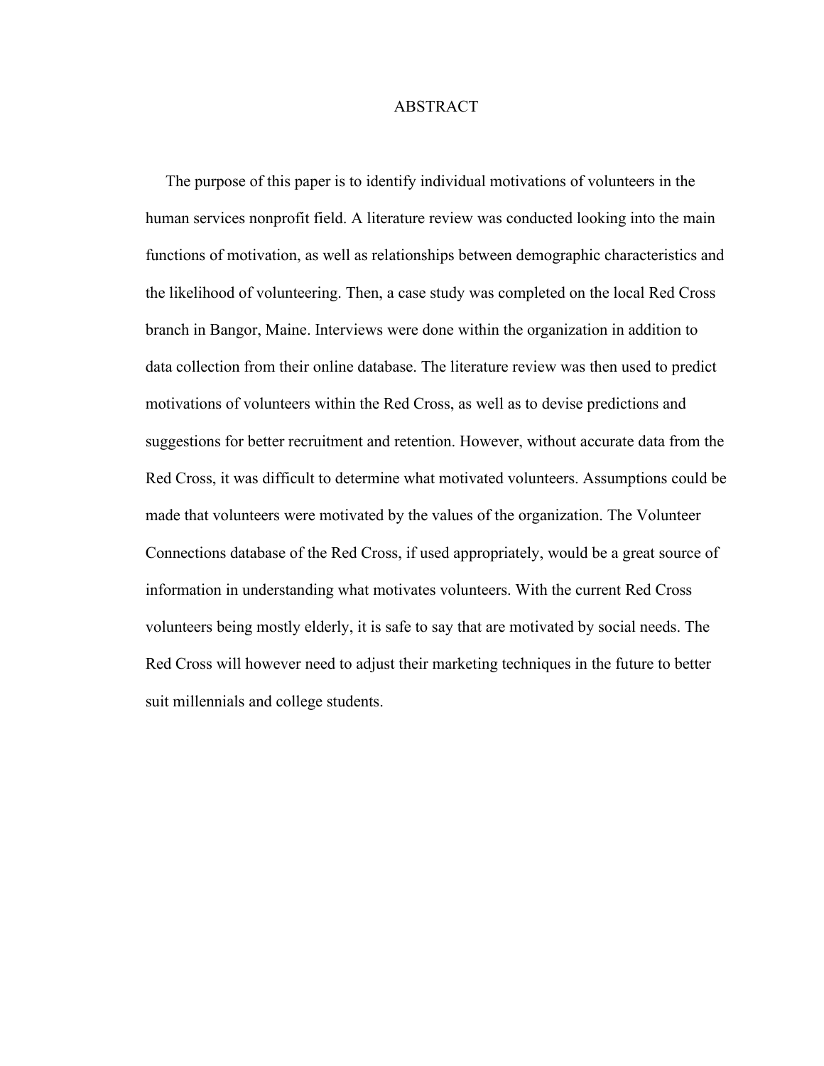# ABSTRACT

The purpose of this paper is to identify individual motivations of volunteers in the human services nonprofit field. A literature review was conducted looking into the main functions of motivation, as well as relationships between demographic characteristics and the likelihood of volunteering. Then, a case study was completed on the local Red Cross branch in Bangor, Maine. Interviews were done within the organization in addition to data collection from their online database. The literature review was then used to predict motivations of volunteers within the Red Cross, as well as to devise predictions and suggestions for better recruitment and retention. However, without accurate data from the Red Cross, it was difficult to determine what motivated volunteers. Assumptions could be made that volunteers were motivated by the values of the organization. The Volunteer Connections database of the Red Cross, if used appropriately, would be a great source of information in understanding what motivates volunteers. With the current Red Cross volunteers being mostly elderly, it is safe to say that are motivated by social needs. The Red Cross will however need to adjust their marketing techniques in the future to better suit millennials and college students.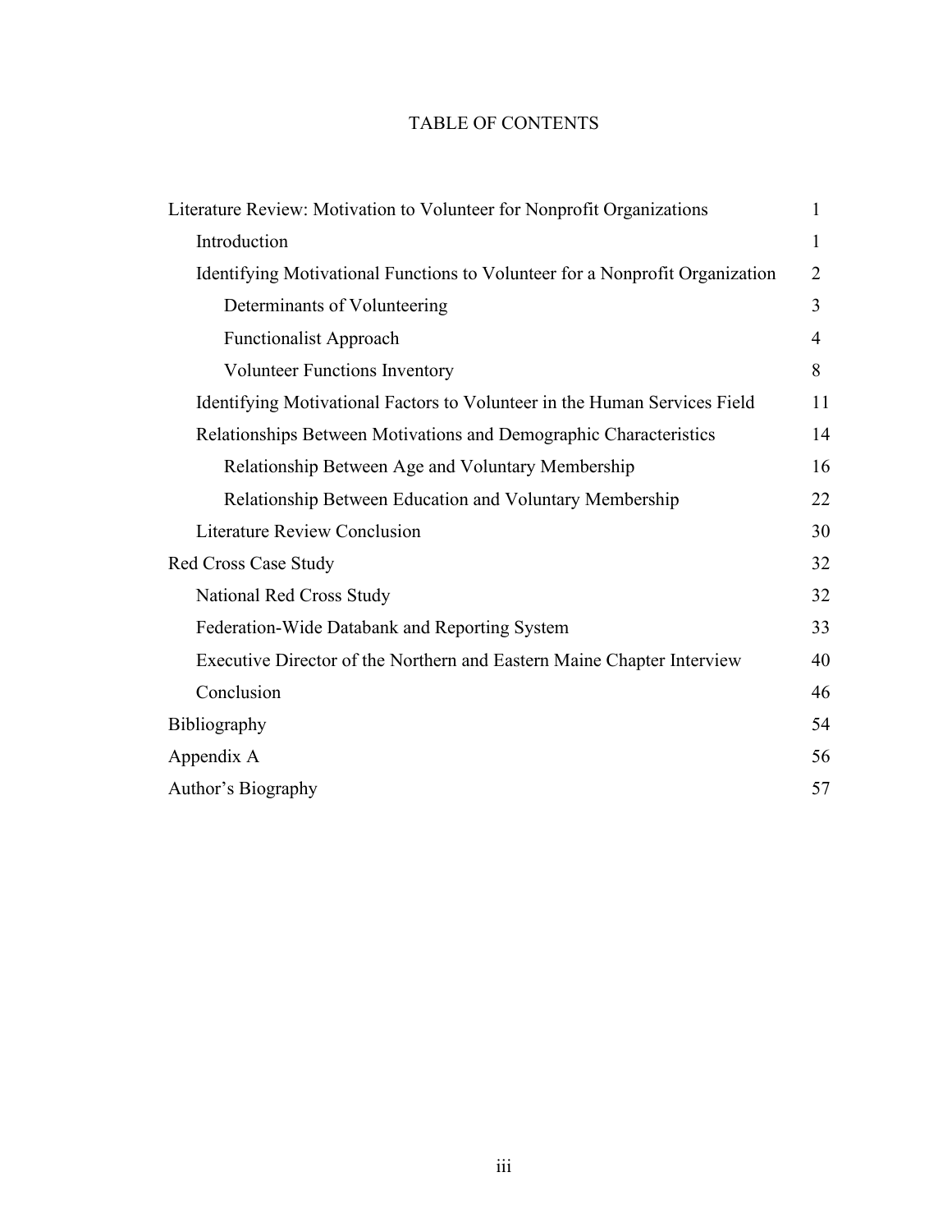# TABLE OF CONTENTS

| | |
|---|---|
| Literature Review: Motivation to Volunteer for Nonprofit Organizations | 1 |
| Introduction | 1 |
| Identifying Motivational Functions to Volunteer for a Nonprofit Organization | 2 |
| Determinants of Volunteering | 3 |
| Functionalist Approach | 4 |
| Volunteer Functions Inventory | 8 |
| Identifying Motivational Factors to Volunteer in the Human Services Field | 11 |
| Relationships Between Motivations and Demographic Characteristics | 14 |
| Relationship Between Age and Voluntary Membership | 16 |
| Relationship Between Education and Voluntary Membership | 22 |
| Literature Review Conclusion | 30 |
| Red Cross Case Study | 32 |
| National Red Cross Study | 32 |
| Federation-Wide Databank and Reporting System | 33 |
| Executive Director of the Northern and Eastern Maine Chapter Interview | 40 |
| Conclusion | 46 |
| Bibliography | 54 |
| Appendix A | 56 |
| Author's Biography | 57 |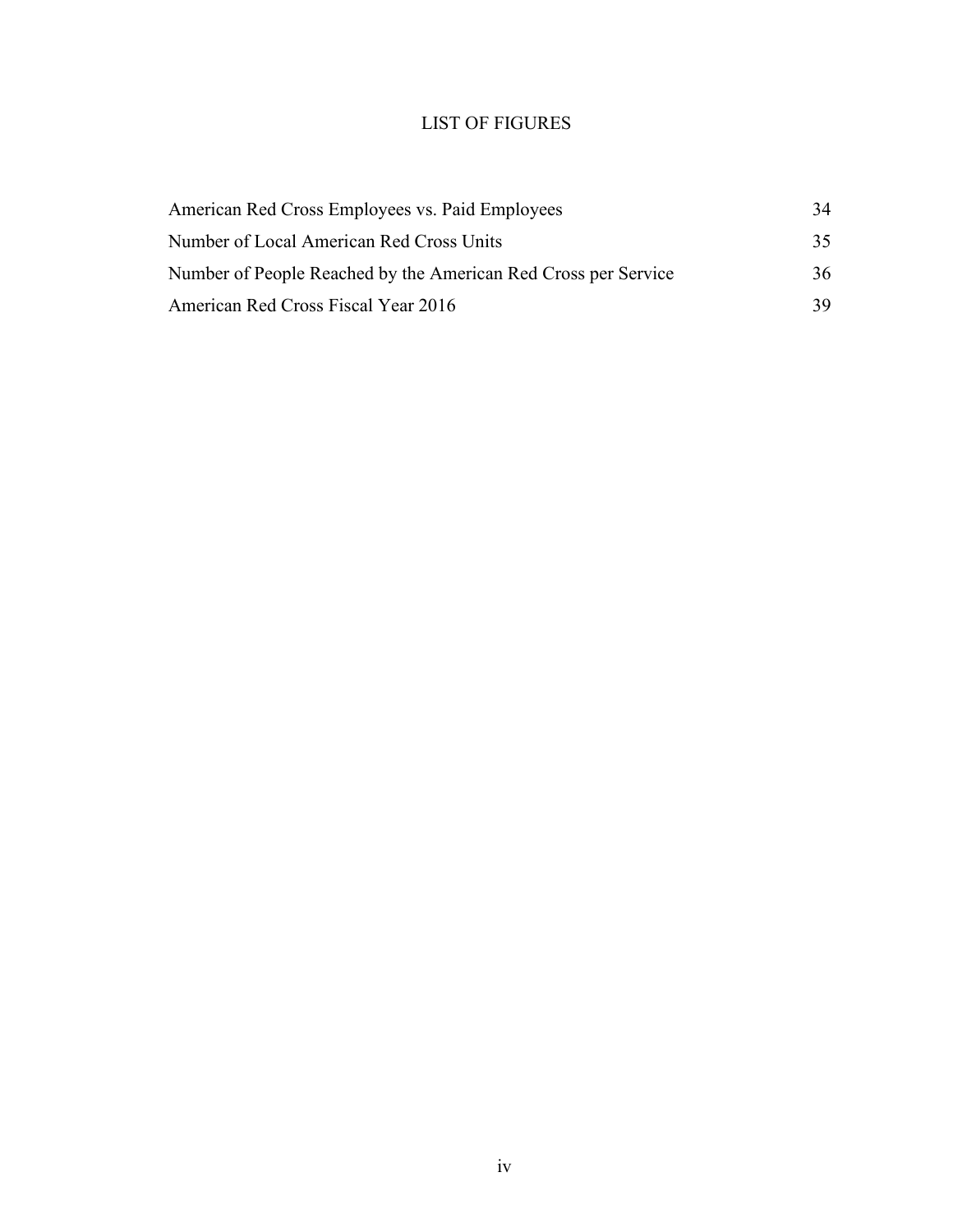# LIST OF FIGURES

| | |
|---|---|
| American Red Cross Employees vs. Paid Employees | 34 |
| Number of Local American Red Cross Units | 35 |
| Number of People Reached by the American Red Cross per Service | 36 |
| American Red Cross Fiscal Year 2016 | 39 |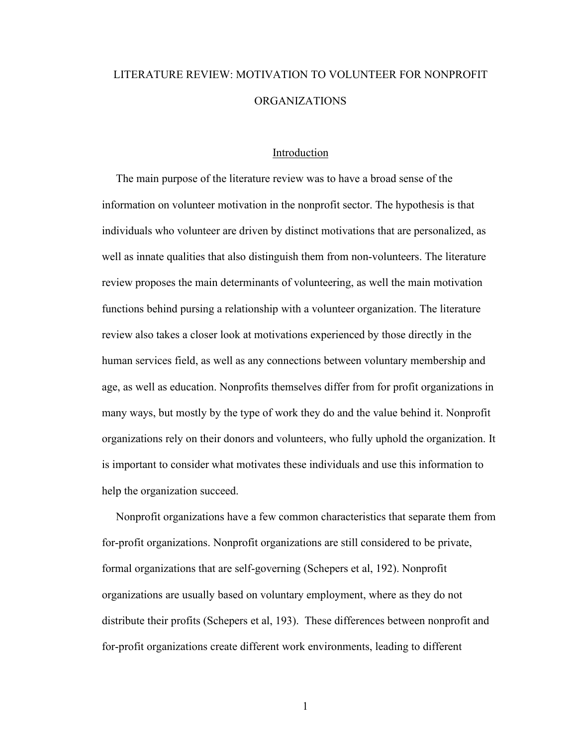# LITERATURE REVIEW: MOTIVATION TO VOLUNTEER FOR NONPROFIT ORGANIZATIONS

## Introduction

The main purpose of the literature review was to have a broad sense of the information on volunteer motivation in the nonprofit sector. The hypothesis is that individuals who volunteer are driven by distinct motivations that are personalized, as well as innate qualities that also distinguish them from non-volunteers. The literature review proposes the main determinants of volunteering, as well the main motivation functions behind pursing a relationship with a volunteer organization. The literature review also takes a closer look at motivations experienced by those directly in the human services field, as well as any connections between voluntary membership and age, as well as education. Nonprofits themselves differ from for profit organizations in many ways, but mostly by the type of work they do and the value behind it. Nonprofit organizations rely on their donors and volunteers, who fully uphold the organization. It is important to consider what motivates these individuals and use this information to help the organization succeed.

Nonprofit organizations have a few common characteristics that separate them from for-profit organizations. Nonprofit organizations are still considered to be private, formal organizations that are self-governing (Schepers et al, 192). Nonprofit organizations are usually based on voluntary employment, where as they do not distribute their profits (Schepers et al, 193). These differences between nonprofit and for-profit organizations create different work environments, leading to different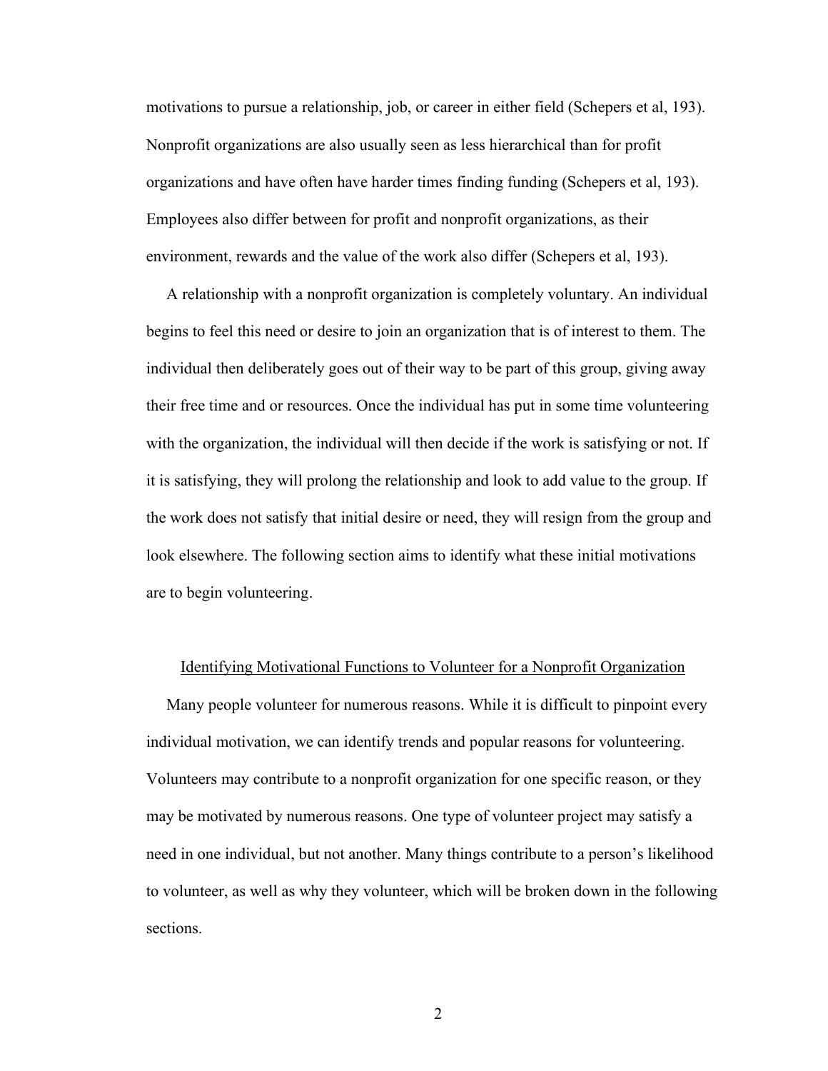motivations to pursue a relationship, job, or career in either field (Schepers et al, 193). Nonprofit organizations are also usually seen as less hierarchical than for profit organizations and have often have harder times finding funding (Schepers et al, 193). Employees also differ between for profit and nonprofit organizations, as their environment, rewards and the value of the work also differ (Schepers et al, 193).

A relationship with a nonprofit organization is completely voluntary. An individual begins to feel this need or desire to join an organization that is of interest to them. The individual then deliberately goes out of their way to be part of this group, giving away their free time and or resources. Once the individual has put in some time volunteering with the organization, the individual will then decide if the work is satisfying or not. If it is satisfying, they will prolong the relationship and look to add value to the group. If the work does not satisfy that initial desire or need, they will resign from the group and look elsewhere. The following section aims to identify what these initial motivations are to begin volunteering.

## Identifying Motivational Functions to Volunteer for a Nonprofit Organization

Many people volunteer for numerous reasons. While it is difficult to pinpoint every individual motivation, we can identify trends and popular reasons for volunteering. Volunteers may contribute to a nonprofit organization for one specific reason, or they may be motivated by numerous reasons. One type of volunteer project may satisfy a need in one individual, but not another. Many things contribute to a person's likelihood to volunteer, as well as why they volunteer, which will be broken down in the following sections.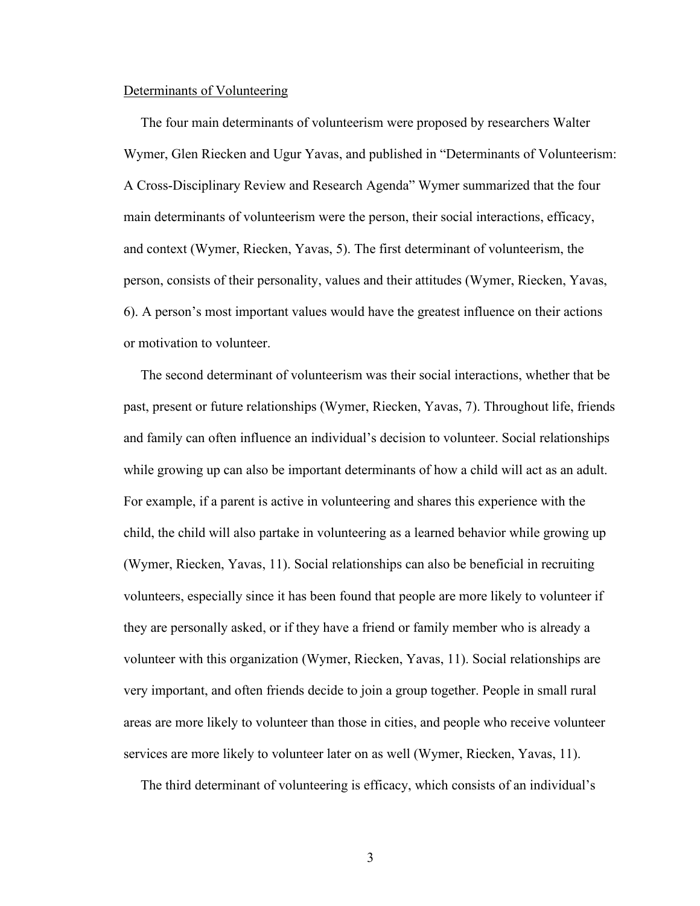## Determinants of Volunteering

The four main determinants of volunteerism were proposed by researchers Walter Wymer, Glen Riecken and Ugur Yavas, and published in "Determinants of Volunteerism: A Cross-Disciplinary Review and Research Agenda" Wymer summarized that the four main determinants of volunteerism were the person, their social interactions, efficacy, and context (Wymer, Riecken, Yavas, 5). The first determinant of volunteerism, the person, consists of their personality, values and their attitudes (Wymer, Riecken, Yavas, 6). A person's most important values would have the greatest influence on their actions or motivation to volunteer.

The second determinant of volunteerism was their social interactions, whether that be past, present or future relationships (Wymer, Riecken, Yavas, 7). Throughout life, friends and family can often influence an individual's decision to volunteer. Social relationships while growing up can also be important determinants of how a child will act as an adult. For example, if a parent is active in volunteering and shares this experience with the child, the child will also partake in volunteering as a learned behavior while growing up (Wymer, Riecken, Yavas, 11). Social relationships can also be beneficial in recruiting volunteers, especially since it has been found that people are more likely to volunteer if they are personally asked, or if they have a friend or family member who is already a volunteer with this organization (Wymer, Riecken, Yavas, 11). Social relationships are very important, and often friends decide to join a group together. People in small rural areas are more likely to volunteer than those in cities, and people who receive volunteer services are more likely to volunteer later on as well (Wymer, Riecken, Yavas, 11).

The third determinant of volunteering is efficacy, which consists of an individual's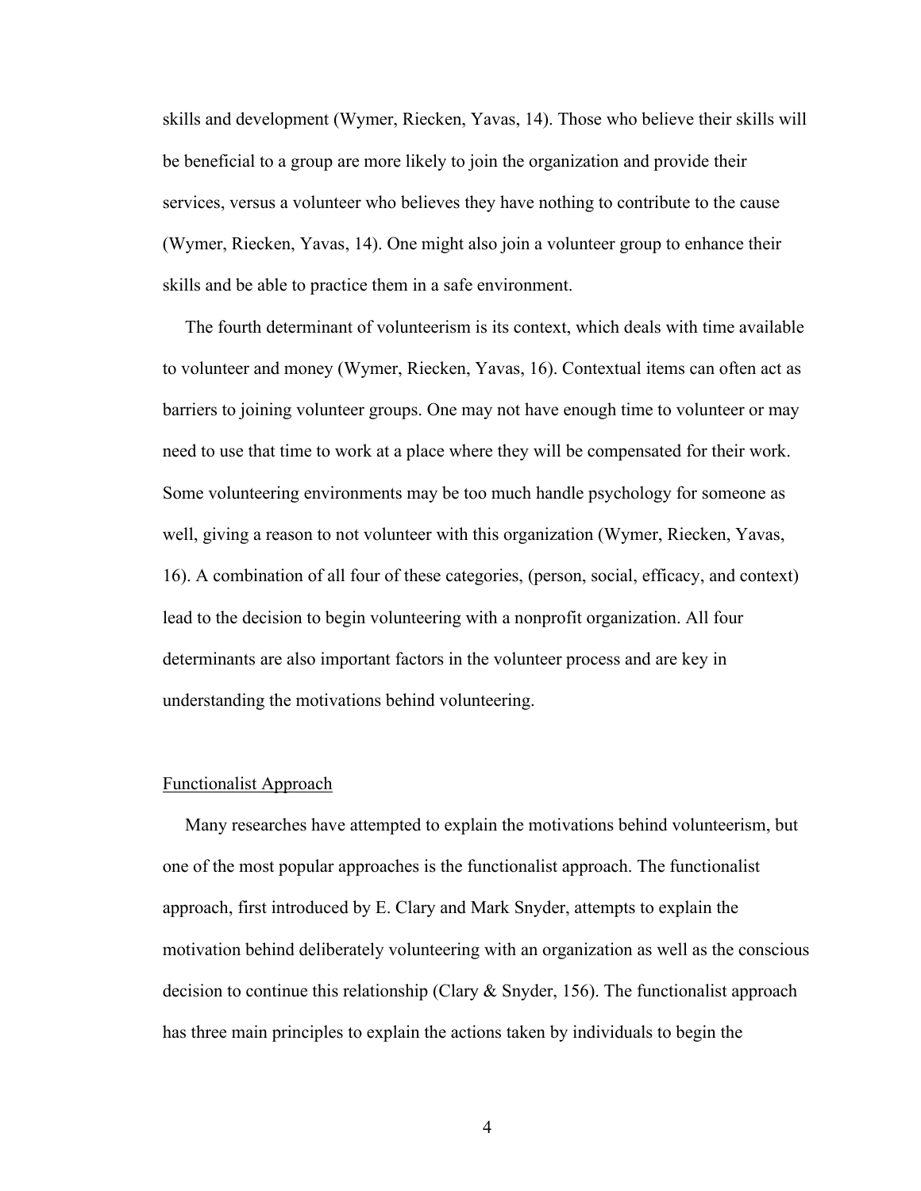skills and development (Wymer, Riecken, Yavas, 14). Those who believe their skills will be beneficial to a group are more likely to join the organization and provide their services, versus a volunteer who believes they have nothing to contribute to the cause (Wymer, Riecken, Yavas, 14). One might also join a volunteer group to enhance their skills and be able to practice them in a safe environment.

The fourth determinant of volunteerism is its context, which deals with time available to volunteer and money (Wymer, Riecken, Yavas, 16). Contextual items can often act as barriers to joining volunteer groups. One may not have enough time to volunteer or may need to use that time to work at a place where they will be compensated for their work. Some volunteering environments may be too much handle psychology for someone as well, giving a reason to not volunteer with this organization (Wymer, Riecken, Yavas, 16). A combination of all four of these categories, (person, social, efficacy, and context) lead to the decision to begin volunteering with a nonprofit organization. All four determinants are also important factors in the volunteer process and are key in understanding the motivations behind volunteering.

Functionalist Approach

Many researches have attempted to explain the motivations behind volunteerism, but one of the most popular approaches is the functionalist approach. The functionalist approach, first introduced by E. Clary and Mark Snyder, attempts to explain the motivation behind deliberately volunteering with an organization as well as the conscious decision to continue this relationship (Clary & Snyder, 156). The functionalist approach has three main principles to explain the actions taken by individuals to begin the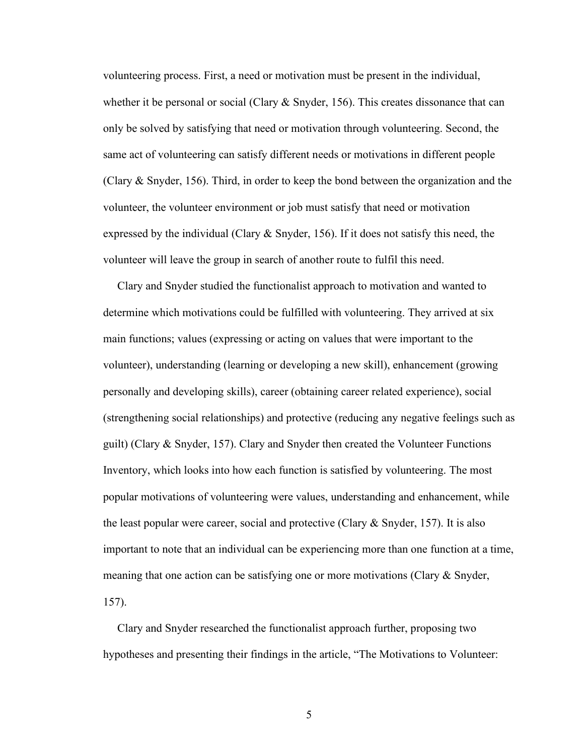volunteering process. First, a need or motivation must be present in the individual, whether it be personal or social (Clary & Snyder, 156). This creates dissonance that can only be solved by satisfying that need or motivation through volunteering. Second, the same act of volunteering can satisfy different needs or motivations in different people (Clary & Snyder, 156). Third, in order to keep the bond between the organization and the volunteer, the volunteer environment or job must satisfy that need or motivation expressed by the individual (Clary & Snyder, 156). If it does not satisfy this need, the volunteer will leave the group in search of another route to fulfil this need.

Clary and Snyder studied the functionalist approach to motivation and wanted to determine which motivations could be fulfilled with volunteering. They arrived at six main functions; values (expressing or acting on values that were important to the volunteer), understanding (learning or developing a new skill), enhancement (growing personally and developing skills), career (obtaining career related experience), social (strengthening social relationships) and protective (reducing any negative feelings such as guilt) (Clary & Snyder, 157). Clary and Snyder then created the Volunteer Functions Inventory, which looks into how each function is satisfied by volunteering. The most popular motivations of volunteering were values, understanding and enhancement, while the least popular were career, social and protective (Clary & Snyder, 157). It is also important to note that an individual can be experiencing more than one function at a time, meaning that one action can be satisfying one or more motivations (Clary & Snyder, 157).

Clary and Snyder researched the functionalist approach further, proposing two hypotheses and presenting their findings in the article, "The Motivations to Volunteer: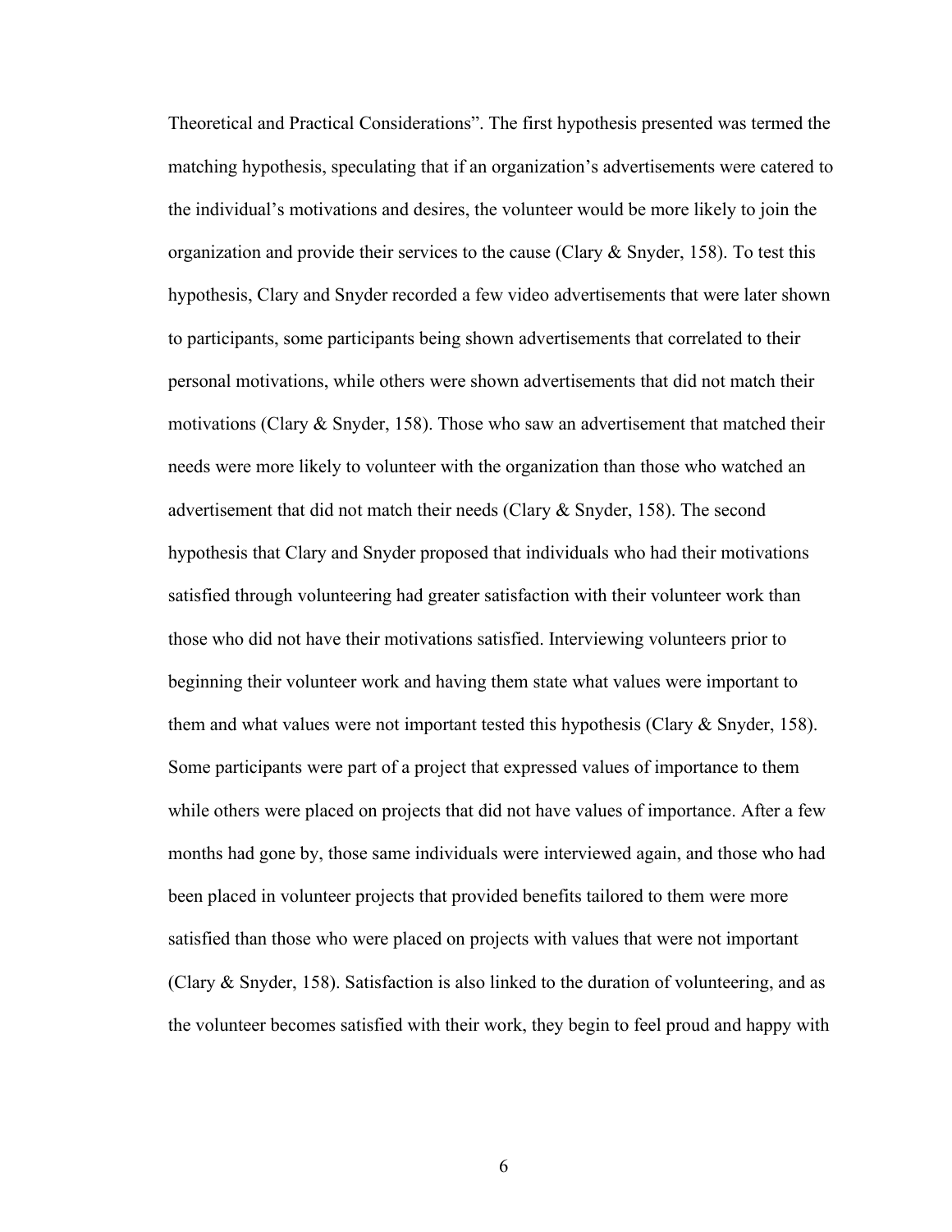Theoretical and Practical Considerations". The first hypothesis presented was termed the matching hypothesis, speculating that if an organization's advertisements were catered to the individual's motivations and desires, the volunteer would be more likely to join the organization and provide their services to the cause (Clary & Snyder, 158). To test this hypothesis, Clary and Snyder recorded a few video advertisements that were later shown to participants, some participants being shown advertisements that correlated to their personal motivations, while others were shown advertisements that did not match their motivations (Clary & Snyder, 158). Those who saw an advertisement that matched their needs were more likely to volunteer with the organization than those who watched an advertisement that did not match their needs (Clary & Snyder, 158). The second hypothesis that Clary and Snyder proposed that individuals who had their motivations satisfied through volunteering had greater satisfaction with their volunteer work than those who did not have their motivations satisfied. Interviewing volunteers prior to beginning their volunteer work and having them state what values were important to them and what values were not important tested this hypothesis (Clary & Snyder, 158). Some participants were part of a project that expressed values of importance to them while others were placed on projects that did not have values of importance. After a few months had gone by, those same individuals were interviewed again, and those who had been placed in volunteer projects that provided benefits tailored to them were more satisfied than those who were placed on projects with values that were not important (Clary & Snyder, 158). Satisfaction is also linked to the duration of volunteering, and as the volunteer becomes satisfied with their work, they begin to feel proud and happy with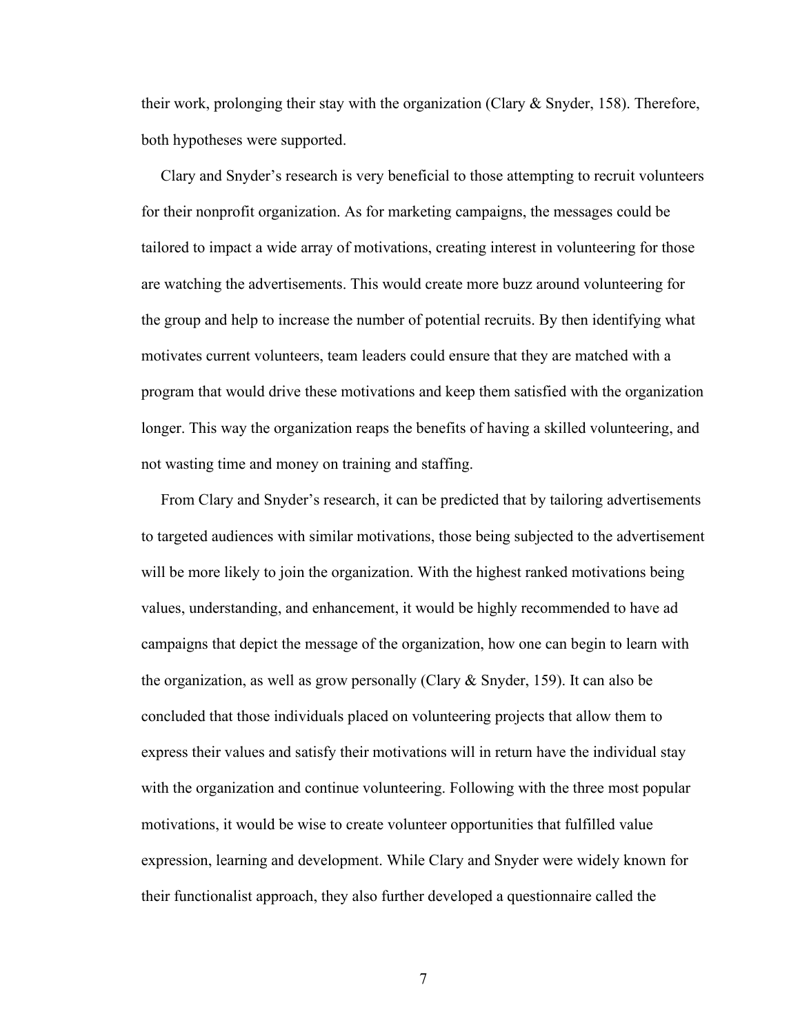their work, prolonging their stay with the organization (Clary & Snyder, 158). Therefore, both hypotheses were supported.

Clary and Snyder's research is very beneficial to those attempting to recruit volunteers for their nonprofit organization. As for marketing campaigns, the messages could be tailored to impact a wide array of motivations, creating interest in volunteering for those are watching the advertisements. This would create more buzz around volunteering for the group and help to increase the number of potential recruits. By then identifying what motivates current volunteers, team leaders could ensure that they are matched with a program that would drive these motivations and keep them satisfied with the organization longer. This way the organization reaps the benefits of having a skilled volunteering, and not wasting time and money on training and staffing.

From Clary and Snyder's research, it can be predicted that by tailoring advertisements to targeted audiences with similar motivations, those being subjected to the advertisement will be more likely to join the organization. With the highest ranked motivations being values, understanding, and enhancement, it would be highly recommended to have ad campaigns that depict the message of the organization, how one can begin to learn with the organization, as well as grow personally (Clary & Snyder, 159). It can also be concluded that those individuals placed on volunteering projects that allow them to express their values and satisfy their motivations will in return have the individual stay with the organization and continue volunteering. Following with the three most popular motivations, it would be wise to create volunteer opportunities that fulfilled value expression, learning and development. While Clary and Snyder were widely known for their functionalist approach, they also further developed a questionnaire called the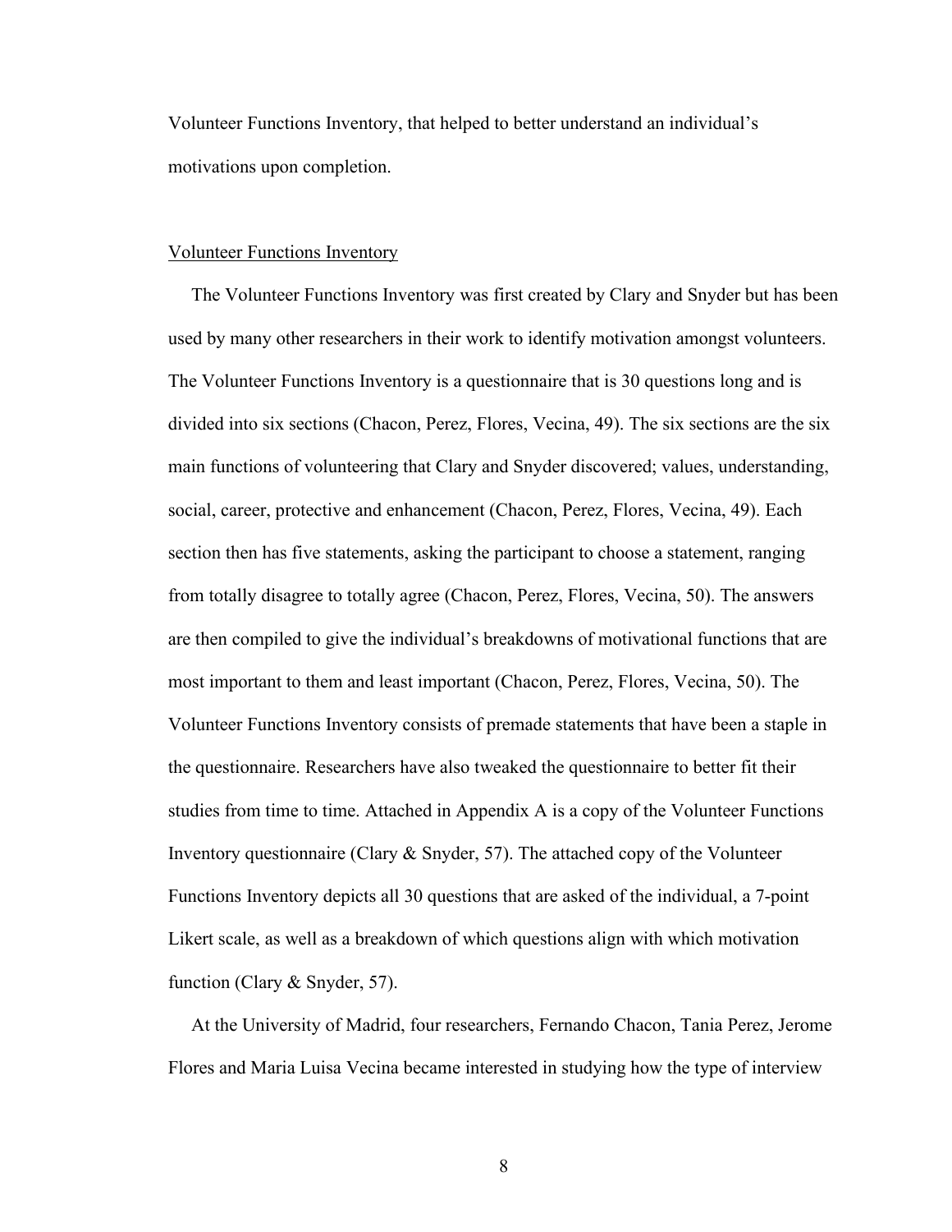Volunteer Functions Inventory, that helped to better understand an individual's motivations upon completion.

<u>Volunteer Functions Inventory</u>

The Volunteer Functions Inventory was first created by Clary and Snyder but has been used by many other researchers in their work to identify motivation amongst volunteers. The Volunteer Functions Inventory is a questionnaire that is 30 questions long and is divided into six sections (Chacon, Perez, Flores, Vecina, 49). The six sections are the six main functions of volunteering that Clary and Snyder discovered; values, understanding, social, career, protective and enhancement (Chacon, Perez, Flores, Vecina, 49). Each section then has five statements, asking the participant to choose a statement, ranging from totally disagree to totally agree (Chacon, Perez, Flores, Vecina, 50). The answers are then compiled to give the individual's breakdowns of motivational functions that are most important to them and least important (Chacon, Perez, Flores, Vecina, 50). The Volunteer Functions Inventory consists of premade statements that have been a staple in the questionnaire. Researchers have also tweaked the questionnaire to better fit their studies from time to time. Attached in Appendix A is a copy of the Volunteer Functions Inventory questionnaire (Clary & Snyder, 57). The attached copy of the Volunteer Functions Inventory depicts all 30 questions that are asked of the individual, a 7-point Likert scale, as well as a breakdown of which questions align with which motivation function (Clary & Snyder, 57).

At the University of Madrid, four researchers, Fernando Chacon, Tania Perez, Jerome Flores and Maria Luisa Vecina became interested in studying how the type of interview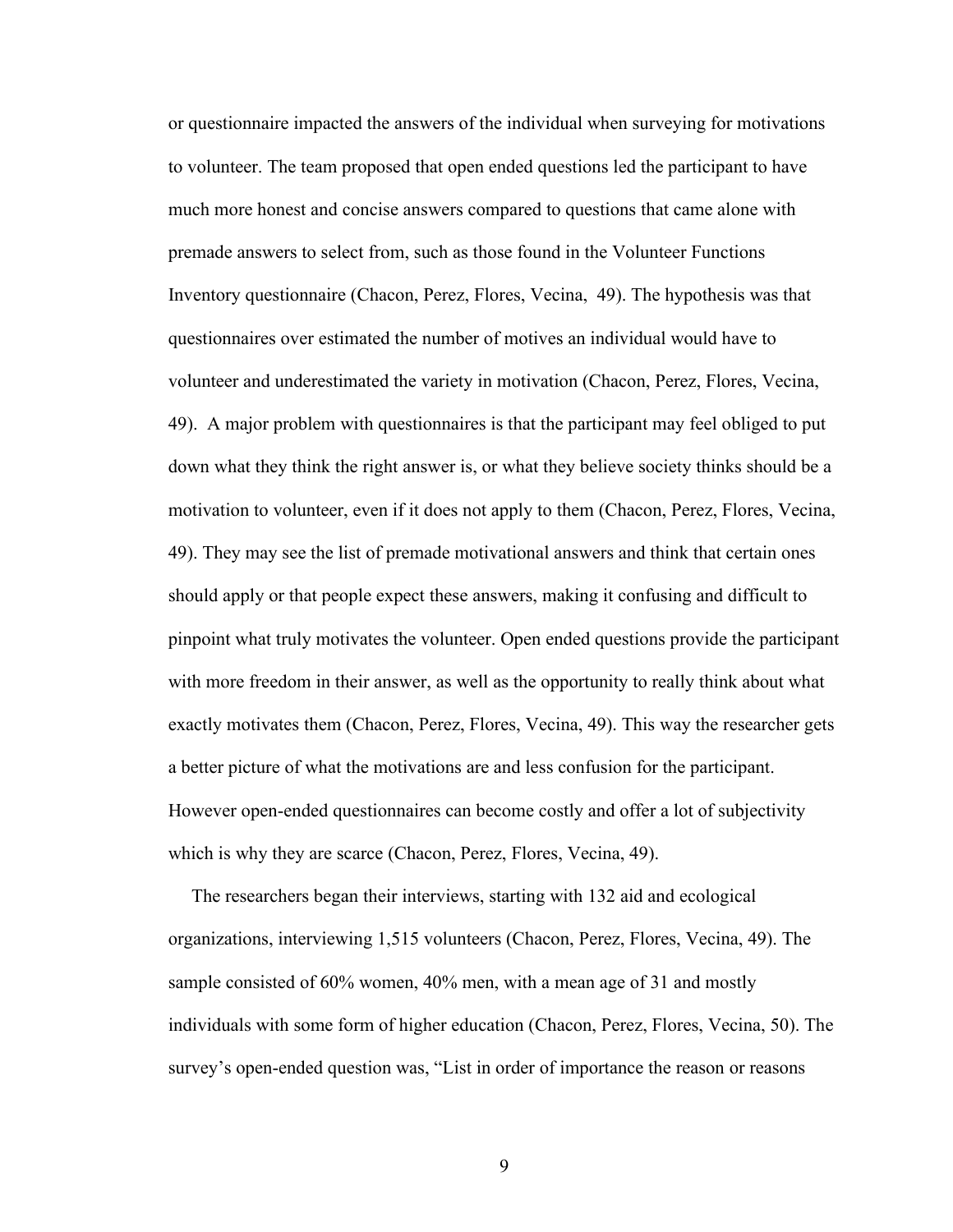or questionnaire impacted the answers of the individual when surveying for motivations to volunteer. The team proposed that open ended questions led the participant to have much more honest and concise answers compared to questions that came alone with premade answers to select from, such as those found in the Volunteer Functions Inventory questionnaire (Chacon, Perez, Flores, Vecina,  49). The hypothesis was that questionnaires over estimated the number of motives an individual would have to volunteer and underestimated the variety in motivation (Chacon, Perez, Flores, Vecina, 49).  A major problem with questionnaires is that the participant may feel obliged to put down what they think the right answer is, or what they believe society thinks should be a motivation to volunteer, even if it does not apply to them (Chacon, Perez, Flores, Vecina, 49). They may see the list of premade motivational answers and think that certain ones should apply or that people expect these answers, making it confusing and difficult to pinpoint what truly motivates the volunteer. Open ended questions provide the participant with more freedom in their answer, as well as the opportunity to really think about what exactly motivates them (Chacon, Perez, Flores, Vecina, 49). This way the researcher gets a better picture of what the motivations are and less confusion for the participant. However open-ended questionnaires can become costly and offer a lot of subjectivity which is why they are scarce (Chacon, Perez, Flores, Vecina, 49).

The researchers began their interviews, starting with 132 aid and ecological organizations, interviewing 1,515 volunteers (Chacon, Perez, Flores, Vecina, 49). The sample consisted of 60% women, 40% men, with a mean age of 31 and mostly individuals with some form of higher education (Chacon, Perez, Flores, Vecina, 50). The survey's open-ended question was, "List in order of importance the reason or reasons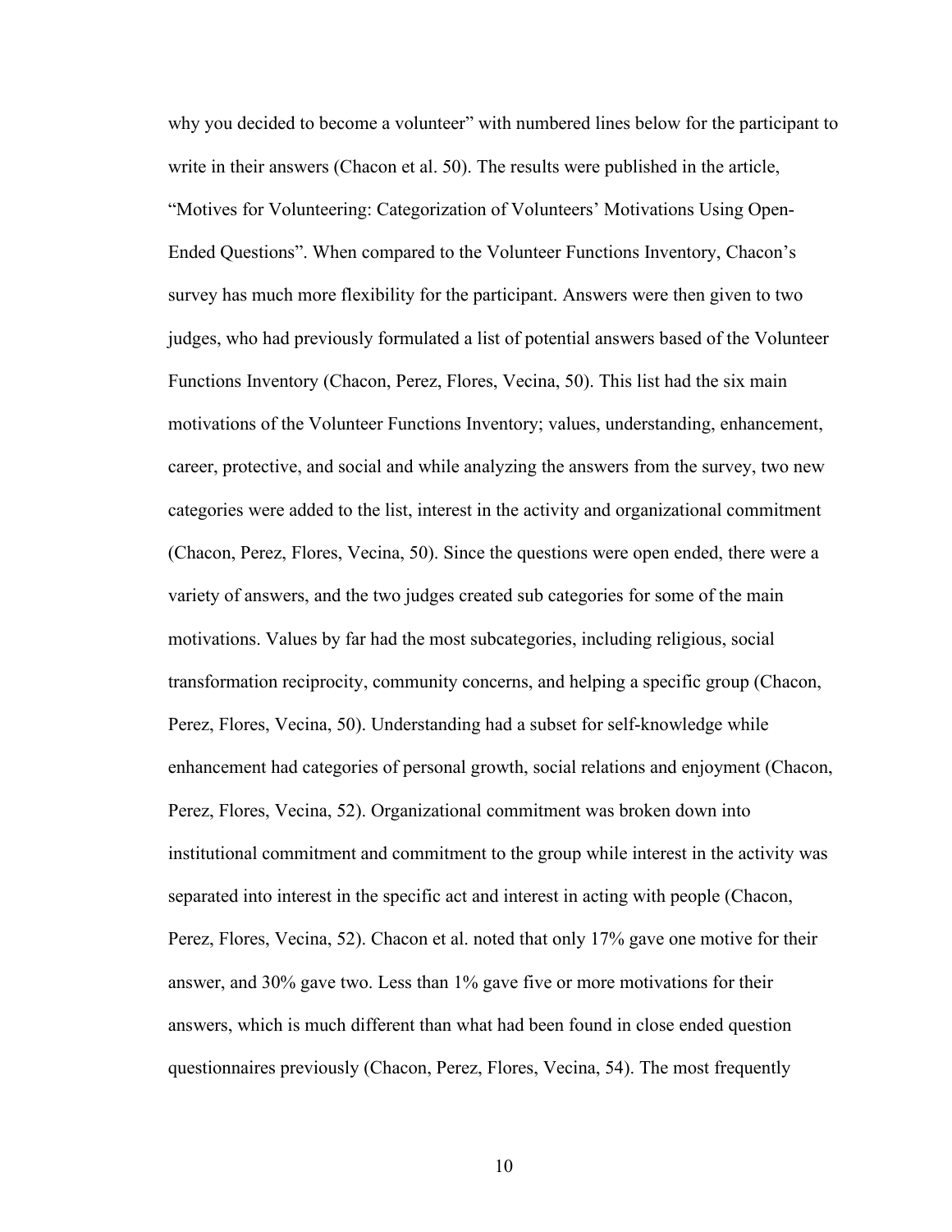why you decided to become a volunteer" with numbered lines below for the participant to write in their answers (Chacon et al. 50). The results were published in the article, "Motives for Volunteering: Categorization of Volunteers' Motivations Using Open-Ended Questions". When compared to the Volunteer Functions Inventory, Chacon's survey has much more flexibility for the participant. Answers were then given to two judges, who had previously formulated a list of potential answers based of the Volunteer Functions Inventory (Chacon, Perez, Flores, Vecina, 50). This list had the six main motivations of the Volunteer Functions Inventory; values, understanding, enhancement, career, protective, and social and while analyzing the answers from the survey, two new categories were added to the list, interest in the activity and organizational commitment (Chacon, Perez, Flores, Vecina, 50). Since the questions were open ended, there were a variety of answers, and the two judges created sub categories for some of the main motivations. Values by far had the most subcategories, including religious, social transformation reciprocity, community concerns, and helping a specific group (Chacon, Perez, Flores, Vecina, 50). Understanding had a subset for self-knowledge while enhancement had categories of personal growth, social relations and enjoyment (Chacon, Perez, Flores, Vecina, 52). Organizational commitment was broken down into institutional commitment and commitment to the group while interest in the activity was separated into interest in the specific act and interest in acting with people (Chacon, Perez, Flores, Vecina, 52). Chacon et al. noted that only 17% gave one motive for their answer, and 30% gave two. Less than 1% gave five or more motivations for their answers, which is much different than what had been found in close ended question questionnaires previously (Chacon, Perez, Flores, Vecina, 54). The most frequently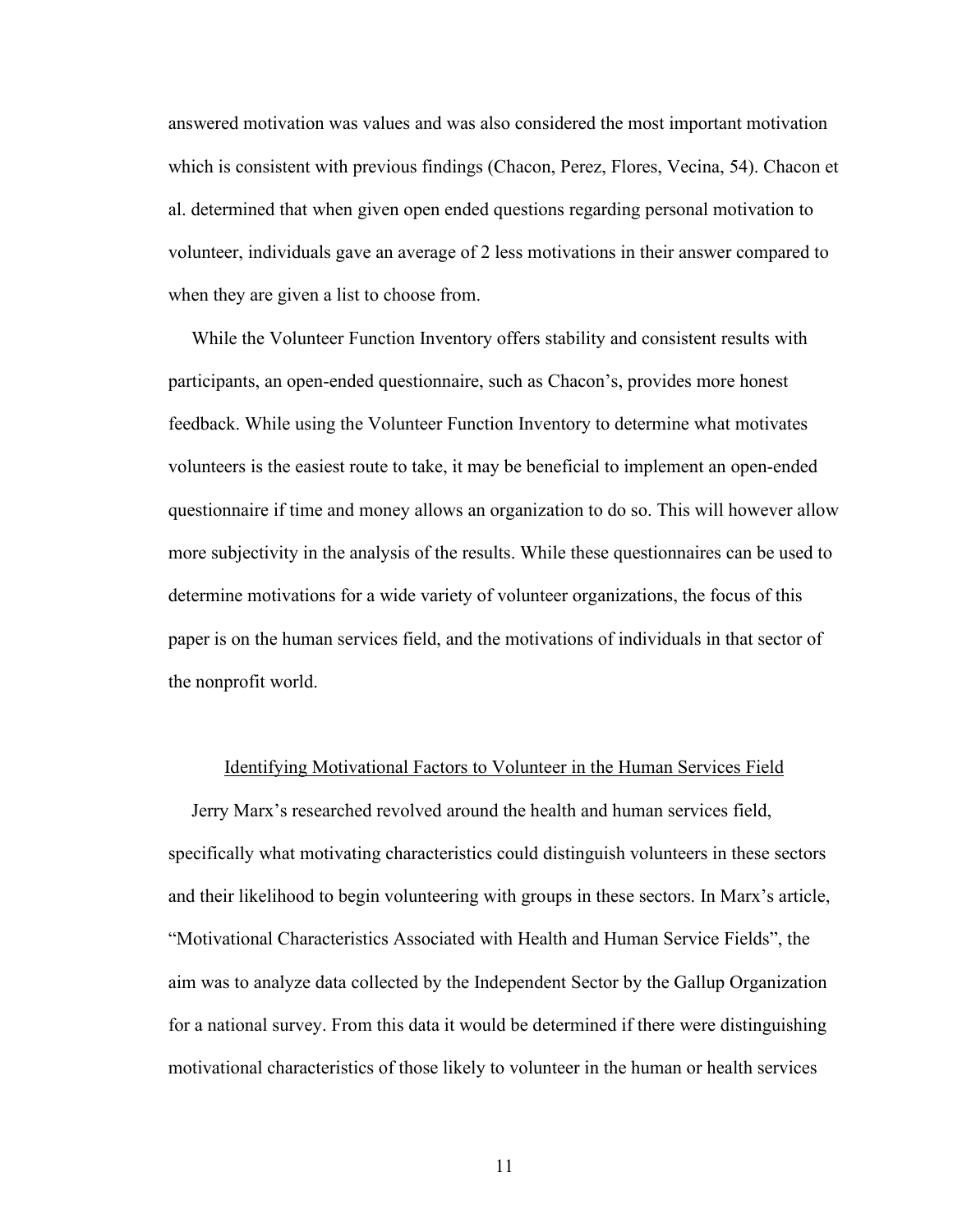answered motivation was values and was also considered the most important motivation which is consistent with previous findings (Chacon, Perez, Flores, Vecina, 54). Chacon et al. determined that when given open ended questions regarding personal motivation to volunteer, individuals gave an average of 2 less motivations in their answer compared to when they are given a list to choose from.

While the Volunteer Function Inventory offers stability and consistent results with participants, an open-ended questionnaire, such as Chacon's, provides more honest feedback. While using the Volunteer Function Inventory to determine what motivates volunteers is the easiest route to take, it may be beneficial to implement an open-ended questionnaire if time and money allows an organization to do so. This will however allow more subjectivity in the analysis of the results. While these questionnaires can be used to determine motivations for a wide variety of volunteer organizations, the focus of this paper is on the human services field, and the motivations of individuals in that sector of the nonprofit world.

## Identifying Motivational Factors to Volunteer in the Human Services Field

Jerry Marx's researched revolved around the health and human services field, specifically what motivating characteristics could distinguish volunteers in these sectors and their likelihood to begin volunteering with groups in these sectors. In Marx's article, "Motivational Characteristics Associated with Health and Human Service Fields", the aim was to analyze data collected by the Independent Sector by the Gallup Organization for a national survey. From this data it would be determined if there were distinguishing motivational characteristics of those likely to volunteer in the human or health services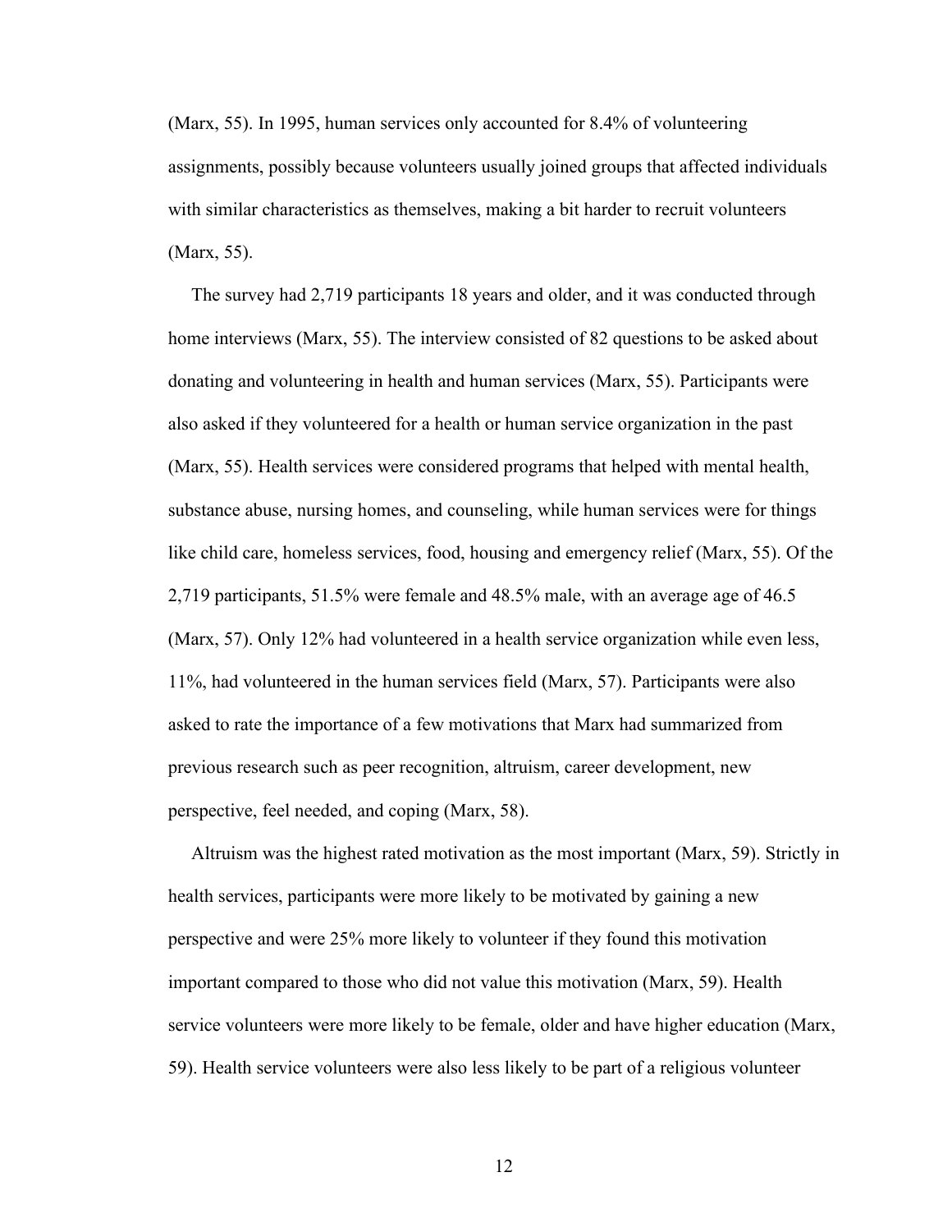(Marx, 55). In 1995, human services only accounted for 8.4% of volunteering assignments, possibly because volunteers usually joined groups that affected individuals with similar characteristics as themselves, making a bit harder to recruit volunteers (Marx, 55).

The survey had 2,719 participants 18 years and older, and it was conducted through home interviews (Marx, 55). The interview consisted of 82 questions to be asked about donating and volunteering in health and human services (Marx, 55). Participants were also asked if they volunteered for a health or human service organization in the past (Marx, 55). Health services were considered programs that helped with mental health, substance abuse, nursing homes, and counseling, while human services were for things like child care, homeless services, food, housing and emergency relief (Marx, 55). Of the 2,719 participants, 51.5% were female and 48.5% male, with an average age of 46.5 (Marx, 57). Only 12% had volunteered in a health service organization while even less, 11%, had volunteered in the human services field (Marx, 57). Participants were also asked to rate the importance of a few motivations that Marx had summarized from previous research such as peer recognition, altruism, career development, new perspective, feel needed, and coping (Marx, 58).

Altruism was the highest rated motivation as the most important (Marx, 59). Strictly in health services, participants were more likely to be motivated by gaining a new perspective and were 25% more likely to volunteer if they found this motivation important compared to those who did not value this motivation (Marx, 59). Health service volunteers were more likely to be female, older and have higher education (Marx, 59). Health service volunteers were also less likely to be part of a religious volunteer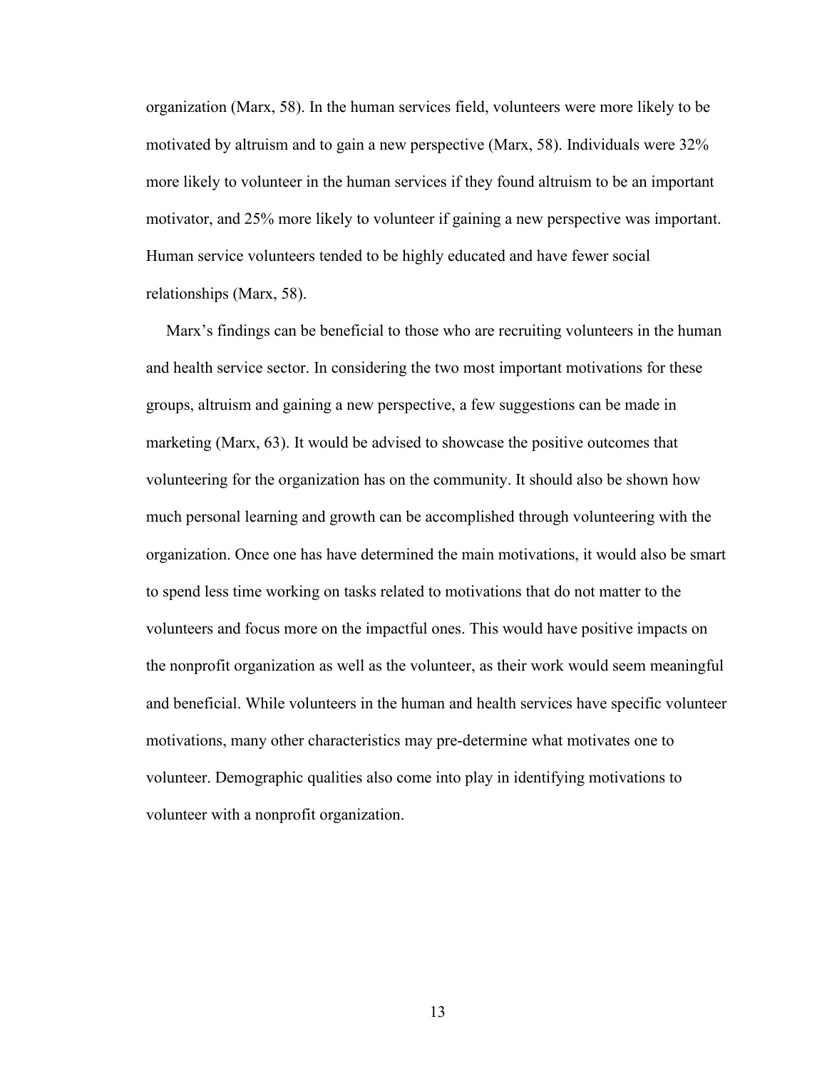organization (Marx, 58). In the human services field, volunteers were more likely to be motivated by altruism and to gain a new perspective (Marx, 58). Individuals were 32% more likely to volunteer in the human services if they found altruism to be an important motivator, and 25% more likely to volunteer if gaining a new perspective was important. Human service volunteers tended to be highly educated and have fewer social relationships (Marx, 58).

Marx's findings can be beneficial to those who are recruiting volunteers in the human and health service sector. In considering the two most important motivations for these groups, altruism and gaining a new perspective, a few suggestions can be made in marketing (Marx, 63). It would be advised to showcase the positive outcomes that volunteering for the organization has on the community. It should also be shown how much personal learning and growth can be accomplished through volunteering with the organization. Once one has have determined the main motivations, it would also be smart to spend less time working on tasks related to motivations that do not matter to the volunteers and focus more on the impactful ones. This would have positive impacts on the nonprofit organization as well as the volunteer, as their work would seem meaningful and beneficial. While volunteers in the human and health services have specific volunteer motivations, many other characteristics may pre-determine what motivates one to volunteer. Demographic qualities also come into play in identifying motivations to volunteer with a nonprofit organization.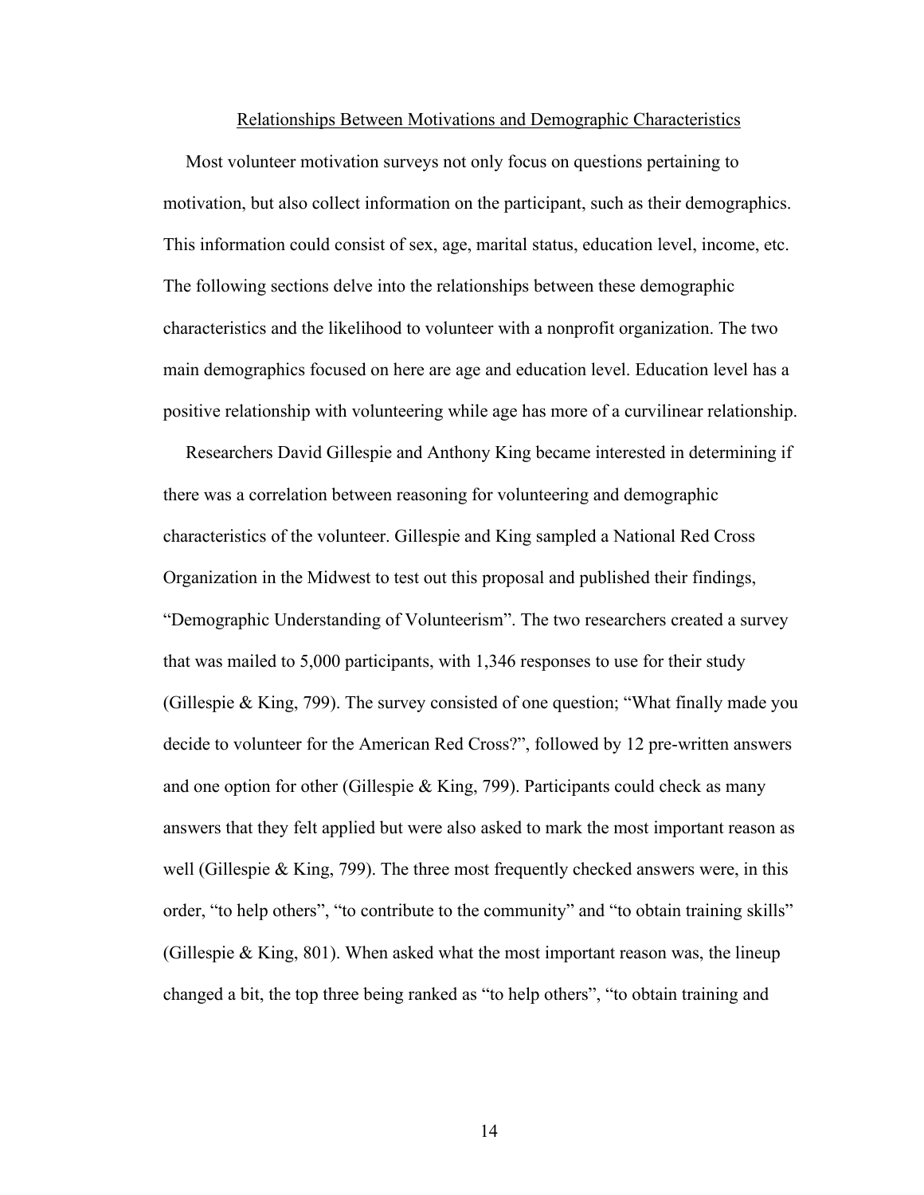## Relationships Between Motivations and Demographic Characteristics

Most volunteer motivation surveys not only focus on questions pertaining to motivation, but also collect information on the participant, such as their demographics. This information could consist of sex, age, marital status, education level, income, etc. The following sections delve into the relationships between these demographic characteristics and the likelihood to volunteer with a nonprofit organization. The two main demographics focused on here are age and education level. Education level has a positive relationship with volunteering while age has more of a curvilinear relationship.

Researchers David Gillespie and Anthony King became interested in determining if there was a correlation between reasoning for volunteering and demographic characteristics of the volunteer. Gillespie and King sampled a National Red Cross Organization in the Midwest to test out this proposal and published their findings, "Demographic Understanding of Volunteerism". The two researchers created a survey that was mailed to 5,000 participants, with 1,346 responses to use for their study (Gillespie & King, 799). The survey consisted of one question; "What finally made you decide to volunteer for the American Red Cross?", followed by 12 pre-written answers and one option for other (Gillespie & King, 799). Participants could check as many answers that they felt applied but were also asked to mark the most important reason as well (Gillespie & King, 799). The three most frequently checked answers were, in this order, "to help others", "to contribute to the community" and "to obtain training skills" (Gillespie & King, 801). When asked what the most important reason was, the lineup changed a bit, the top three being ranked as "to help others", "to obtain training and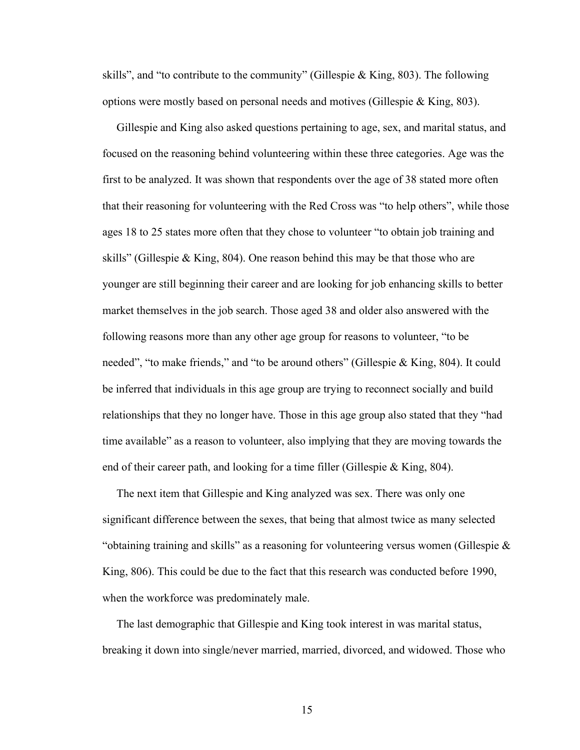skills", and "to contribute to the community" (Gillespie & King, 803). The following options were mostly based on personal needs and motives (Gillespie & King, 803).

Gillespie and King also asked questions pertaining to age, sex, and marital status, and focused on the reasoning behind volunteering within these three categories. Age was the first to be analyzed. It was shown that respondents over the age of 38 stated more often that their reasoning for volunteering with the Red Cross was "to help others", while those ages 18 to 25 states more often that they chose to volunteer "to obtain job training and skills" (Gillespie & King, 804). One reason behind this may be that those who are younger are still beginning their career and are looking for job enhancing skills to better market themselves in the job search. Those aged 38 and older also answered with the following reasons more than any other age group for reasons to volunteer, "to be needed", "to make friends," and "to be around others" (Gillespie & King, 804). It could be inferred that individuals in this age group are trying to reconnect socially and build relationships that they no longer have. Those in this age group also stated that they "had time available" as a reason to volunteer, also implying that they are moving towards the end of their career path, and looking for a time filler (Gillespie & King, 804).

The next item that Gillespie and King analyzed was sex. There was only one significant difference between the sexes, that being that almost twice as many selected "obtaining training and skills" as a reasoning for volunteering versus women (Gillespie & King, 806). This could be due to the fact that this research was conducted before 1990, when the workforce was predominately male.

The last demographic that Gillespie and King took interest in was marital status, breaking it down into single/never married, married, divorced, and widowed. Those who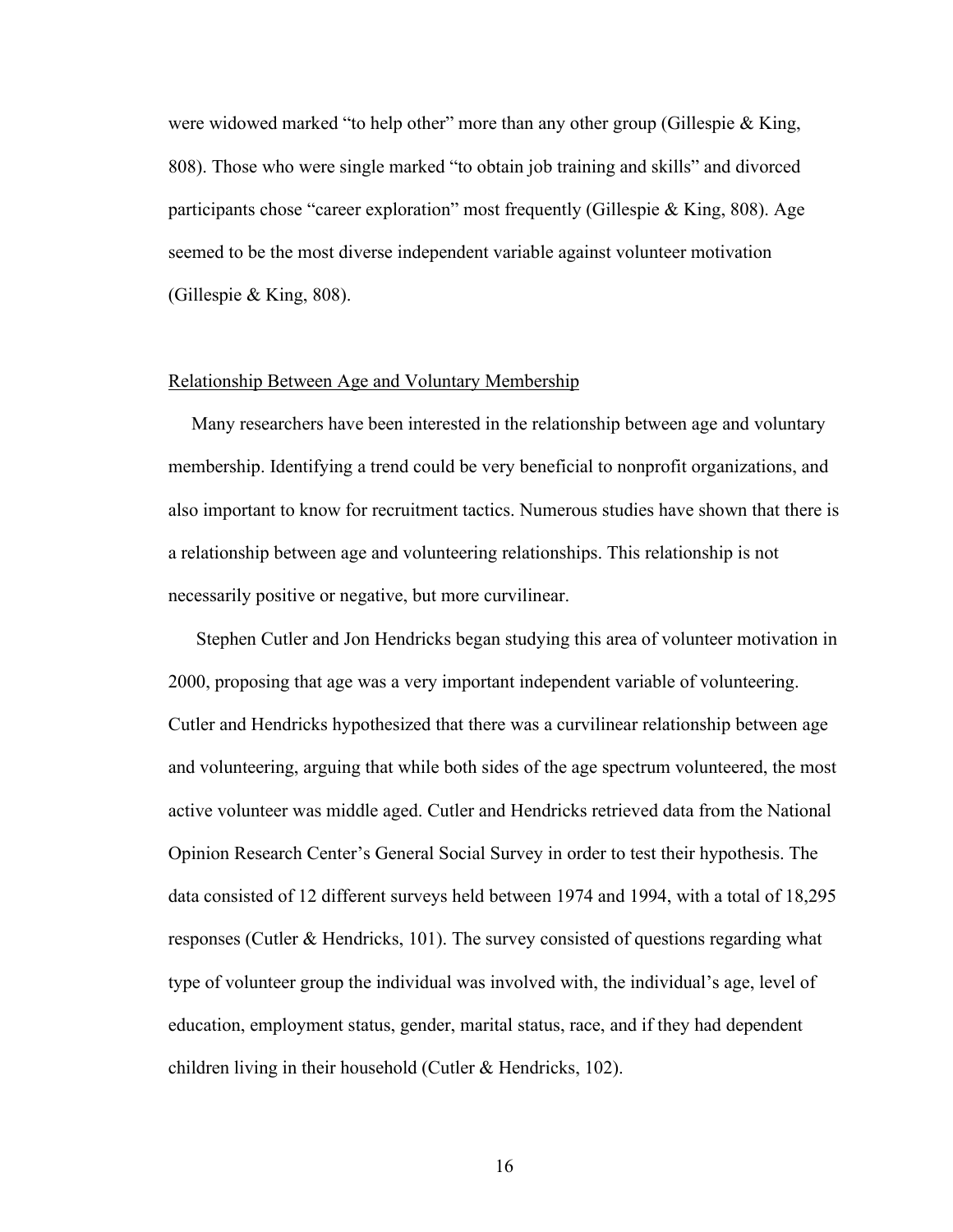were widowed marked “to help other” more than any other group (Gillespie & King, 808). Those who were single marked “to obtain job training and skills” and divorced participants chose “career exploration” most frequently (Gillespie & King, 808). Age seemed to be the most diverse independent variable against volunteer motivation (Gillespie & King, 808).

<u>Relationship Between Age and Voluntary Membership</u>

Many researchers have been interested in the relationship between age and voluntary membership. Identifying a trend could be very beneficial to nonprofit organizations, and also important to know for recruitment tactics. Numerous studies have shown that there is a relationship between age and volunteering relationships. This relationship is not necessarily positive or negative, but more curvilinear.

Stephen Cutler and Jon Hendricks began studying this area of volunteer motivation in 2000, proposing that age was a very important independent variable of volunteering. Cutler and Hendricks hypothesized that there was a curvilinear relationship between age and volunteering, arguing that while both sides of the age spectrum volunteered, the most active volunteer was middle aged. Cutler and Hendricks retrieved data from the National Opinion Research Center’s General Social Survey in order to test their hypothesis. The data consisted of 12 different surveys held between 1974 and 1994, with a total of 18,295 responses (Cutler & Hendricks, 101). The survey consisted of questions regarding what type of volunteer group the individual was involved with, the individual’s age, level of education, employment status, gender, marital status, race, and if they had dependent children living in their household (Cutler & Hendricks, 102).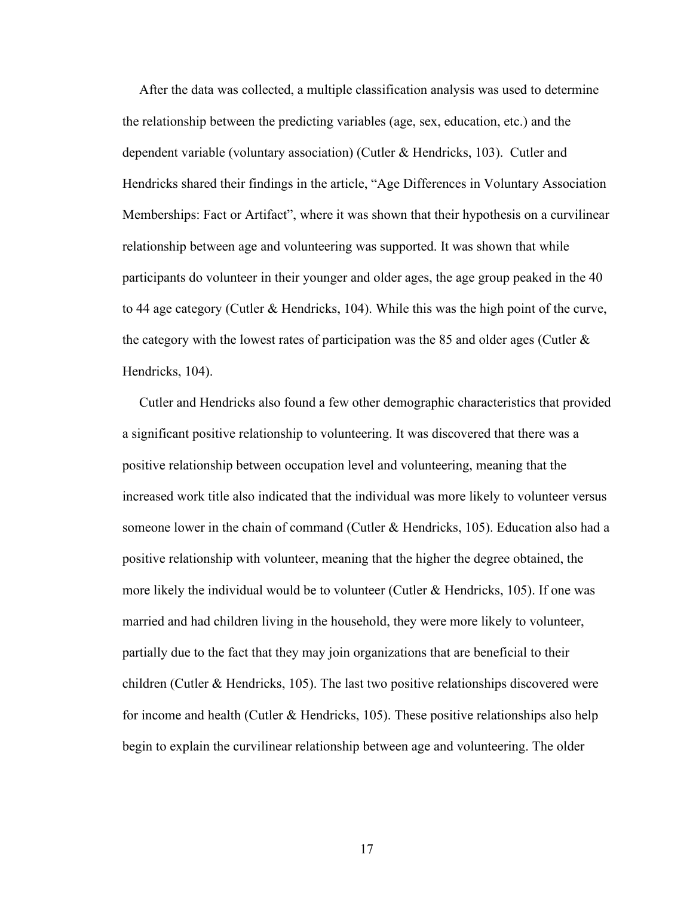After the data was collected, a multiple classification analysis was used to determine the relationship between the predicting variables (age, sex, education, etc.) and the dependent variable (voluntary association) (Cutler & Hendricks, 103). Cutler and Hendricks shared their findings in the article, "Age Differences in Voluntary Association Memberships: Fact or Artifact", where it was shown that their hypothesis on a curvilinear relationship between age and volunteering was supported. It was shown that while participants do volunteer in their younger and older ages, the age group peaked in the 40 to 44 age category (Cutler & Hendricks, 104). While this was the high point of the curve, the category with the lowest rates of participation was the 85 and older ages (Cutler & Hendricks, 104).

Cutler and Hendricks also found a few other demographic characteristics that provided a significant positive relationship to volunteering. It was discovered that there was a positive relationship between occupation level and volunteering, meaning that the increased work title also indicated that the individual was more likely to volunteer versus someone lower in the chain of command (Cutler & Hendricks, 105). Education also had a positive relationship with volunteer, meaning that the higher the degree obtained, the more likely the individual would be to volunteer (Cutler & Hendricks, 105). If one was married and had children living in the household, they were more likely to volunteer, partially due to the fact that they may join organizations that are beneficial to their children (Cutler & Hendricks, 105). The last two positive relationships discovered were for income and health (Cutler & Hendricks, 105). These positive relationships also help begin to explain the curvilinear relationship between age and volunteering. The older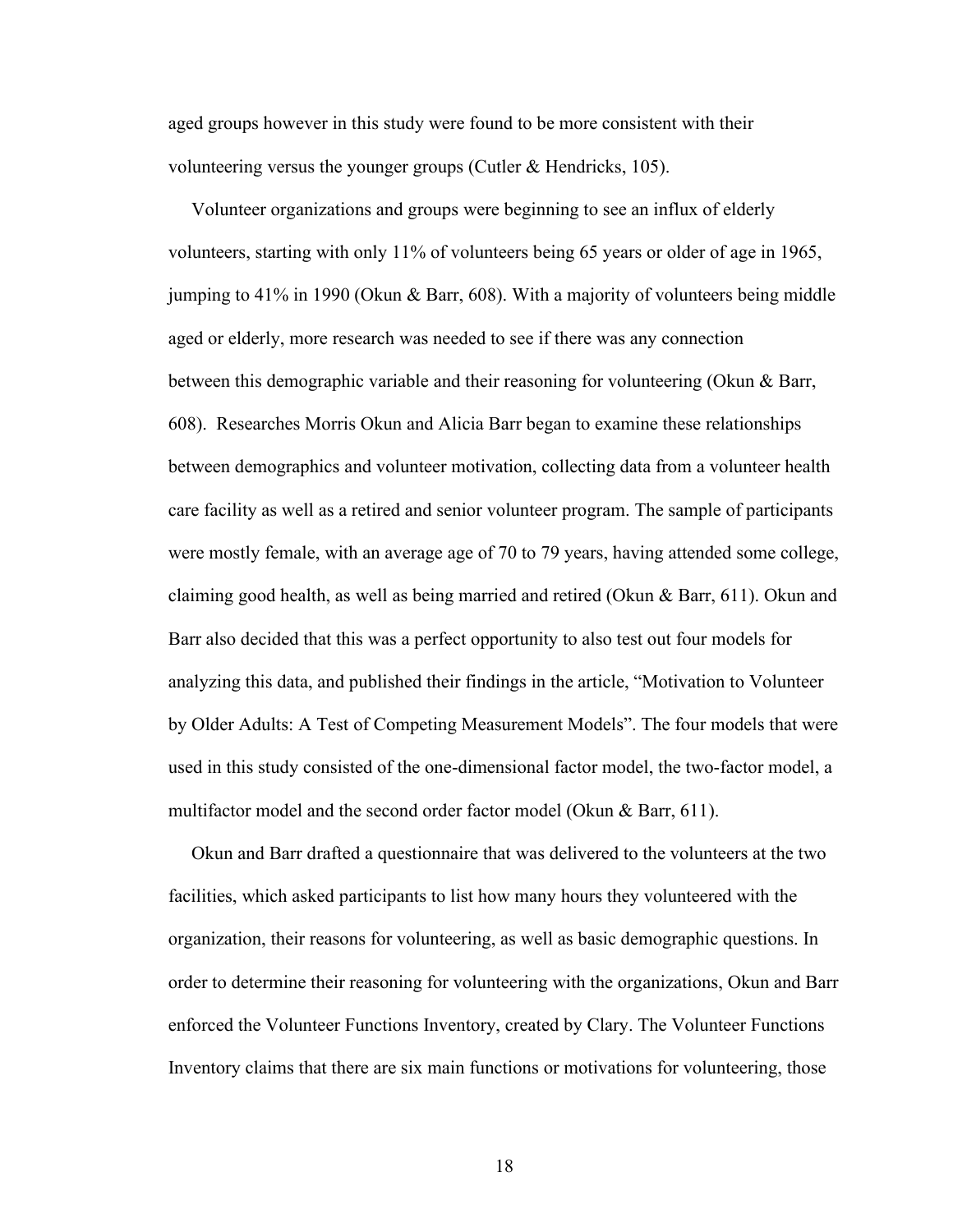aged groups however in this study were found to be more consistent with their volunteering versus the younger groups (Cutler & Hendricks, 105).

Volunteer organizations and groups were beginning to see an influx of elderly volunteers, starting with only 11% of volunteers being 65 years or older of age in 1965, jumping to 41% in 1990 (Okun & Barr, 608). With a majority of volunteers being middle aged or elderly, more research was needed to see if there was any connection between this demographic variable and their reasoning for volunteering (Okun & Barr, 608). Researches Morris Okun and Alicia Barr began to examine these relationships between demographics and volunteer motivation, collecting data from a volunteer health care facility as well as a retired and senior volunteer program. The sample of participants were mostly female, with an average age of 70 to 79 years, having attended some college, claiming good health, as well as being married and retired (Okun & Barr, 611). Okun and Barr also decided that this was a perfect opportunity to also test out four models for analyzing this data, and published their findings in the article, "Motivation to Volunteer by Older Adults: A Test of Competing Measurement Models". The four models that were used in this study consisted of the one-dimensional factor model, the two-factor model, a multifactor model and the second order factor model (Okun & Barr, 611).

Okun and Barr drafted a questionnaire that was delivered to the volunteers at the two facilities, which asked participants to list how many hours they volunteered with the organization, their reasons for volunteering, as well as basic demographic questions. In order to determine their reasoning for volunteering with the organizations, Okun and Barr enforced the Volunteer Functions Inventory, created by Clary. The Volunteer Functions Inventory claims that there are six main functions or motivations for volunteering, those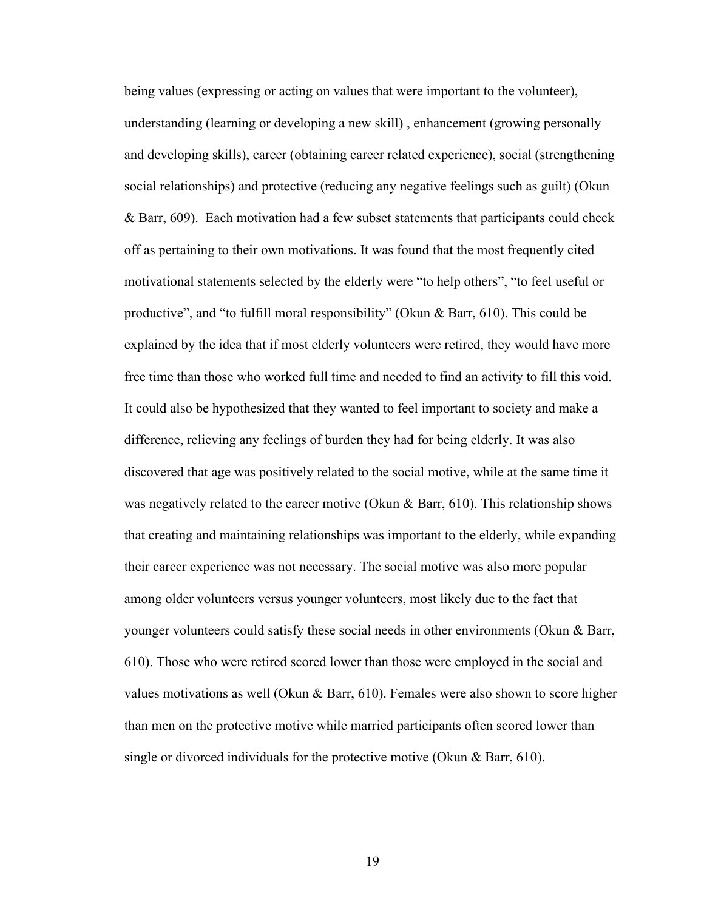being values (expressing or acting on values that were important to the volunteer), understanding (learning or developing a new skill) , enhancement (growing personally and developing skills), career (obtaining career related experience), social (strengthening social relationships) and protective (reducing any negative feelings such as guilt) (Okun & Barr, 609). Each motivation had a few subset statements that participants could check off as pertaining to their own motivations. It was found that the most frequently cited motivational statements selected by the elderly were "to help others", "to feel useful or productive", and "to fulfill moral responsibility" (Okun & Barr, 610). This could be explained by the idea that if most elderly volunteers were retired, they would have more free time than those who worked full time and needed to find an activity to fill this void. It could also be hypothesized that they wanted to feel important to society and make a difference, relieving any feelings of burden they had for being elderly. It was also discovered that age was positively related to the social motive, while at the same time it was negatively related to the career motive (Okun & Barr, 610). This relationship shows that creating and maintaining relationships was important to the elderly, while expanding their career experience was not necessary. The social motive was also more popular among older volunteers versus younger volunteers, most likely due to the fact that younger volunteers could satisfy these social needs in other environments (Okun & Barr, 610). Those who were retired scored lower than those were employed in the social and values motivations as well (Okun & Barr, 610). Females were also shown to score higher than men on the protective motive while married participants often scored lower than single or divorced individuals for the protective motive (Okun & Barr, 610).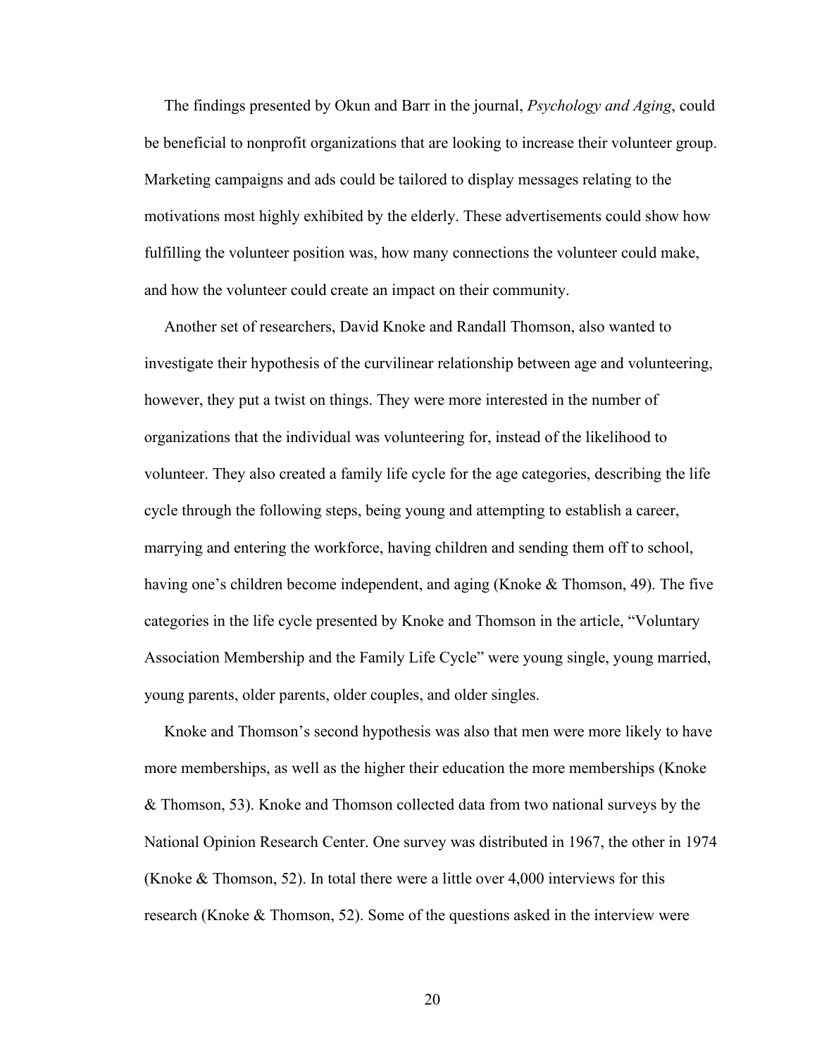The findings presented by Okun and Barr in the journal, *Psychology and Aging*, could be beneficial to nonprofit organizations that are looking to increase their volunteer group. Marketing campaigns and ads could be tailored to display messages relating to the motivations most highly exhibited by the elderly. These advertisements could show how fulfilling the volunteer position was, how many connections the volunteer could make, and how the volunteer could create an impact on their community.

Another set of researchers, David Knoke and Randall Thomson, also wanted to investigate their hypothesis of the curvilinear relationship between age and volunteering, however, they put a twist on things. They were more interested in the number of organizations that the individual was volunteering for, instead of the likelihood to volunteer. They also created a family life cycle for the age categories, describing the life cycle through the following steps, being young and attempting to establish a career, marrying and entering the workforce, having children and sending them off to school, having one's children become independent, and aging (Knoke & Thomson, 49). The five categories in the life cycle presented by Knoke and Thomson in the article, "Voluntary Association Membership and the Family Life Cycle" were young single, young married, young parents, older parents, older couples, and older singles.

Knoke and Thomson's second hypothesis was also that men were more likely to have more memberships, as well as the higher their education the more memberships (Knoke & Thomson, 53). Knoke and Thomson collected data from two national surveys by the National Opinion Research Center. One survey was distributed in 1967, the other in 1974 (Knoke & Thomson, 52). In total there were a little over 4,000 interviews for this research (Knoke & Thomson, 52). Some of the questions asked in the interview were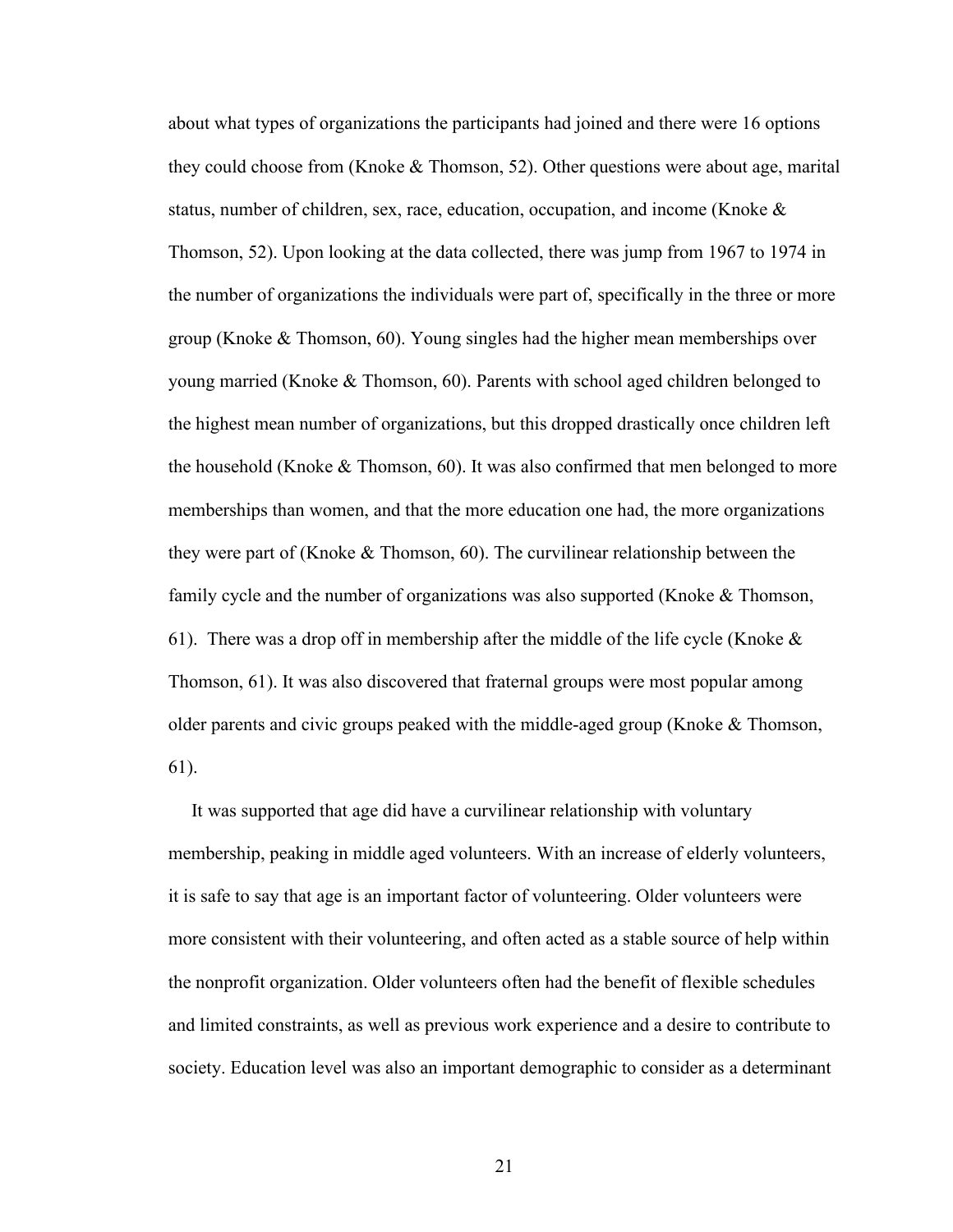about what types of organizations the participants had joined and there were 16 options they could choose from (Knoke & Thomson, 52). Other questions were about age, marital status, number of children, sex, race, education, occupation, and income (Knoke & Thomson, 52). Upon looking at the data collected, there was jump from 1967 to 1974 in the number of organizations the individuals were part of, specifically in the three or more group (Knoke & Thomson, 60). Young singles had the higher mean memberships over young married (Knoke & Thomson, 60). Parents with school aged children belonged to the highest mean number of organizations, but this dropped drastically once children left the household (Knoke & Thomson, 60). It was also confirmed that men belonged to more memberships than women, and that the more education one had, the more organizations they were part of (Knoke & Thomson, 60). The curvilinear relationship between the family cycle and the number of organizations was also supported (Knoke & Thomson, 61). There was a drop off in membership after the middle of the life cycle (Knoke & Thomson, 61). It was also discovered that fraternal groups were most popular among older parents and civic groups peaked with the middle-aged group (Knoke & Thomson, 61).

It was supported that age did have a curvilinear relationship with voluntary membership, peaking in middle aged volunteers. With an increase of elderly volunteers, it is safe to say that age is an important factor of volunteering. Older volunteers were more consistent with their volunteering, and often acted as a stable source of help within the nonprofit organization. Older volunteers often had the benefit of flexible schedules and limited constraints, as well as previous work experience and a desire to contribute to society. Education level was also an important demographic to consider as a determinant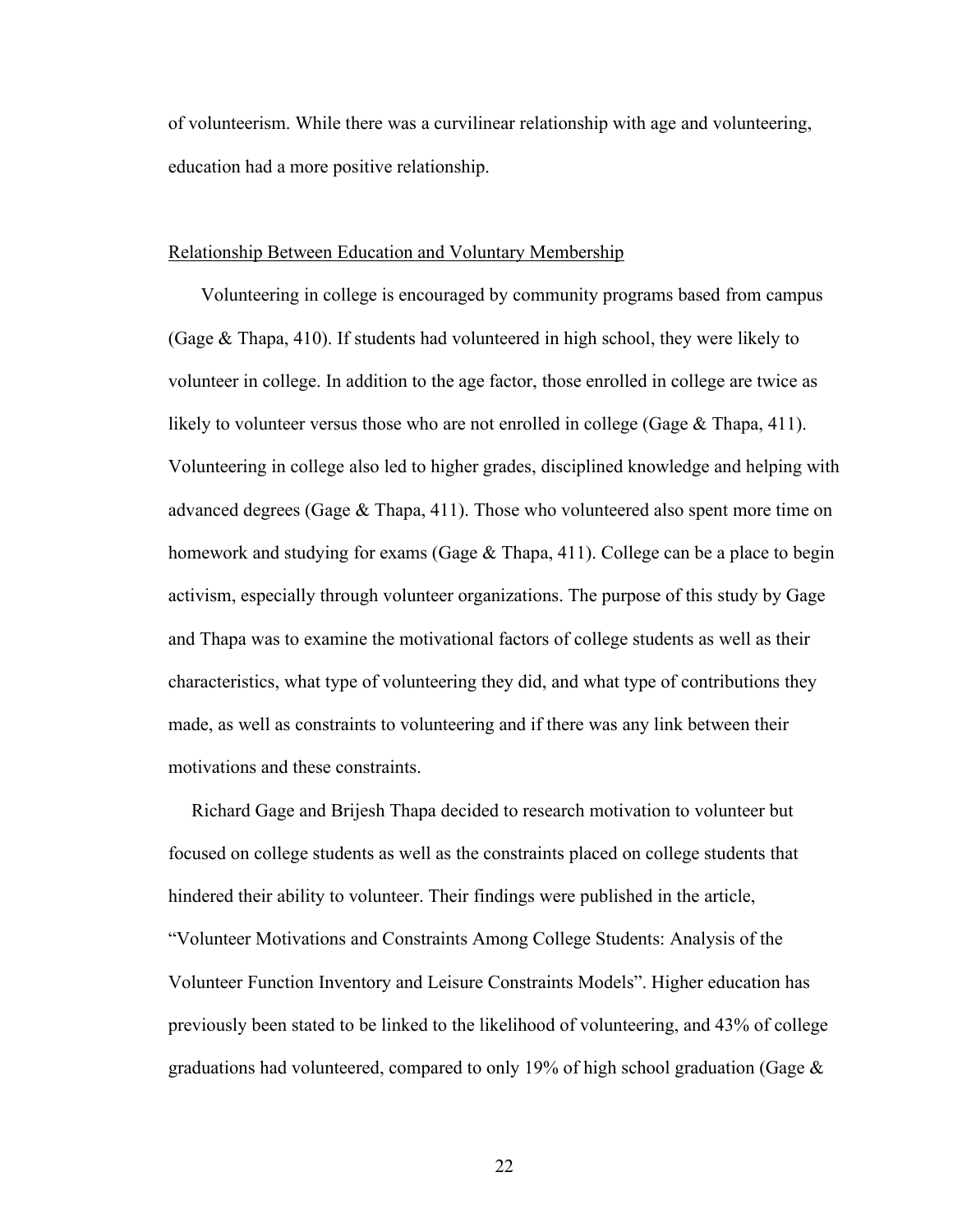of volunteerism. While there was a curvilinear relationship with age and volunteering, education had a more positive relationship.

<u>Relationship Between Education and Voluntary Membership</u>

Volunteering in college is encouraged by community programs based from campus (Gage & Thapa, 410). If students had volunteered in high school, they were likely to volunteer in college. In addition to the age factor, those enrolled in college are twice as likely to volunteer versus those who are not enrolled in college (Gage & Thapa, 411). Volunteering in college also led to higher grades, disciplined knowledge and helping with advanced degrees (Gage & Thapa, 411). Those who volunteered also spent more time on homework and studying for exams (Gage & Thapa, 411). College can be a place to begin activism, especially through volunteer organizations. The purpose of this study by Gage and Thapa was to examine the motivational factors of college students as well as their characteristics, what type of volunteering they did, and what type of contributions they made, as well as constraints to volunteering and if there was any link between their motivations and these constraints.

Richard Gage and Brijesh Thapa decided to research motivation to volunteer but focused on college students as well as the constraints placed on college students that hindered their ability to volunteer. Their findings were published in the article, "Volunteer Motivations and Constraints Among College Students: Analysis of the Volunteer Function Inventory and Leisure Constraints Models". Higher education has previously been stated to be linked to the likelihood of volunteering, and 43% of college graduations had volunteered, compared to only 19% of high school graduation (Gage &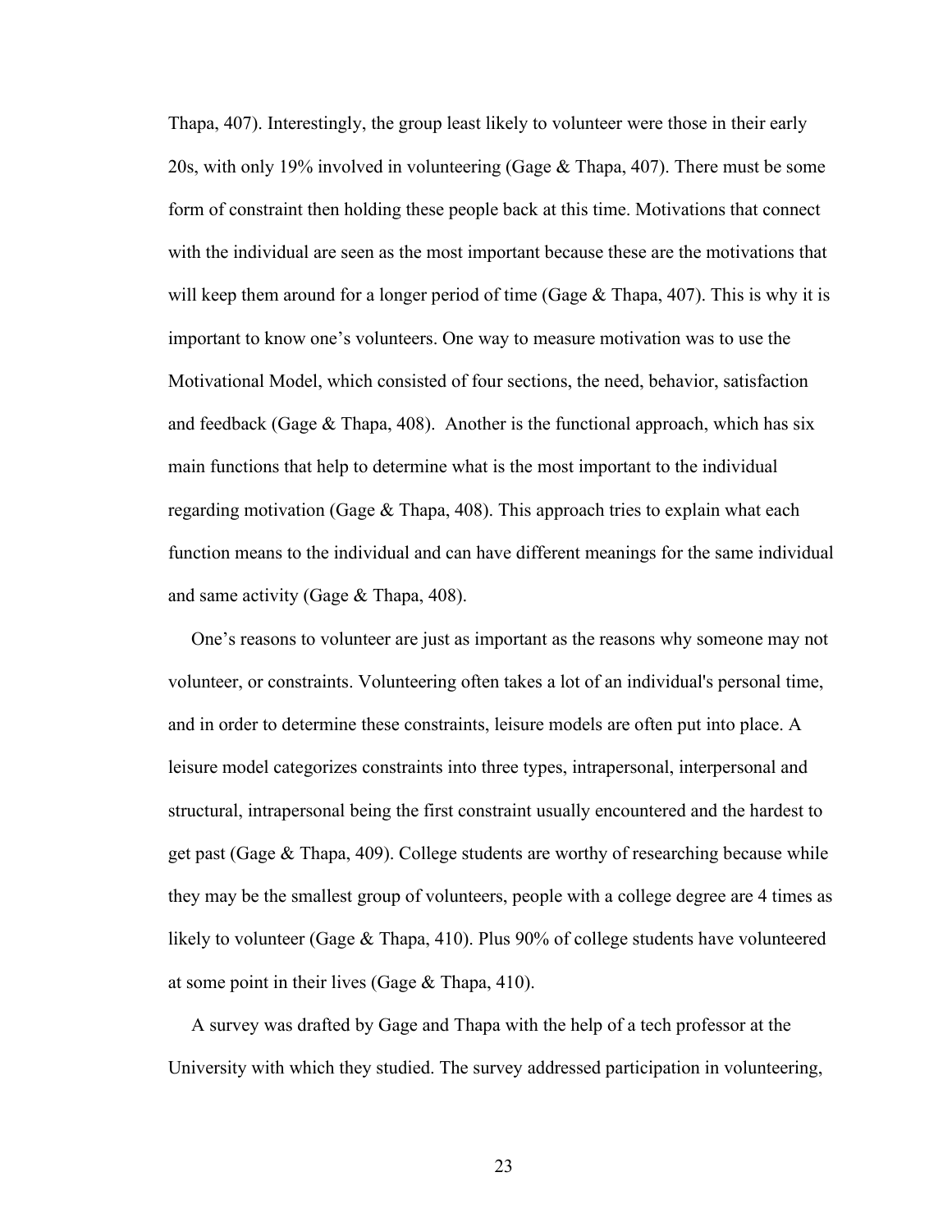Thapa, 407). Interestingly, the group least likely to volunteer were those in their early 20s, with only 19% involved in volunteering (Gage & Thapa, 407). There must be some form of constraint then holding these people back at this time. Motivations that connect with the individual are seen as the most important because these are the motivations that will keep them around for a longer period of time (Gage & Thapa, 407). This is why it is important to know one's volunteers. One way to measure motivation was to use the Motivational Model, which consisted of four sections, the need, behavior, satisfaction and feedback (Gage & Thapa, 408).  Another is the functional approach, which has six main functions that help to determine what is the most important to the individual regarding motivation (Gage & Thapa, 408). This approach tries to explain what each function means to the individual and can have different meanings for the same individual and same activity (Gage & Thapa, 408).

One's reasons to volunteer are just as important as the reasons why someone may not volunteer, or constraints. Volunteering often takes a lot of an individual's personal time, and in order to determine these constraints, leisure models are often put into place. A leisure model categorizes constraints into three types, intrapersonal, interpersonal and structural, intrapersonal being the first constraint usually encountered and the hardest to get past (Gage & Thapa, 409). College students are worthy of researching because while they may be the smallest group of volunteers, people with a college degree are 4 times as likely to volunteer (Gage & Thapa, 410). Plus 90% of college students have volunteered at some point in their lives (Gage & Thapa, 410).

A survey was drafted by Gage and Thapa with the help of a tech professor at the University with which they studied. The survey addressed participation in volunteering,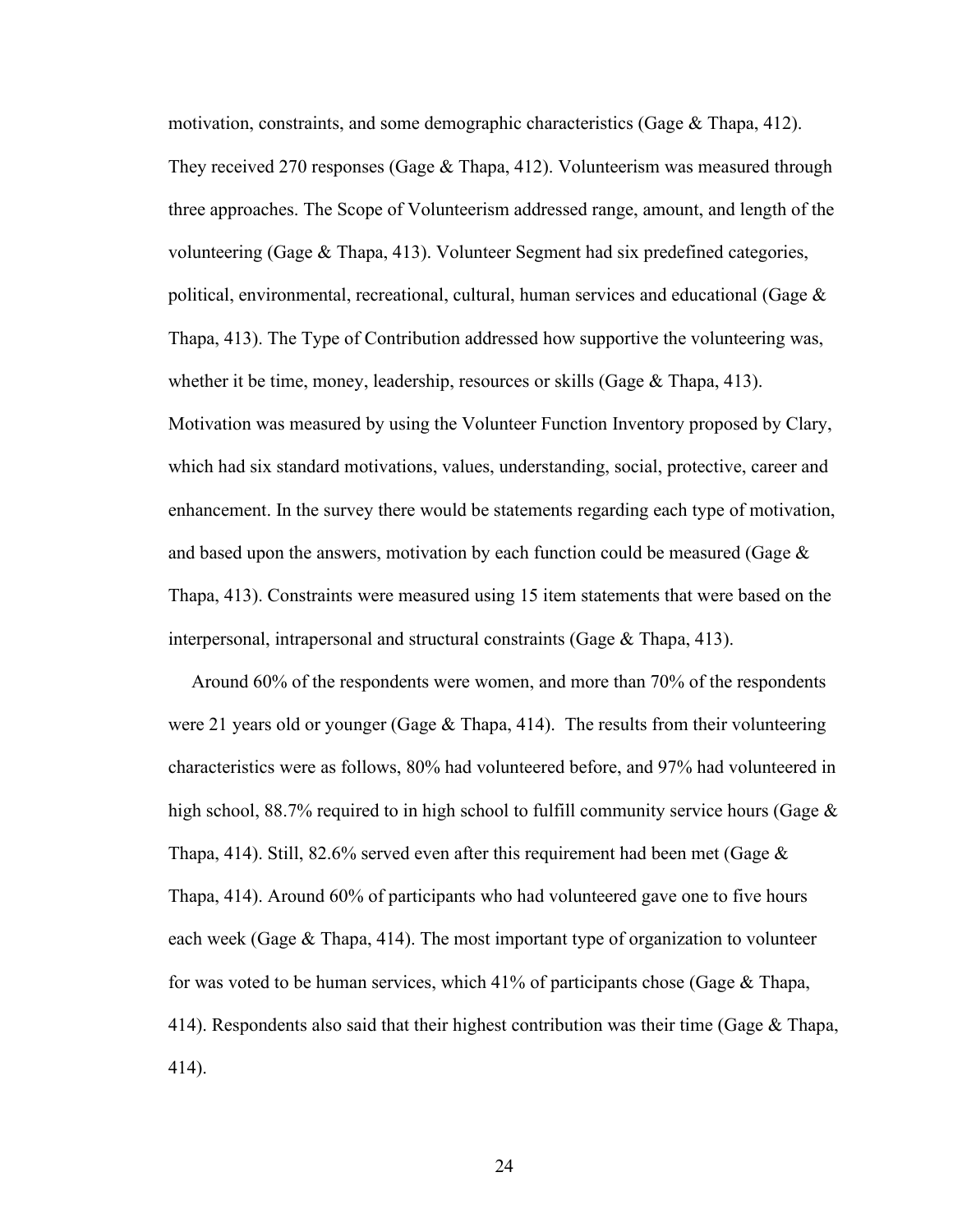motivation, constraints, and some demographic characteristics (Gage & Thapa, 412). They received 270 responses (Gage & Thapa, 412). Volunteerism was measured through three approaches. The Scope of Volunteerism addressed range, amount, and length of the volunteering (Gage & Thapa, 413). Volunteer Segment had six predefined categories, political, environmental, recreational, cultural, human services and educational (Gage & Thapa, 413). The Type of Contribution addressed how supportive the volunteering was, whether it be time, money, leadership, resources or skills (Gage & Thapa, 413). Motivation was measured by using the Volunteer Function Inventory proposed by Clary, which had six standard motivations, values, understanding, social, protective, career and enhancement. In the survey there would be statements regarding each type of motivation, and based upon the answers, motivation by each function could be measured (Gage & Thapa, 413). Constraints were measured using 15 item statements that were based on the interpersonal, intrapersonal and structural constraints (Gage & Thapa, 413).

Around 60% of the respondents were women, and more than 70% of the respondents were 21 years old or younger (Gage & Thapa, 414). The results from their volunteering characteristics were as follows, 80% had volunteered before, and 97% had volunteered in high school, 88.7% required to in high school to fulfill community service hours (Gage & Thapa, 414). Still, 82.6% served even after this requirement had been met (Gage & Thapa, 414). Around 60% of participants who had volunteered gave one to five hours each week (Gage & Thapa, 414). The most important type of organization to volunteer for was voted to be human services, which 41% of participants chose (Gage & Thapa, 414). Respondents also said that their highest contribution was their time (Gage & Thapa, 414).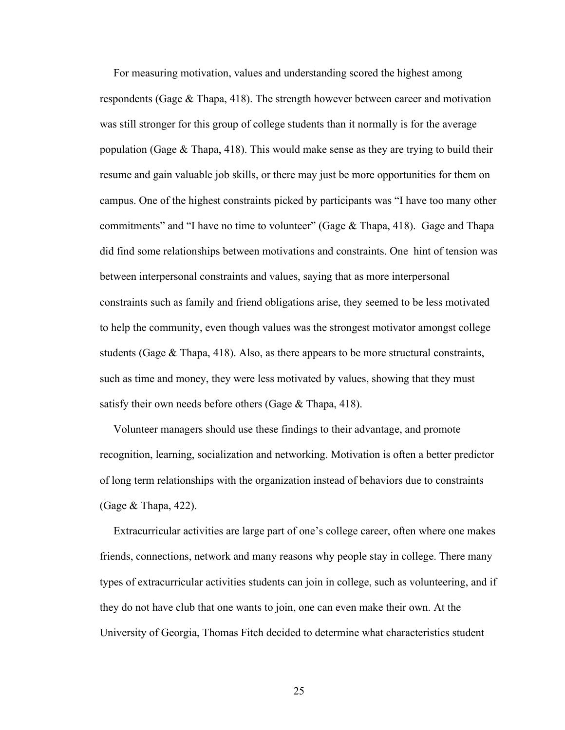For measuring motivation, values and understanding scored the highest among respondents (Gage & Thapa, 418). The strength however between career and motivation was still stronger for this group of college students than it normally is for the average population (Gage & Thapa, 418). This would make sense as they are trying to build their resume and gain valuable job skills, or there may just be more opportunities for them on campus. One of the highest constraints picked by participants was "I have too many other commitments" and "I have no time to volunteer" (Gage & Thapa, 418). Gage and Thapa did find some relationships between motivations and constraints. One hint of tension was between interpersonal constraints and values, saying that as more interpersonal constraints such as family and friend obligations arise, they seemed to be less motivated to help the community, even though values was the strongest motivator amongst college students (Gage & Thapa, 418). Also, as there appears to be more structural constraints, such as time and money, they were less motivated by values, showing that they must satisfy their own needs before others (Gage & Thapa, 418).

Volunteer managers should use these findings to their advantage, and promote recognition, learning, socialization and networking. Motivation is often a better predictor of long term relationships with the organization instead of behaviors due to constraints (Gage & Thapa, 422).

Extracurricular activities are large part of one's college career, often where one makes friends, connections, network and many reasons why people stay in college. There many types of extracurricular activities students can join in college, such as volunteering, and if they do not have club that one wants to join, one can even make their own. At the University of Georgia, Thomas Fitch decided to determine what characteristics student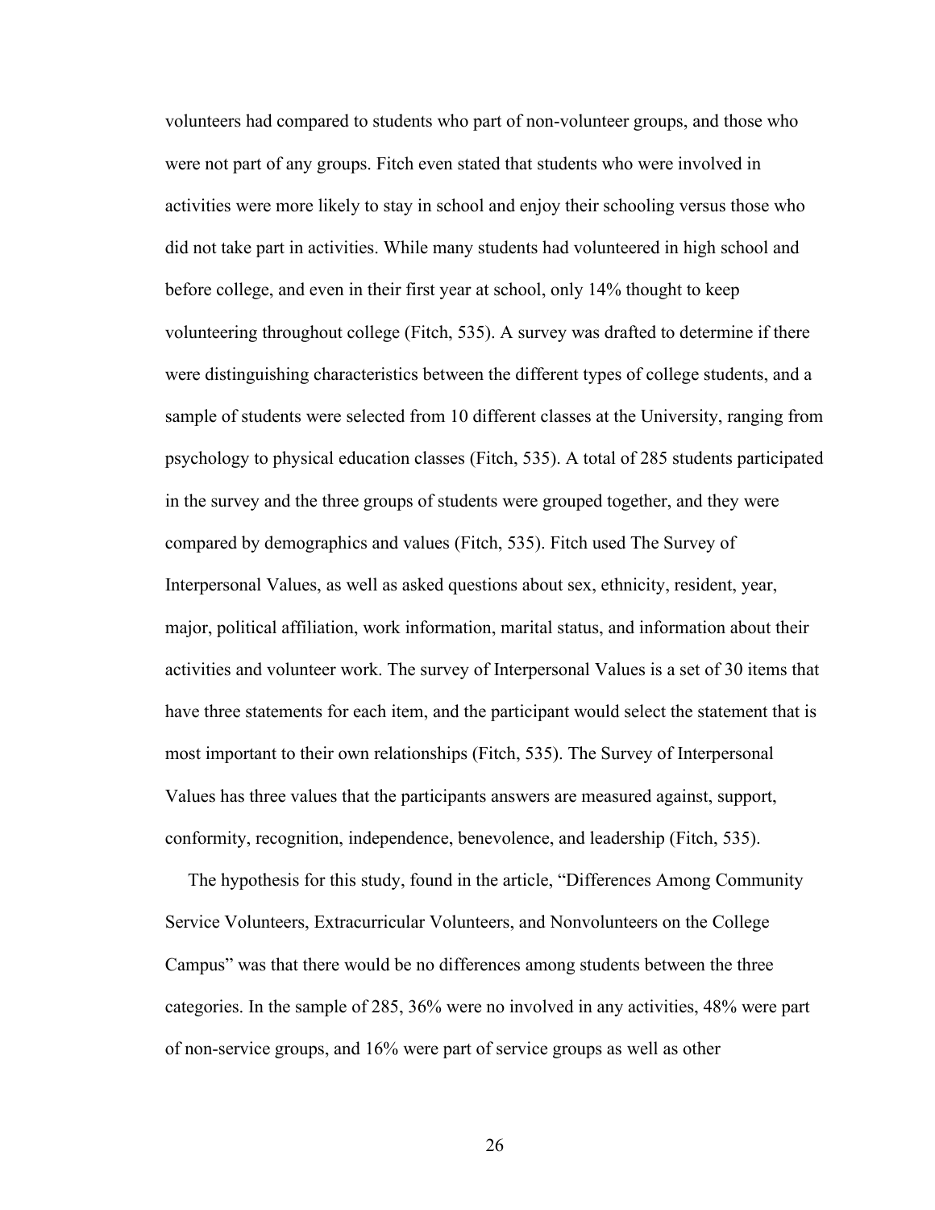volunteers had compared to students who part of non-volunteer groups, and those who were not part of any groups. Fitch even stated that students who were involved in activities were more likely to stay in school and enjoy their schooling versus those who did not take part in activities. While many students had volunteered in high school and before college, and even in their first year at school, only 14% thought to keep volunteering throughout college (Fitch, 535). A survey was drafted to determine if there were distinguishing characteristics between the different types of college students, and a sample of students were selected from 10 different classes at the University, ranging from psychology to physical education classes (Fitch, 535). A total of 285 students participated in the survey and the three groups of students were grouped together, and they were compared by demographics and values (Fitch, 535). Fitch used The Survey of Interpersonal Values, as well as asked questions about sex, ethnicity, resident, year, major, political affiliation, work information, marital status, and information about their activities and volunteer work. The survey of Interpersonal Values is a set of 30 items that have three statements for each item, and the participant would select the statement that is most important to their own relationships (Fitch, 535). The Survey of Interpersonal Values has three values that the participants answers are measured against, support, conformity, recognition, independence, benevolence, and leadership (Fitch, 535).

The hypothesis for this study, found in the article, "Differences Among Community Service Volunteers, Extracurricular Volunteers, and Nonvolunteers on the College Campus" was that there would be no differences among students between the three categories. In the sample of 285, 36% were no involved in any activities, 48% were part of non-service groups, and 16% were part of service groups as well as other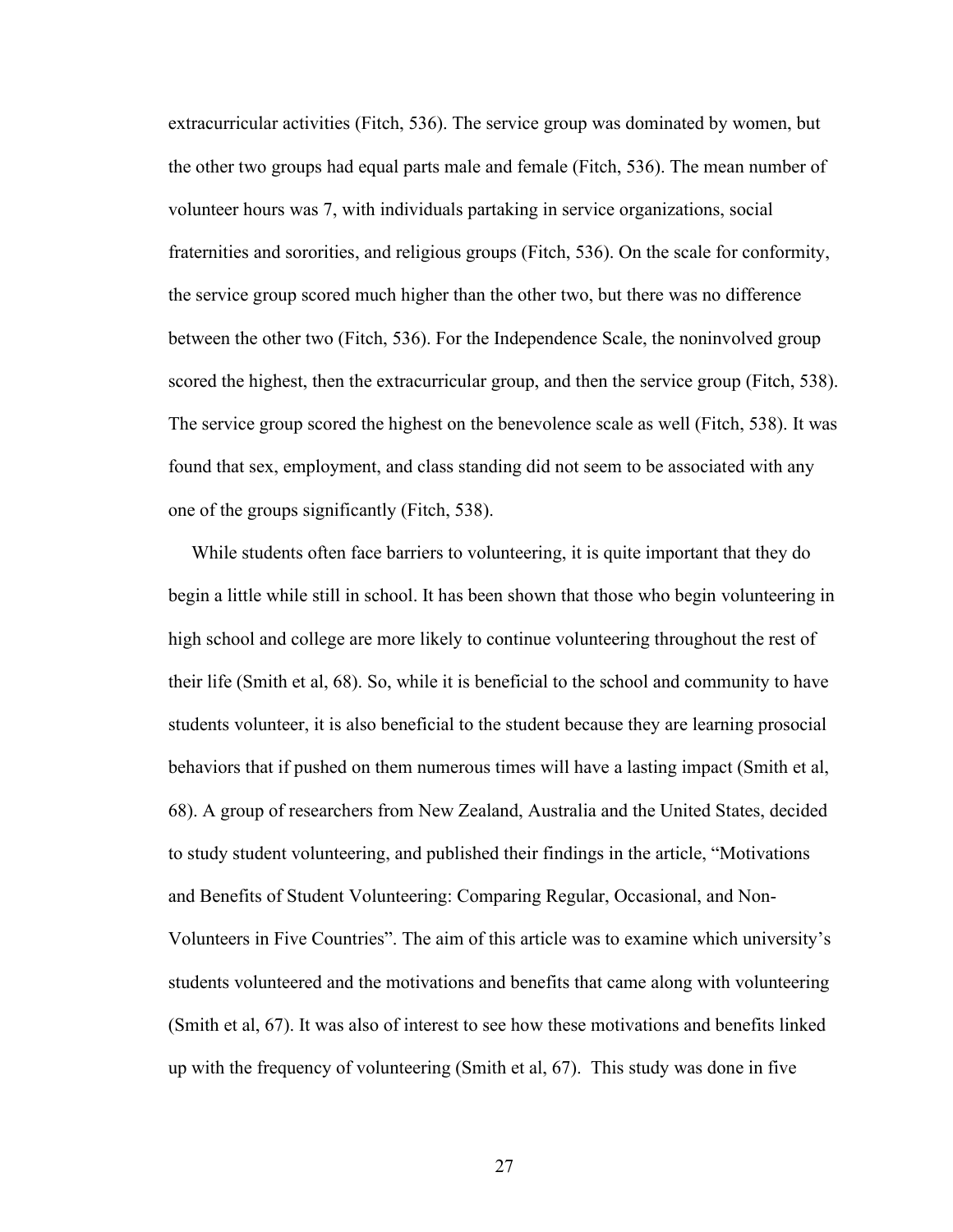extracurricular activities (Fitch, 536). The service group was dominated by women, but the other two groups had equal parts male and female (Fitch, 536). The mean number of volunteer hours was 7, with individuals partaking in service organizations, social fraternities and sororities, and religious groups (Fitch, 536). On the scale for conformity, the service group scored much higher than the other two, but there was no difference between the other two (Fitch, 536). For the Independence Scale, the noninvolved group scored the highest, then the extracurricular group, and then the service group (Fitch, 538). The service group scored the highest on the benevolence scale as well (Fitch, 538). It was found that sex, employment, and class standing did not seem to be associated with any one of the groups significantly (Fitch, 538).

While students often face barriers to volunteering, it is quite important that they do begin a little while still in school. It has been shown that those who begin volunteering in high school and college are more likely to continue volunteering throughout the rest of their life (Smith et al, 68). So, while it is beneficial to the school and community to have students volunteer, it is also beneficial to the student because they are learning prosocial behaviors that if pushed on them numerous times will have a lasting impact (Smith et al, 68). A group of researchers from New Zealand, Australia and the United States, decided to study student volunteering, and published their findings in the article, "Motivations and Benefits of Student Volunteering: Comparing Regular, Occasional, and Non-Volunteers in Five Countries". The aim of this article was to examine which university's students volunteered and the motivations and benefits that came along with volunteering (Smith et al, 67). It was also of interest to see how these motivations and benefits linked up with the frequency of volunteering (Smith et al, 67). This study was done in five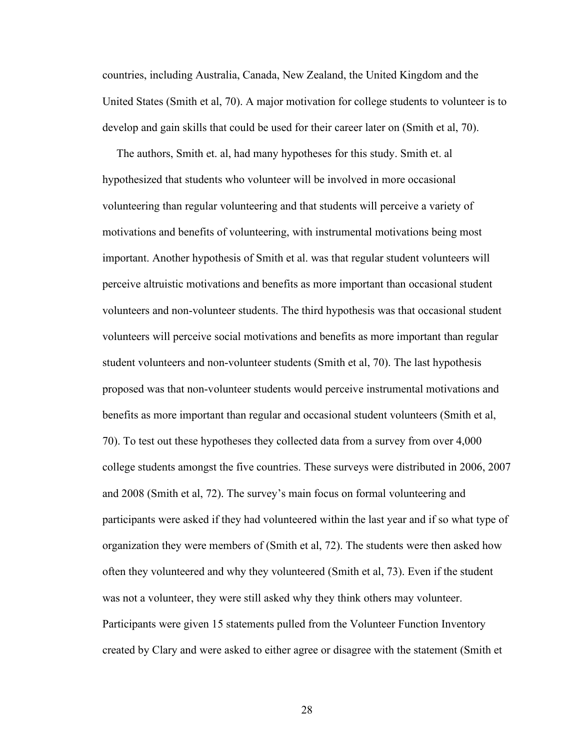countries, including Australia, Canada, New Zealand, the United Kingdom and the United States (Smith et al, 70). A major motivation for college students to volunteer is to develop and gain skills that could be used for their career later on (Smith et al, 70).

The authors, Smith et. al, had many hypotheses for this study. Smith et. al hypothesized that students who volunteer will be involved in more occasional volunteering than regular volunteering and that students will perceive a variety of motivations and benefits of volunteering, with instrumental motivations being most important. Another hypothesis of Smith et al. was that regular student volunteers will perceive altruistic motivations and benefits as more important than occasional student volunteers and non-volunteer students. The third hypothesis was that occasional student volunteers will perceive social motivations and benefits as more important than regular student volunteers and non-volunteer students (Smith et al, 70). The last hypothesis proposed was that non-volunteer students would perceive instrumental motivations and benefits as more important than regular and occasional student volunteers (Smith et al, 70). To test out these hypotheses they collected data from a survey from over 4,000 college students amongst the five countries. These surveys were distributed in 2006, 2007 and 2008 (Smith et al, 72). The survey's main focus on formal volunteering and participants were asked if they had volunteered within the last year and if so what type of organization they were members of (Smith et al, 72). The students were then asked how often they volunteered and why they volunteered (Smith et al, 73). Even if the student was not a volunteer, they were still asked why they think others may volunteer. Participants were given 15 statements pulled from the Volunteer Function Inventory created by Clary and were asked to either agree or disagree with the statement (Smith et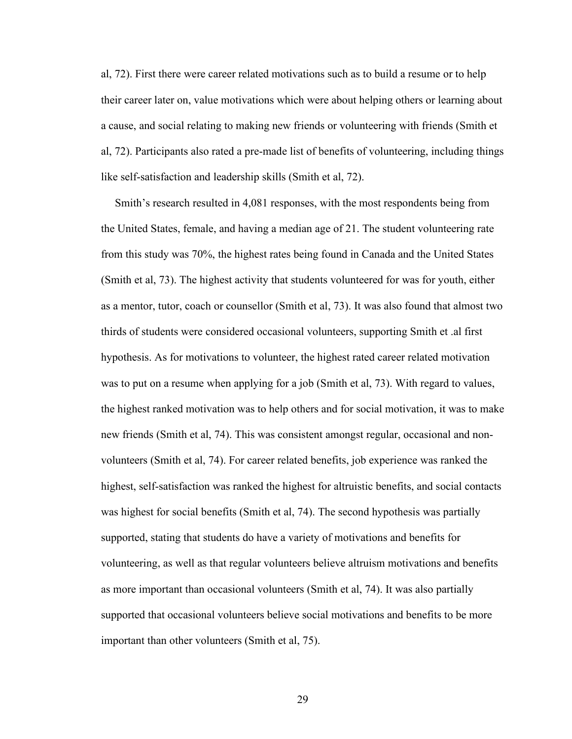al, 72). First there were career related motivations such as to build a resume or to help their career later on, value motivations which were about helping others or learning about a cause, and social relating to making new friends or volunteering with friends (Smith et al, 72). Participants also rated a pre-made list of benefits of volunteering, including things like self-satisfaction and leadership skills (Smith et al, 72).

Smith's research resulted in 4,081 responses, with the most respondents being from the United States, female, and having a median age of 21. The student volunteering rate from this study was 70%, the highest rates being found in Canada and the United States (Smith et al, 73). The highest activity that students volunteered for was for youth, either as a mentor, tutor, coach or counsellor (Smith et al, 73). It was also found that almost two thirds of students were considered occasional volunteers, supporting Smith et .al first hypothesis. As for motivations to volunteer, the highest rated career related motivation was to put on a resume when applying for a job (Smith et al, 73). With regard to values, the highest ranked motivation was to help others and for social motivation, it was to make new friends (Smith et al, 74). This was consistent amongst regular, occasional and non-volunteers (Smith et al, 74). For career related benefits, job experience was ranked the highest, self-satisfaction was ranked the highest for altruistic benefits, and social contacts was highest for social benefits (Smith et al, 74). The second hypothesis was partially supported, stating that students do have a variety of motivations and benefits for volunteering, as well as that regular volunteers believe altruism motivations and benefits as more important than occasional volunteers (Smith et al, 74). It was also partially supported that occasional volunteers believe social motivations and benefits to be more important than other volunteers (Smith et al, 75).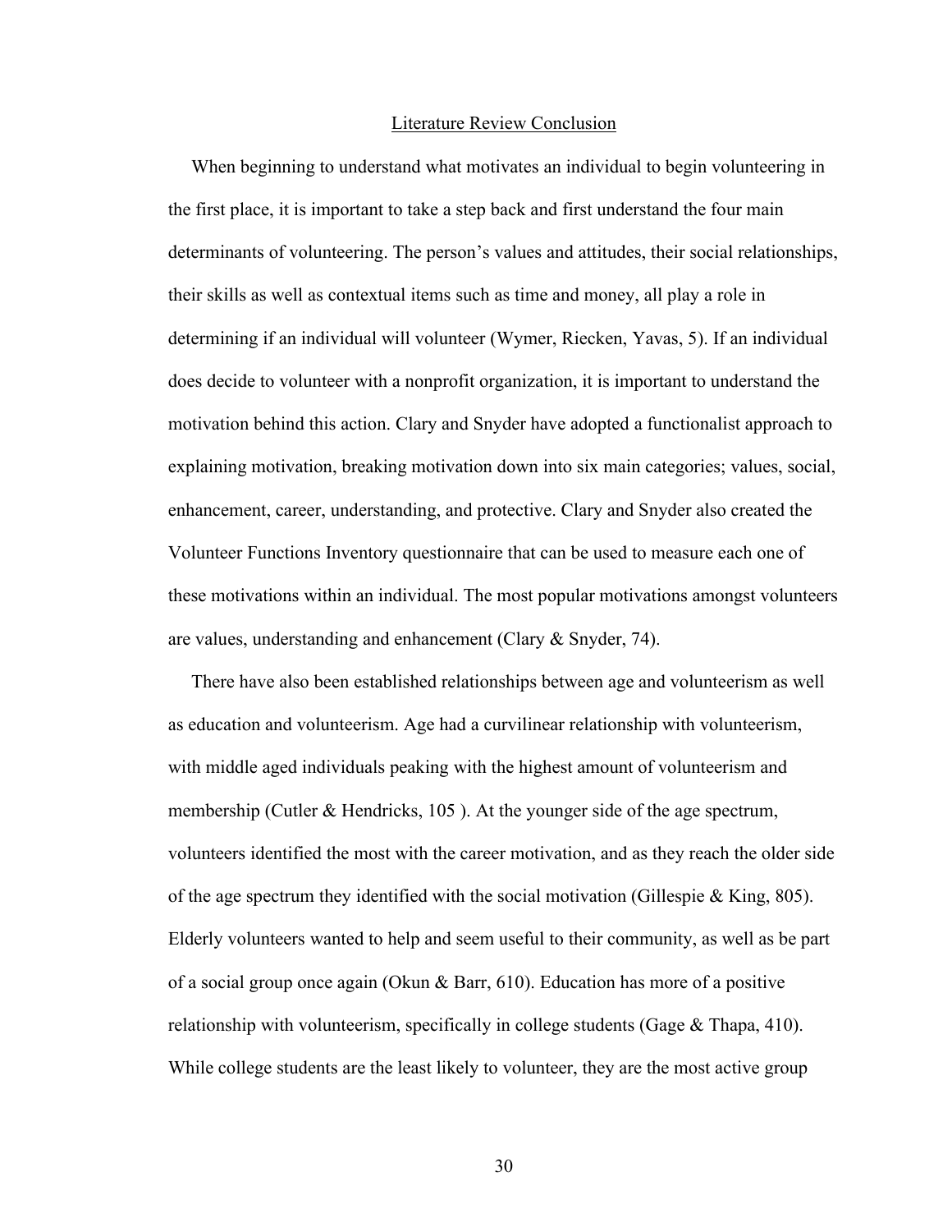## Literature Review Conclusion

When beginning to understand what motivates an individual to begin volunteering in the first place, it is important to take a step back and first understand the four main determinants of volunteering. The person's values and attitudes, their social relationships, their skills as well as contextual items such as time and money, all play a role in determining if an individual will volunteer (Wymer, Riecken, Yavas, 5). If an individual does decide to volunteer with a nonprofit organization, it is important to understand the motivation behind this action. Clary and Snyder have adopted a functionalist approach to explaining motivation, breaking motivation down into six main categories; values, social, enhancement, career, understanding, and protective. Clary and Snyder also created the Volunteer Functions Inventory questionnaire that can be used to measure each one of these motivations within an individual. The most popular motivations amongst volunteers are values, understanding and enhancement (Clary & Snyder, 74).

There have also been established relationships between age and volunteerism as well as education and volunteerism. Age had a curvilinear relationship with volunteerism, with middle aged individuals peaking with the highest amount of volunteerism and membership (Cutler & Hendricks, 105 ). At the younger side of the age spectrum, volunteers identified the most with the career motivation, and as they reach the older side of the age spectrum they identified with the social motivation (Gillespie & King, 805). Elderly volunteers wanted to help and seem useful to their community, as well as be part of a social group once again (Okun & Barr, 610). Education has more of a positive relationship with volunteerism, specifically in college students (Gage & Thapa, 410). While college students are the least likely to volunteer, they are the most active group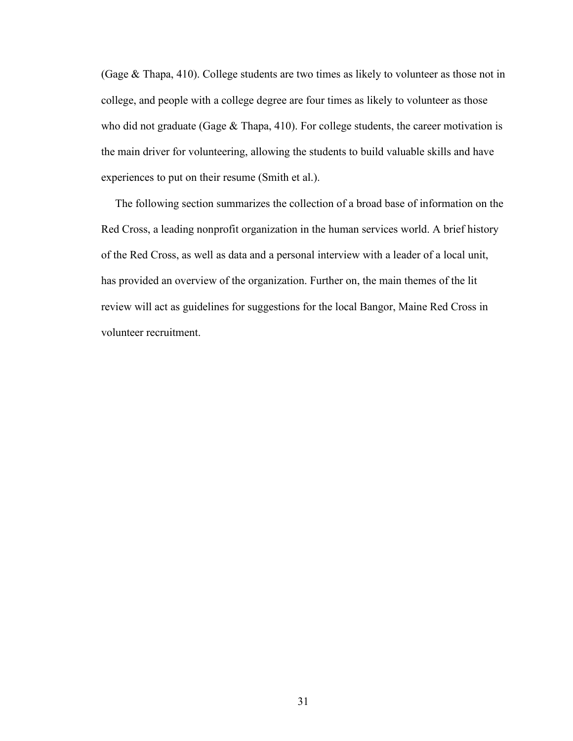(Gage & Thapa, 410). College students are two times as likely to volunteer as those not in college, and people with a college degree are four times as likely to volunteer as those who did not graduate (Gage & Thapa, 410). For college students, the career motivation is the main driver for volunteering, allowing the students to build valuable skills and have experiences to put on their resume (Smith et al.).

The following section summarizes the collection of a broad base of information on the Red Cross, a leading nonprofit organization in the human services world. A brief history of the Red Cross, as well as data and a personal interview with a leader of a local unit, has provided an overview of the organization. Further on, the main themes of the lit review will act as guidelines for suggestions for the local Bangor, Maine Red Cross in volunteer recruitment.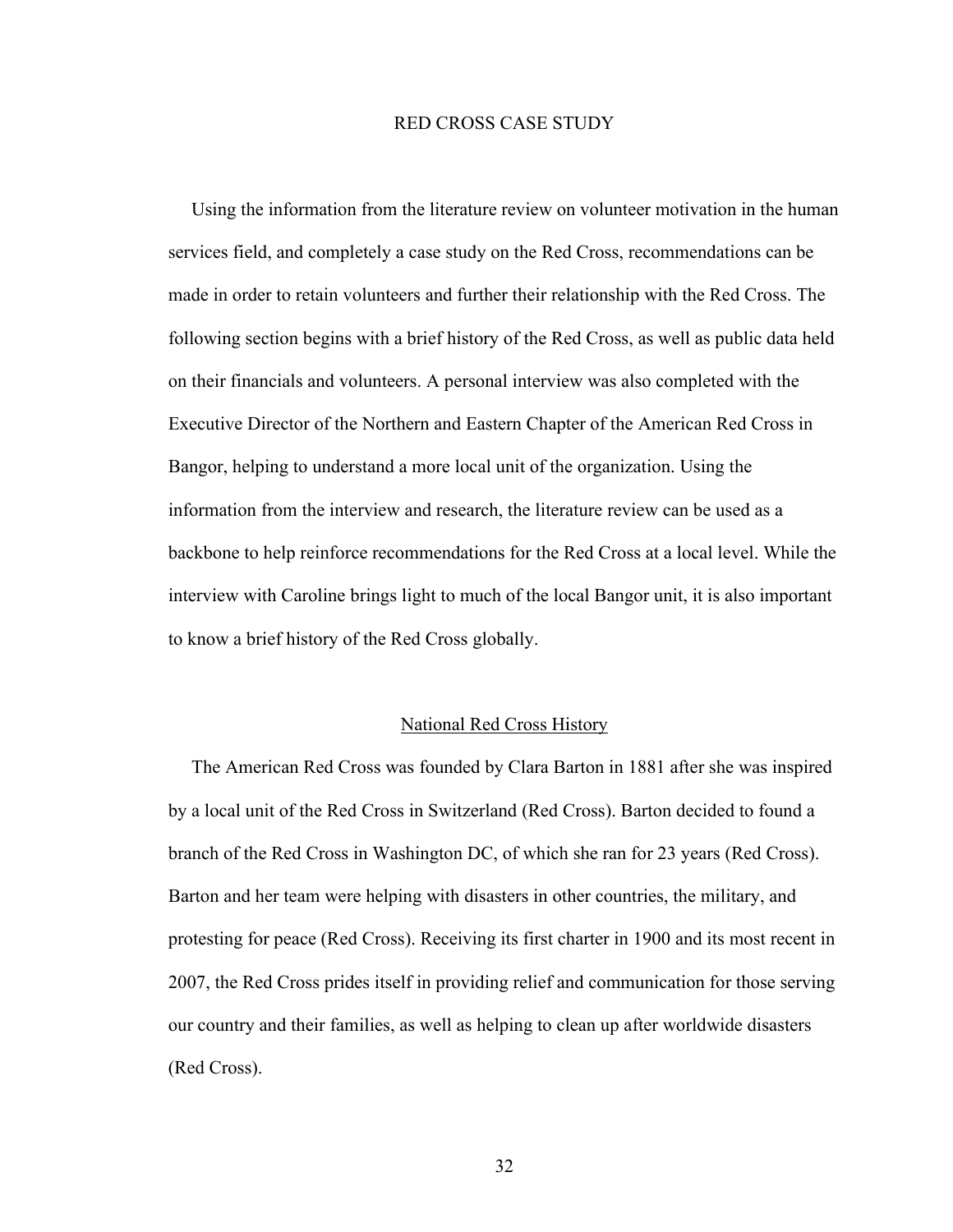# RED CROSS CASE STUDY

Using the information from the literature review on volunteer motivation in the human services field, and completely a case study on the Red Cross, recommendations can be made in order to retain volunteers and further their relationship with the Red Cross. The following section begins with a brief history of the Red Cross, as well as public data held on their financials and volunteers. A personal interview was also completed with the Executive Director of the Northern and Eastern Chapter of the American Red Cross in Bangor, helping to understand a more local unit of the organization. Using the information from the interview and research, the literature review can be used as a backbone to help reinforce recommendations for the Red Cross at a local level. While the interview with Caroline brings light to much of the local Bangor unit, it is also important to know a brief history of the Red Cross globally.

## National Red Cross History

The American Red Cross was founded by Clara Barton in 1881 after she was inspired by a local unit of the Red Cross in Switzerland (Red Cross). Barton decided to found a branch of the Red Cross in Washington DC, of which she ran for 23 years (Red Cross). Barton and her team were helping with disasters in other countries, the military, and protesting for peace (Red Cross). Receiving its first charter in 1900 and its most recent in 2007, the Red Cross prides itself in providing relief and communication for those serving our country and their families, as well as helping to clean up after worldwide disasters (Red Cross).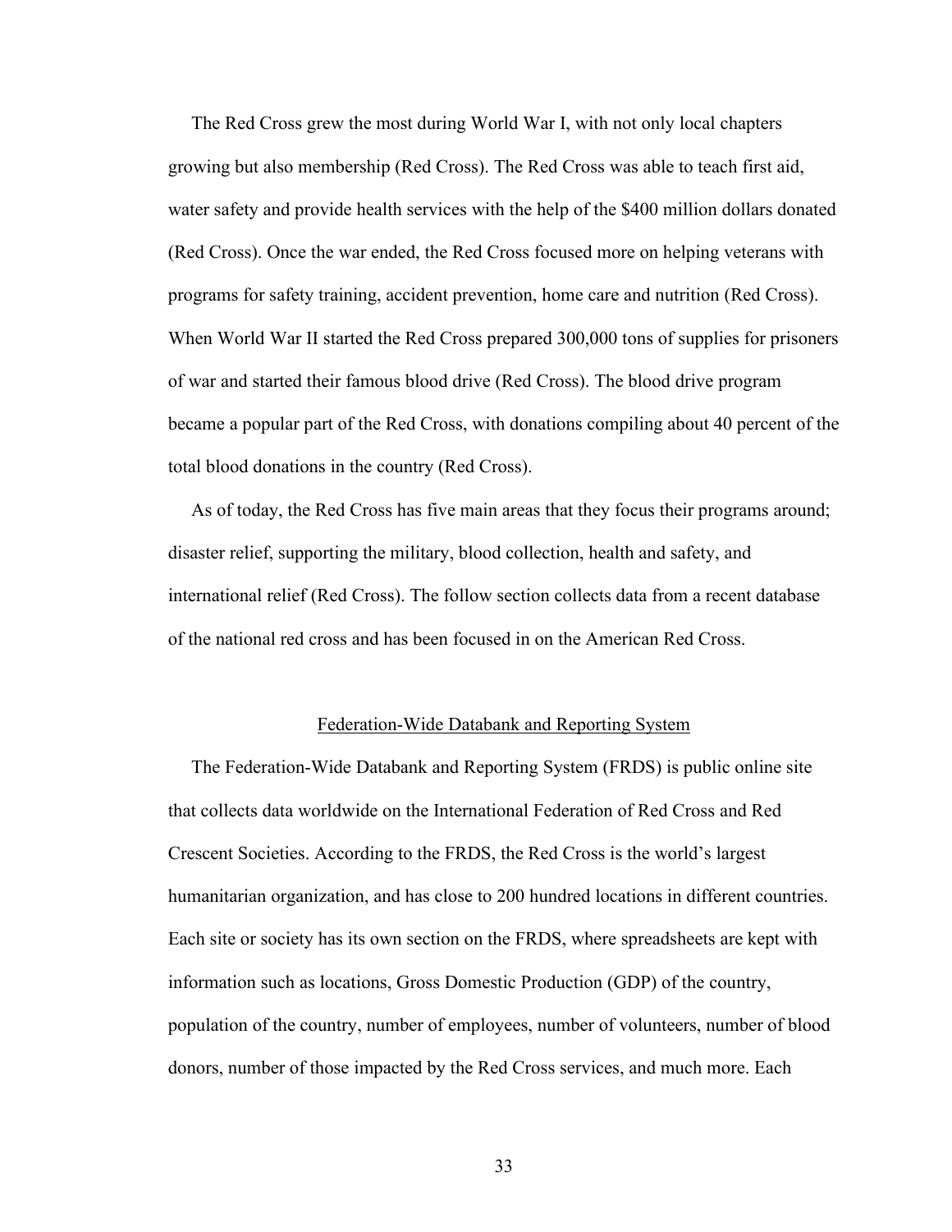The Red Cross grew the most during World War I, with not only local chapters growing but also membership (Red Cross). The Red Cross was able to teach first aid, water safety and provide health services with the help of the $400 million dollars donated (Red Cross). Once the war ended, the Red Cross focused more on helping veterans with programs for safety training, accident prevention, home care and nutrition (Red Cross). When World War II started the Red Cross prepared 300,000 tons of supplies for prisoners of war and started their famous blood drive (Red Cross). The blood drive program became a popular part of the Red Cross, with donations compiling about 40 percent of the total blood donations in the country (Red Cross).

As of today, the Red Cross has five main areas that they focus their programs around; disaster relief, supporting the military, blood collection, health and safety, and international relief (Red Cross). The follow section collects data from a recent database of the national red cross and has been focused in on the American Red Cross.

## Federation-Wide Databank and Reporting System

The Federation-Wide Databank and Reporting System (FRDS) is public online site that collects data worldwide on the International Federation of Red Cross and Red Crescent Societies. According to the FRDS, the Red Cross is the world's largest humanitarian organization, and has close to 200 hundred locations in different countries. Each site or society has its own section on the FRDS, where spreadsheets are kept with information such as locations, Gross Domestic Production (GDP) of the country, population of the country, number of employees, number of volunteers, number of blood donors, number of those impacted by the Red Cross services, and much more. Each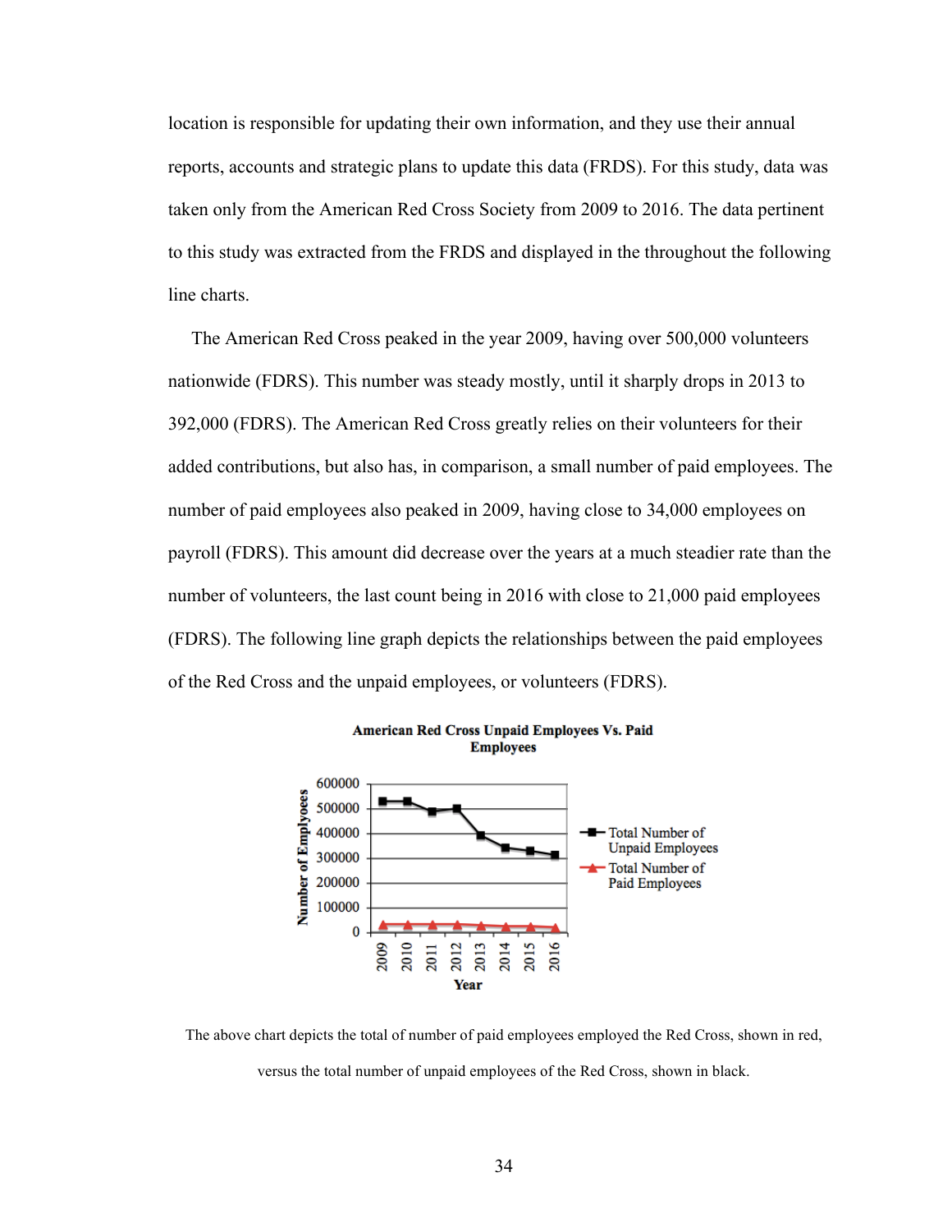location is responsible for updating their own information, and they use their annual reports, accounts and strategic plans to update this data (FRDS). For this study, data was taken only from the American Red Cross Society from 2009 to 2016. The data pertinent to this study was extracted from the FRDS and displayed in the throughout the following line charts.

The American Red Cross peaked in the year 2009, having over 500,000 volunteers nationwide (FDRS). This number was steady mostly, until it sharply drops in 2013 to 392,000 (FDRS). The American Red Cross greatly relies on their volunteers for their added contributions, but also has, in comparison, a small number of paid employees. The number of paid employees also peaked in 2009, having close to 34,000 employees on payroll (FDRS). This amount did decrease over the years at a much steadier rate than the number of volunteers, the last count being in 2016 with close to 21,000 paid employees (FDRS). The following line graph depicts the relationships between the paid employees of the Red Cross and the unpaid employees, or volunteers (FDRS).

The above chart depicts the total of number of paid employees employed the Red Cross, shown in red, versus the total number of unpaid employees of the Red Cross, shown in black.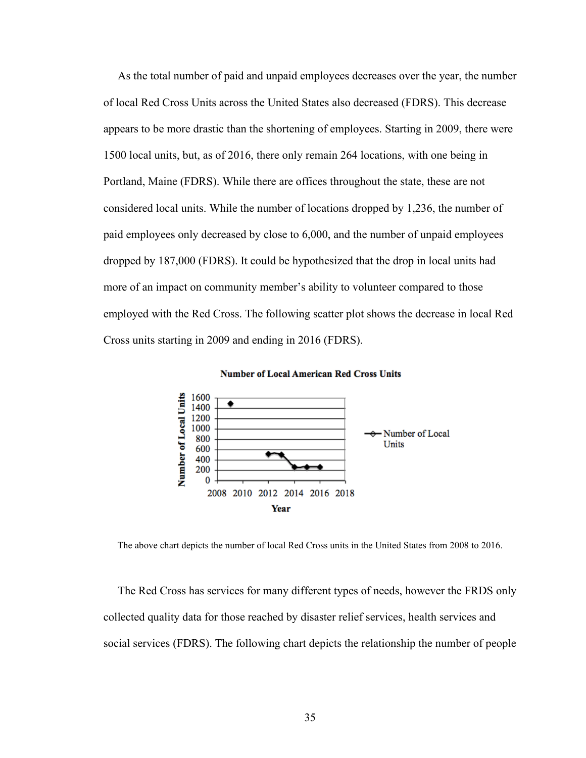As the total number of paid and unpaid employees decreases over the year, the number of local Red Cross Units across the United States also decreased (FDRS). This decrease appears to be more drastic than the shortening of employees. Starting in 2009, there were 1500 local units, but, as of 2016, there only remain 264 locations, with one being in Portland, Maine (FDRS). While there are offices throughout the state, these are not considered local units. While the number of locations dropped by 1,236, the number of paid employees only decreased by close to 6,000, and the number of unpaid employees dropped by 187,000 (FDRS). It could be hypothesized that the drop in local units had more of an impact on community member's ability to volunteer compared to those employed with the Red Cross. The following scatter plot shows the decrease in local Red Cross units starting in 2009 and ending in 2016 (FDRS).

The above chart depicts the number of local Red Cross units in the United States from 2008 to 2016.

The Red Cross has services for many different types of needs, however the FRDS only collected quality data for those reached by disaster relief services, health services and social services (FDRS). The following chart depicts the relationship the number of people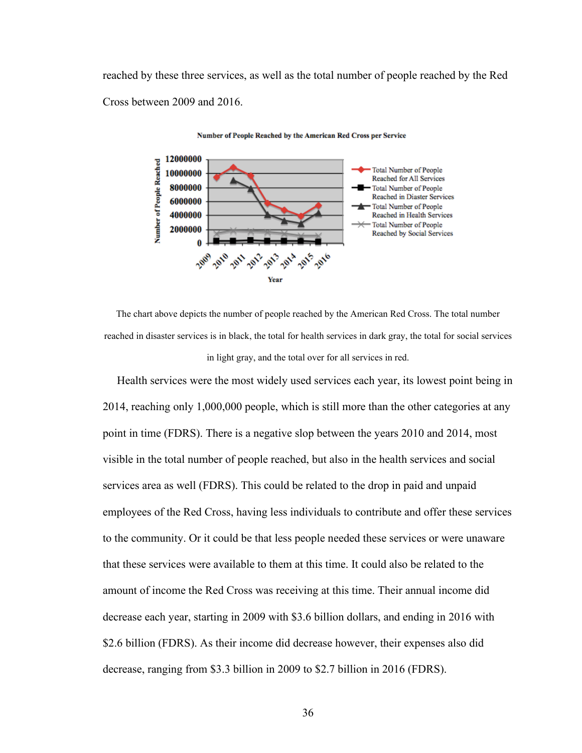reached by these three services, as well as the total number of people reached by the Red Cross between 2009 and 2016.

The chart above depicts the number of people reached by the American Red Cross. The total number reached in disaster services is in black, the total for health services in dark gray, the total for social services in light gray, and the total over for all services in red.

Health services were the most widely used services each year, its lowest point being in 2014, reaching only 1,000,000 people, which is still more than the other categories at any point in time (FDRS). There is a negative slop between the years 2010 and 2014, most visible in the total number of people reached, but also in the health services and social services area as well (FDRS). This could be related to the drop in paid and unpaid employees of the Red Cross, having less individuals to contribute and offer these services to the community. Or it could be that less people needed these services or were unaware that these services were available to them at this time. It could also be related to the amount of income the Red Cross was receiving at this time. Their annual income did decrease each year, starting in 2009 with $3.6 billion dollars, and ending in 2016 with $2.6 billion (FDRS). As their income did decrease however, their expenses also did decrease, ranging from $3.3 billion in 2009 to $2.7 billion in 2016 (FDRS).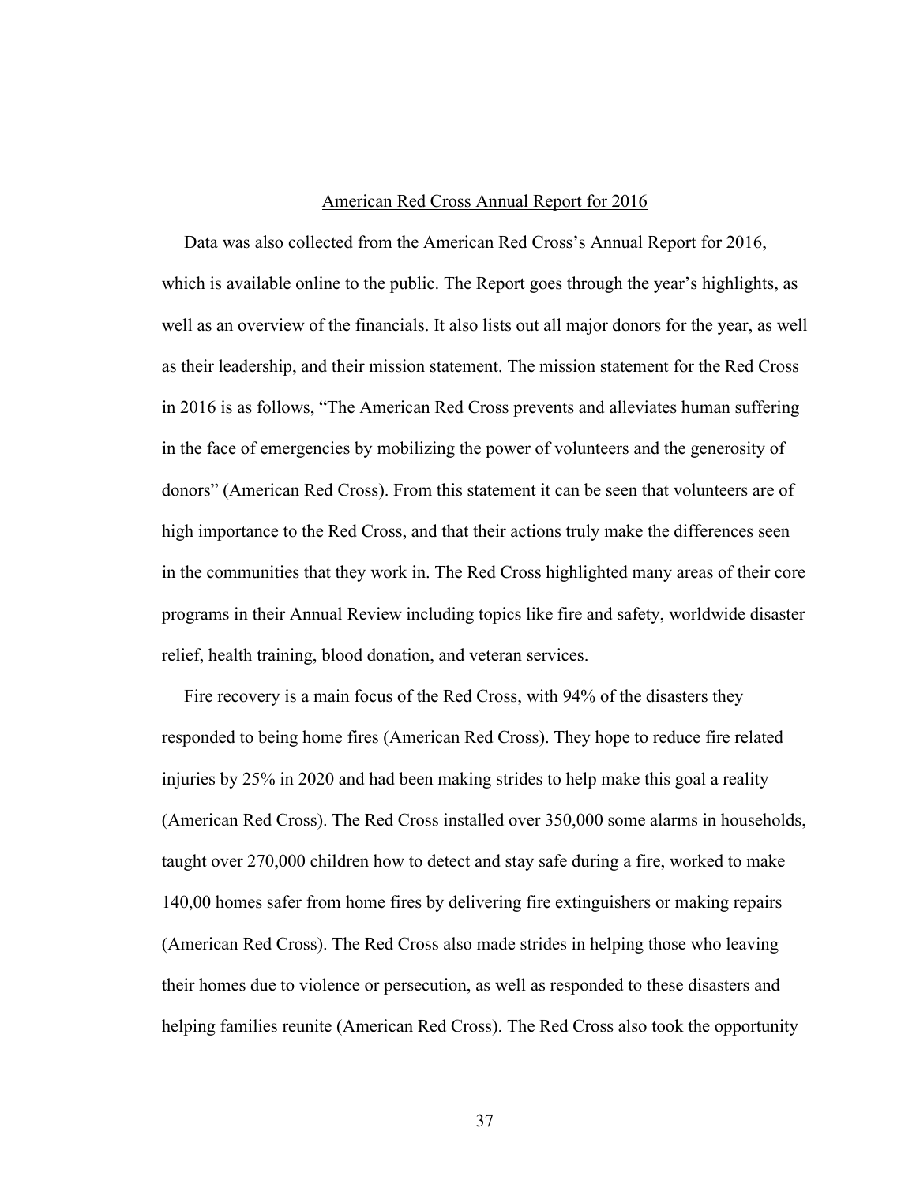## American Red Cross Annual Report for 2016

Data was also collected from the American Red Cross's Annual Report for 2016, which is available online to the public. The Report goes through the year's highlights, as well as an overview of the financials. It also lists out all major donors for the year, as well as their leadership, and their mission statement. The mission statement for the Red Cross in 2016 is as follows, "The American Red Cross prevents and alleviates human suffering in the face of emergencies by mobilizing the power of volunteers and the generosity of donors" (American Red Cross). From this statement it can be seen that volunteers are of high importance to the Red Cross, and that their actions truly make the differences seen in the communities that they work in. The Red Cross highlighted many areas of their core programs in their Annual Review including topics like fire and safety, worldwide disaster relief, health training, blood donation, and veteran services.

Fire recovery is a main focus of the Red Cross, with 94% of the disasters they responded to being home fires (American Red Cross). They hope to reduce fire related injuries by 25% in 2020 and had been making strides to help make this goal a reality (American Red Cross). The Red Cross installed over 350,000 some alarms in households, taught over 270,000 children how to detect and stay safe during a fire, worked to make 140,00 homes safer from home fires by delivering fire extinguishers or making repairs (American Red Cross). The Red Cross also made strides in helping those who leaving their homes due to violence or persecution, as well as responded to these disasters and helping families reunite (American Red Cross). The Red Cross also took the opportunity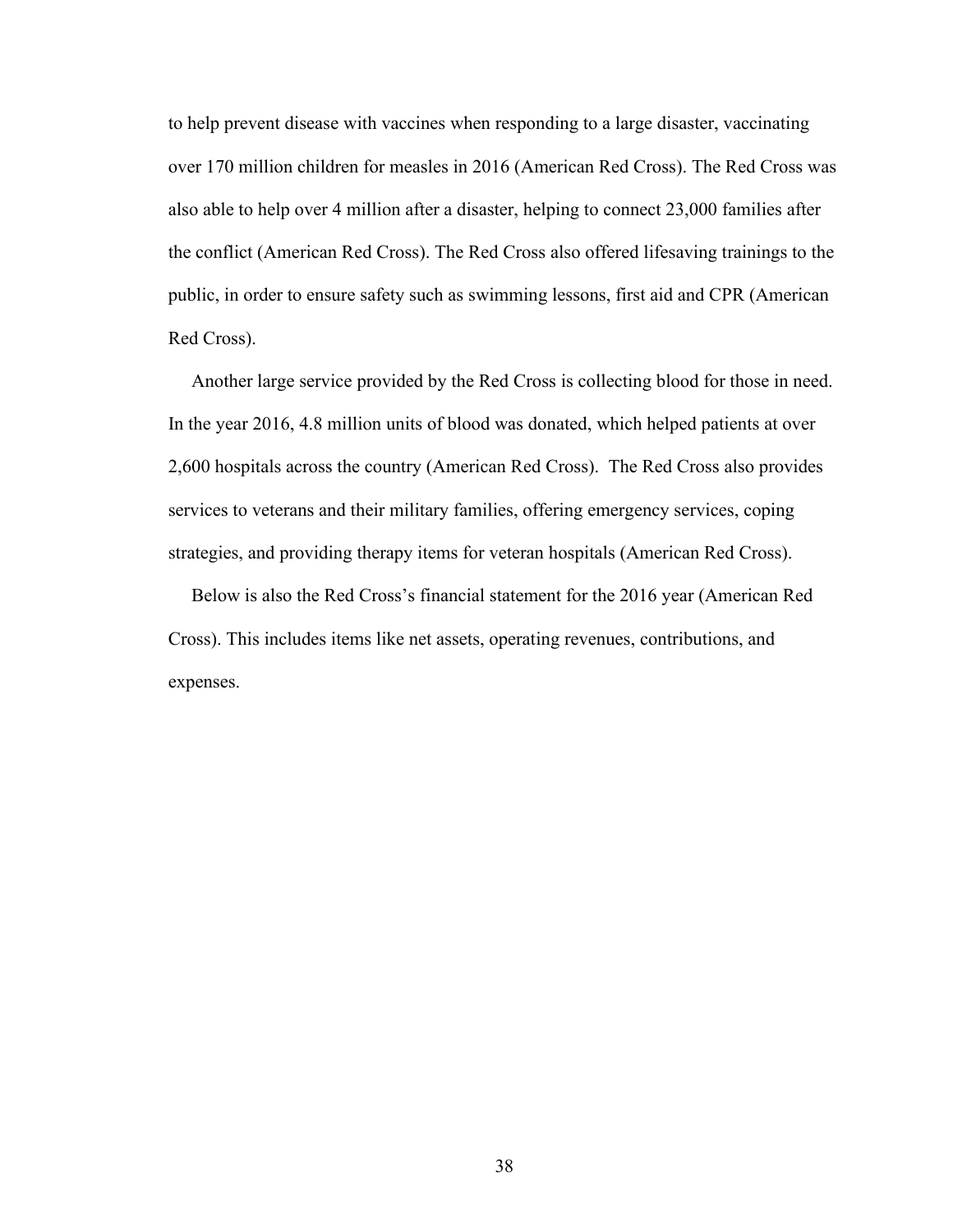to help prevent disease with vaccines when responding to a large disaster, vaccinating over 170 million children for measles in 2016 (American Red Cross). The Red Cross was also able to help over 4 million after a disaster, helping to connect 23,000 families after the conflict (American Red Cross). The Red Cross also offered lifesaving trainings to the public, in order to ensure safety such as swimming lessons, first aid and CPR (American Red Cross).

Another large service provided by the Red Cross is collecting blood for those in need. In the year 2016, 4.8 million units of blood was donated, which helped patients at over 2,600 hospitals across the country (American Red Cross).  The Red Cross also provides services to veterans and their military families, offering emergency services, coping strategies, and providing therapy items for veteran hospitals (American Red Cross).

Below is also the Red Cross's financial statement for the 2016 year (American Red Cross). This includes items like net assets, operating revenues, contributions, and expenses.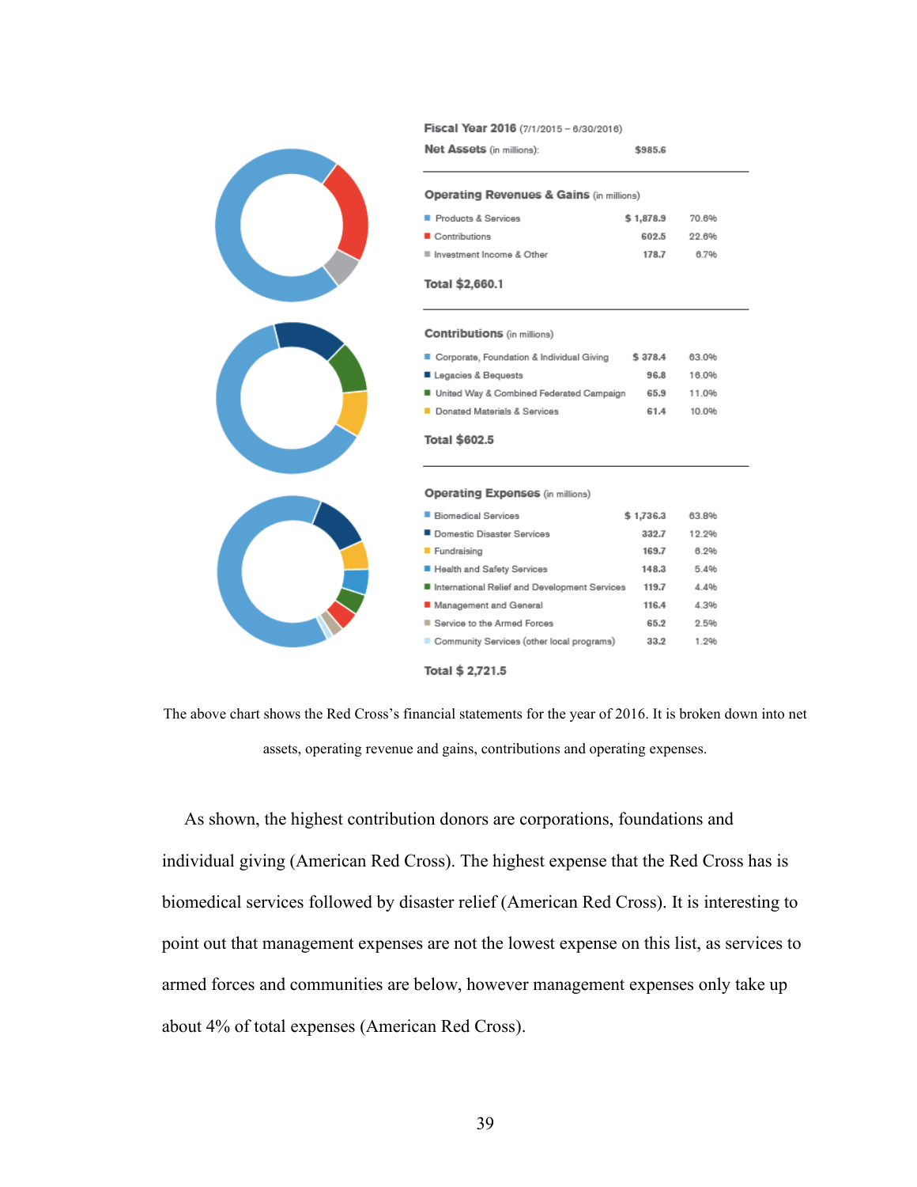**Fiscal Year 2016** (7/1/2015 – 6/30/2016)

**Net Assets** (in millions): $985.6

**Operating Revenues & Gains** (in millions)

| Category | Amount | Percent |
|---|---|---|
| Products & Services | $ 1,878.9 | 70.6% |
| Contributions | 602.5 | 22.6% |
| Investment Income & Other | 178.7 | 6.7% |

**Total $2,660.1**

**Contributions** (in millions)

| Category | Amount | Percent |
|---|---|---|
| Corporate, Foundation & Individual Giving | $ 378.4 | 63.0% |
| Legacies & Bequests | 96.8 | 16.0% |
| United Way & Combined Federated Campaign | 65.9 | 11.0% |
| Donated Materials & Services | 61.4 | 10.0% |

**Total $602.5**

**Operating Expenses** (in millions)

| Category | Amount | Percent |
|---|---|---|
| Biomedical Services | $ 1,736.3 | 63.8% |
| Domestic Disaster Services | 332.7 | 12.2% |
| Fundraising | 169.7 | 6.2% |
| Health and Safety Services | 148.3 | 5.4% |
| International Relief and Development Services | 119.7 | 4.4% |
| Management and General | 116.4 | 4.3% |
| Service to the Armed Forces | 65.2 | 2.5% |
| Community Services (other local programs) | 33.2 | 1.2% |

**Total $ 2,721.5**

The above chart shows the Red Cross's financial statements for the year of 2016. It is broken down into net assets, operating revenue and gains, contributions and operating expenses.

As shown, the highest contribution donors are corporations, foundations and individual giving (American Red Cross). The highest expense that the Red Cross has is biomedical services followed by disaster relief (American Red Cross). It is interesting to point out that management expenses are not the lowest expense on this list, as services to armed forces and communities are below, however management expenses only take up about 4% of total expenses (American Red Cross).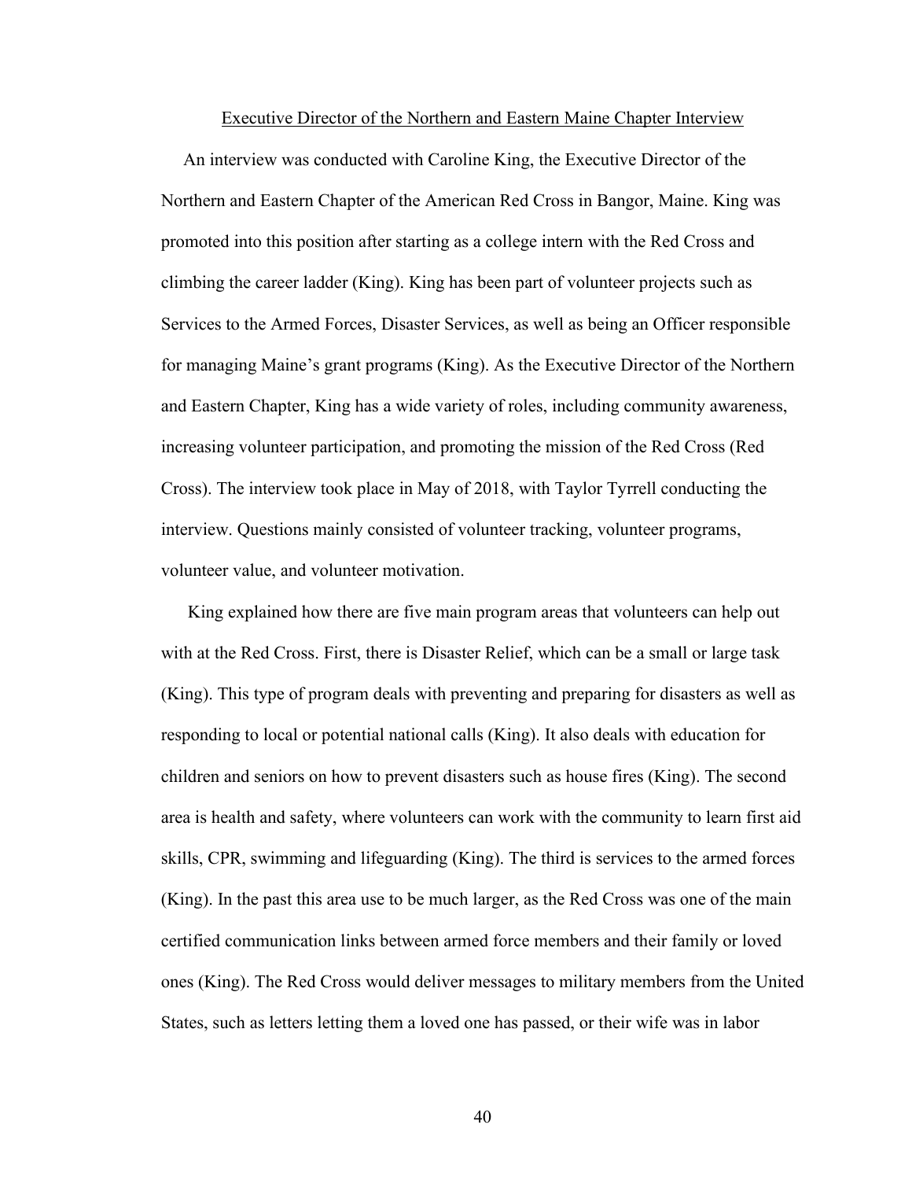## Executive Director of the Northern and Eastern Maine Chapter Interview

An interview was conducted with Caroline King, the Executive Director of the Northern and Eastern Chapter of the American Red Cross in Bangor, Maine. King was promoted into this position after starting as a college intern with the Red Cross and climbing the career ladder (King). King has been part of volunteer projects such as Services to the Armed Forces, Disaster Services, as well as being an Officer responsible for managing Maine's grant programs (King). As the Executive Director of the Northern and Eastern Chapter, King has a wide variety of roles, including community awareness, increasing volunteer participation, and promoting the mission of the Red Cross (Red Cross). The interview took place in May of 2018, with Taylor Tyrrell conducting the interview. Questions mainly consisted of volunteer tracking, volunteer programs, volunteer value, and volunteer motivation.

King explained how there are five main program areas that volunteers can help out with at the Red Cross. First, there is Disaster Relief, which can be a small or large task (King). This type of program deals with preventing and preparing for disasters as well as responding to local or potential national calls (King). It also deals with education for children and seniors on how to prevent disasters such as house fires (King). The second area is health and safety, where volunteers can work with the community to learn first aid skills, CPR, swimming and lifeguarding (King). The third is services to the armed forces (King). In the past this area use to be much larger, as the Red Cross was one of the main certified communication links between armed force members and their family or loved ones (King). The Red Cross would deliver messages to military members from the United States, such as letters letting them a loved one has passed, or their wife was in labor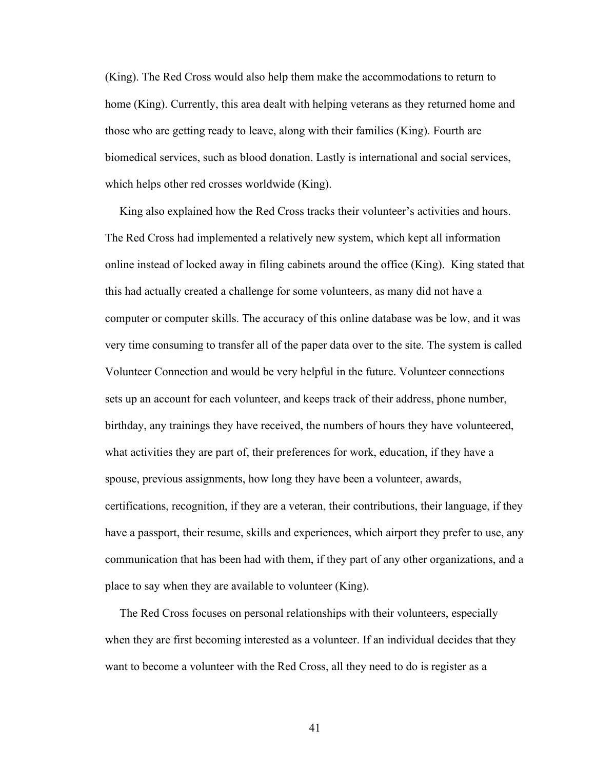(King). The Red Cross would also help them make the accommodations to return to home (King). Currently, this area dealt with helping veterans as they returned home and those who are getting ready to leave, along with their families (King). Fourth are biomedical services, such as blood donation. Lastly is international and social services, which helps other red crosses worldwide (King).

King also explained how the Red Cross tracks their volunteer's activities and hours. The Red Cross had implemented a relatively new system, which kept all information online instead of locked away in filing cabinets around the office (King). King stated that this had actually created a challenge for some volunteers, as many did not have a computer or computer skills. The accuracy of this online database was be low, and it was very time consuming to transfer all of the paper data over to the site. The system is called Volunteer Connection and would be very helpful in the future. Volunteer connections sets up an account for each volunteer, and keeps track of their address, phone number, birthday, any trainings they have received, the numbers of hours they have volunteered, what activities they are part of, their preferences for work, education, if they have a spouse, previous assignments, how long they have been a volunteer, awards, certifications, recognition, if they are a veteran, their contributions, their language, if they have a passport, their resume, skills and experiences, which airport they prefer to use, any communication that has been had with them, if they part of any other organizations, and a place to say when they are available to volunteer (King).

The Red Cross focuses on personal relationships with their volunteers, especially when they are first becoming interested as a volunteer. If an individual decides that they want to become a volunteer with the Red Cross, all they need to do is register as a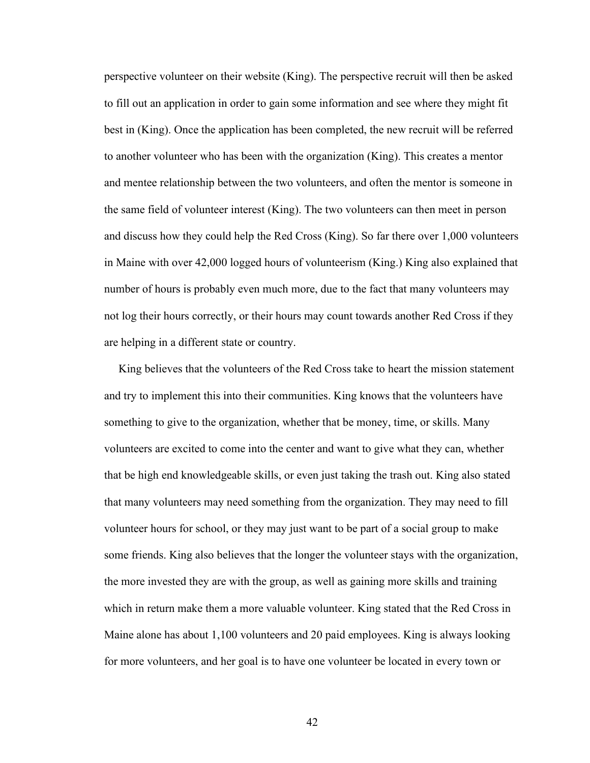perspective volunteer on their website (King). The perspective recruit will then be asked to fill out an application in order to gain some information and see where they might fit best in (King). Once the application has been completed, the new recruit will be referred to another volunteer who has been with the organization (King). This creates a mentor and mentee relationship between the two volunteers, and often the mentor is someone in the same field of volunteer interest (King). The two volunteers can then meet in person and discuss how they could help the Red Cross (King). So far there over 1,000 volunteers in Maine with over 42,000 logged hours of volunteerism (King.) King also explained that number of hours is probably even much more, due to the fact that many volunteers may not log their hours correctly, or their hours may count towards another Red Cross if they are helping in a different state or country.

King believes that the volunteers of the Red Cross take to heart the mission statement and try to implement this into their communities. King knows that the volunteers have something to give to the organization, whether that be money, time, or skills. Many volunteers are excited to come into the center and want to give what they can, whether that be high end knowledgeable skills, or even just taking the trash out. King also stated that many volunteers may need something from the organization. They may need to fill volunteer hours for school, or they may just want to be part of a social group to make some friends. King also believes that the longer the volunteer stays with the organization, the more invested they are with the group, as well as gaining more skills and training which in return make them a more valuable volunteer. King stated that the Red Cross in Maine alone has about 1,100 volunteers and 20 paid employees. King is always looking for more volunteers, and her goal is to have one volunteer be located in every town or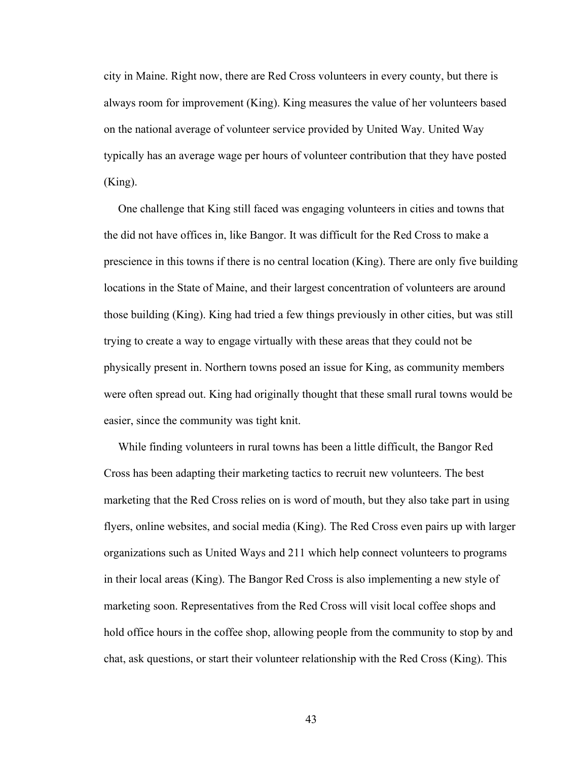city in Maine. Right now, there are Red Cross volunteers in every county, but there is always room for improvement (King). King measures the value of her volunteers based on the national average of volunteer service provided by United Way. United Way typically has an average wage per hours of volunteer contribution that they have posted (King).

One challenge that King still faced was engaging volunteers in cities and towns that the did not have offices in, like Bangor. It was difficult for the Red Cross to make a prescience in this towns if there is no central location (King). There are only five building locations in the State of Maine, and their largest concentration of volunteers are around those building (King). King had tried a few things previously in other cities, but was still trying to create a way to engage virtually with these areas that they could not be physically present in. Northern towns posed an issue for King, as community members were often spread out. King had originally thought that these small rural towns would be easier, since the community was tight knit.

While finding volunteers in rural towns has been a little difficult, the Bangor Red Cross has been adapting their marketing tactics to recruit new volunteers. The best marketing that the Red Cross relies on is word of mouth, but they also take part in using flyers, online websites, and social media (King). The Red Cross even pairs up with larger organizations such as United Ways and 211 which help connect volunteers to programs in their local areas (King). The Bangor Red Cross is also implementing a new style of marketing soon. Representatives from the Red Cross will visit local coffee shops and hold office hours in the coffee shop, allowing people from the community to stop by and chat, ask questions, or start their volunteer relationship with the Red Cross (King). This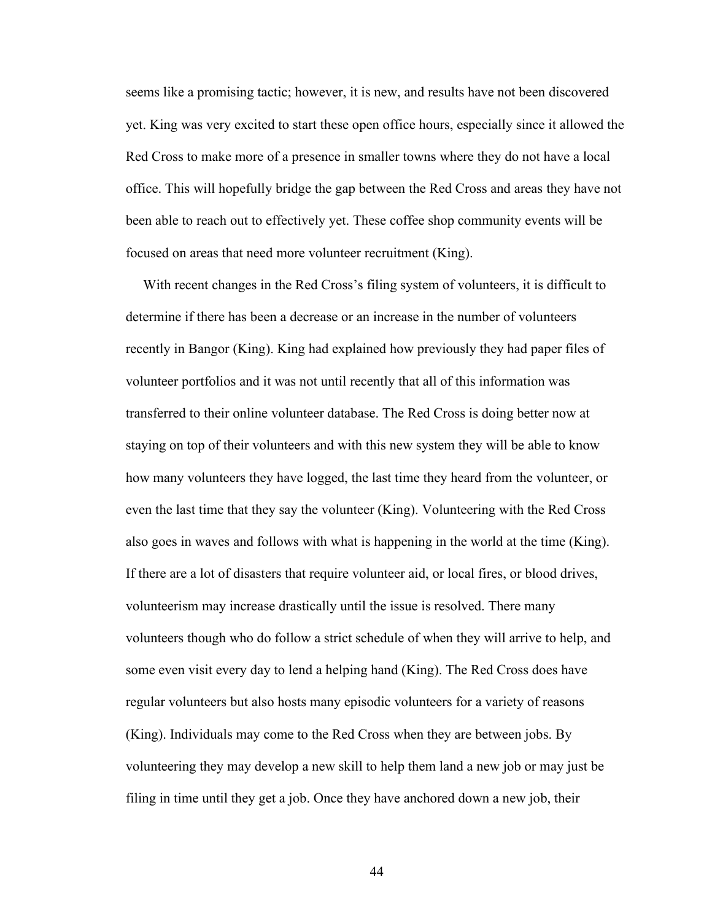seems like a promising tactic; however, it is new, and results have not been discovered yet. King was very excited to start these open office hours, especially since it allowed the Red Cross to make more of a presence in smaller towns where they do not have a local office. This will hopefully bridge the gap between the Red Cross and areas they have not been able to reach out to effectively yet. These coffee shop community events will be focused on areas that need more volunteer recruitment (King).

With recent changes in the Red Cross's filing system of volunteers, it is difficult to determine if there has been a decrease or an increase in the number of volunteers recently in Bangor (King). King had explained how previously they had paper files of volunteer portfolios and it was not until recently that all of this information was transferred to their online volunteer database. The Red Cross is doing better now at staying on top of their volunteers and with this new system they will be able to know how many volunteers they have logged, the last time they heard from the volunteer, or even the last time that they say the volunteer (King). Volunteering with the Red Cross also goes in waves and follows with what is happening in the world at the time (King). If there are a lot of disasters that require volunteer aid, or local fires, or blood drives, volunteerism may increase drastically until the issue is resolved. There many volunteers though who do follow a strict schedule of when they will arrive to help, and some even visit every day to lend a helping hand (King). The Red Cross does have regular volunteers but also hosts many episodic volunteers for a variety of reasons (King). Individuals may come to the Red Cross when they are between jobs. By volunteering they may develop a new skill to help them land a new job or may just be filing in time until they get a job. Once they have anchored down a new job, their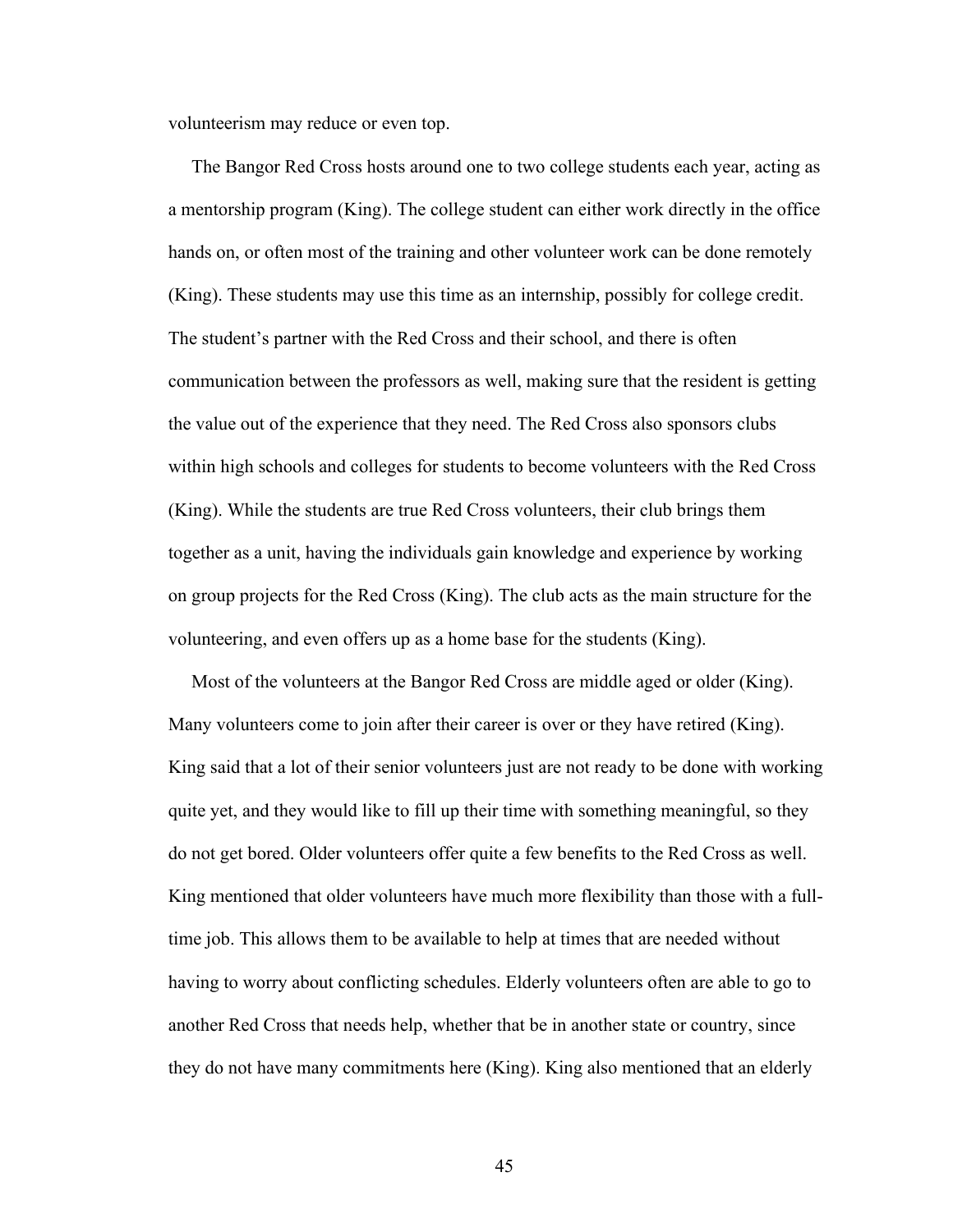volunteerism may reduce or even top.

The Bangor Red Cross hosts around one to two college students each year, acting as a mentorship program (King). The college student can either work directly in the office hands on, or often most of the training and other volunteer work can be done remotely (King). These students may use this time as an internship, possibly for college credit. The student's partner with the Red Cross and their school, and there is often communication between the professors as well, making sure that the resident is getting the value out of the experience that they need. The Red Cross also sponsors clubs within high schools and colleges for students to become volunteers with the Red Cross (King). While the students are true Red Cross volunteers, their club brings them together as a unit, having the individuals gain knowledge and experience by working on group projects for the Red Cross (King). The club acts as the main structure for the volunteering, and even offers up as a home base for the students (King).

Most of the volunteers at the Bangor Red Cross are middle aged or older (King). Many volunteers come to join after their career is over or they have retired (King). King said that a lot of their senior volunteers just are not ready to be done with working quite yet, and they would like to fill up their time with something meaningful, so they do not get bored. Older volunteers offer quite a few benefits to the Red Cross as well. King mentioned that older volunteers have much more flexibility than those with a full-time job. This allows them to be available to help at times that are needed without having to worry about conflicting schedules. Elderly volunteers often are able to go to another Red Cross that needs help, whether that be in another state or country, since they do not have many commitments here (King). King also mentioned that an elderly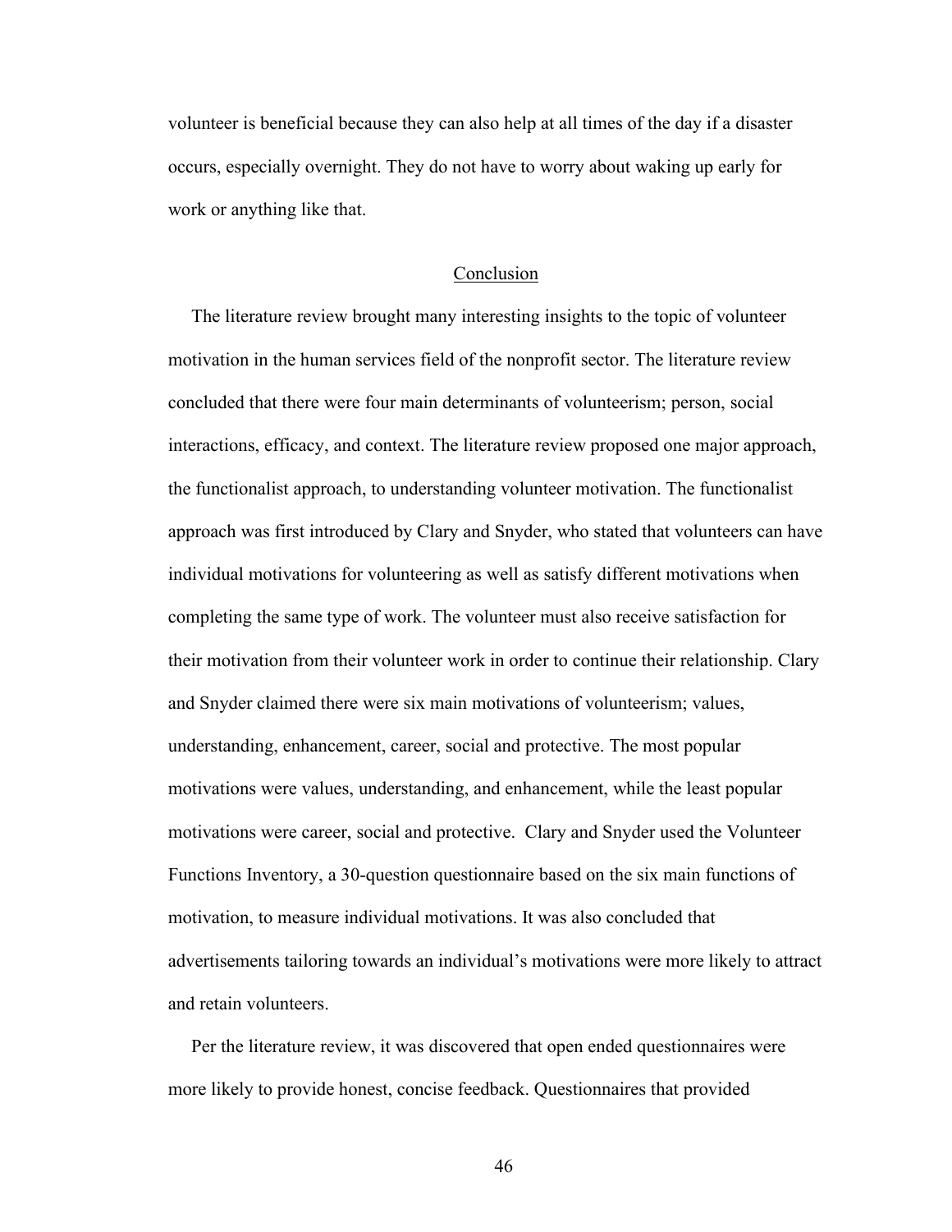volunteer is beneficial because they can also help at all times of the day if a disaster occurs, especially overnight. They do not have to worry about waking up early for work or anything like that.

## Conclusion

The literature review brought many interesting insights to the topic of volunteer motivation in the human services field of the nonprofit sector. The literature review concluded that there were four main determinants of volunteerism; person, social interactions, efficacy, and context. The literature review proposed one major approach, the functionalist approach, to understanding volunteer motivation. The functionalist approach was first introduced by Clary and Snyder, who stated that volunteers can have individual motivations for volunteering as well as satisfy different motivations when completing the same type of work. The volunteer must also receive satisfaction for their motivation from their volunteer work in order to continue their relationship. Clary and Snyder claimed there were six main motivations of volunteerism; values, understanding, enhancement, career, social and protective. The most popular motivations were values, understanding, and enhancement, while the least popular motivations were career, social and protective. Clary and Snyder used the Volunteer Functions Inventory, a 30-question questionnaire based on the six main functions of motivation, to measure individual motivations. It was also concluded that advertisements tailoring towards an individual's motivations were more likely to attract and retain volunteers.

Per the literature review, it was discovered that open ended questionnaires were more likely to provide honest, concise feedback. Questionnaires that provided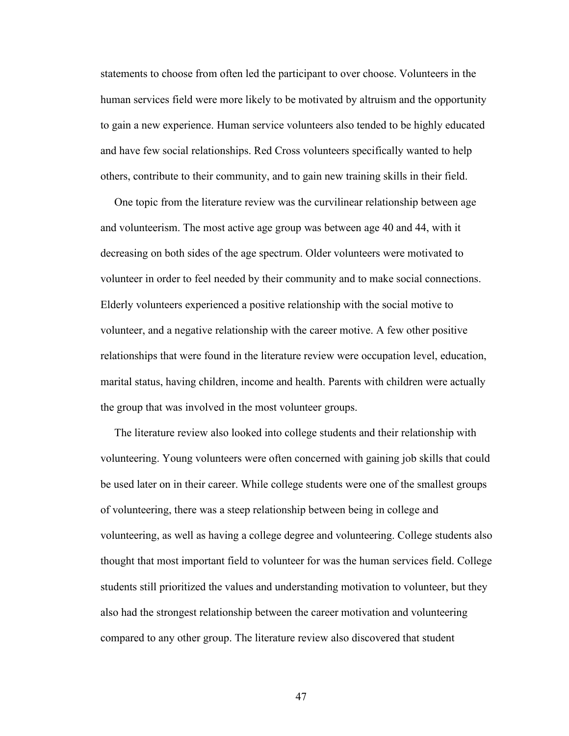statements to choose from often led the participant to over choose. Volunteers in the human services field were more likely to be motivated by altruism and the opportunity to gain a new experience. Human service volunteers also tended to be highly educated and have few social relationships. Red Cross volunteers specifically wanted to help others, contribute to their community, and to gain new training skills in their field.

One topic from the literature review was the curvilinear relationship between age and volunteerism. The most active age group was between age 40 and 44, with it decreasing on both sides of the age spectrum. Older volunteers were motivated to volunteer in order to feel needed by their community and to make social connections. Elderly volunteers experienced a positive relationship with the social motive to volunteer, and a negative relationship with the career motive. A few other positive relationships that were found in the literature review were occupation level, education, marital status, having children, income and health. Parents with children were actually the group that was involved in the most volunteer groups.

The literature review also looked into college students and their relationship with volunteering. Young volunteers were often concerned with gaining job skills that could be used later on in their career. While college students were one of the smallest groups of volunteering, there was a steep relationship between being in college and volunteering, as well as having a college degree and volunteering. College students also thought that most important field to volunteer for was the human services field. College students still prioritized the values and understanding motivation to volunteer, but they also had the strongest relationship between the career motivation and volunteering compared to any other group. The literature review also discovered that student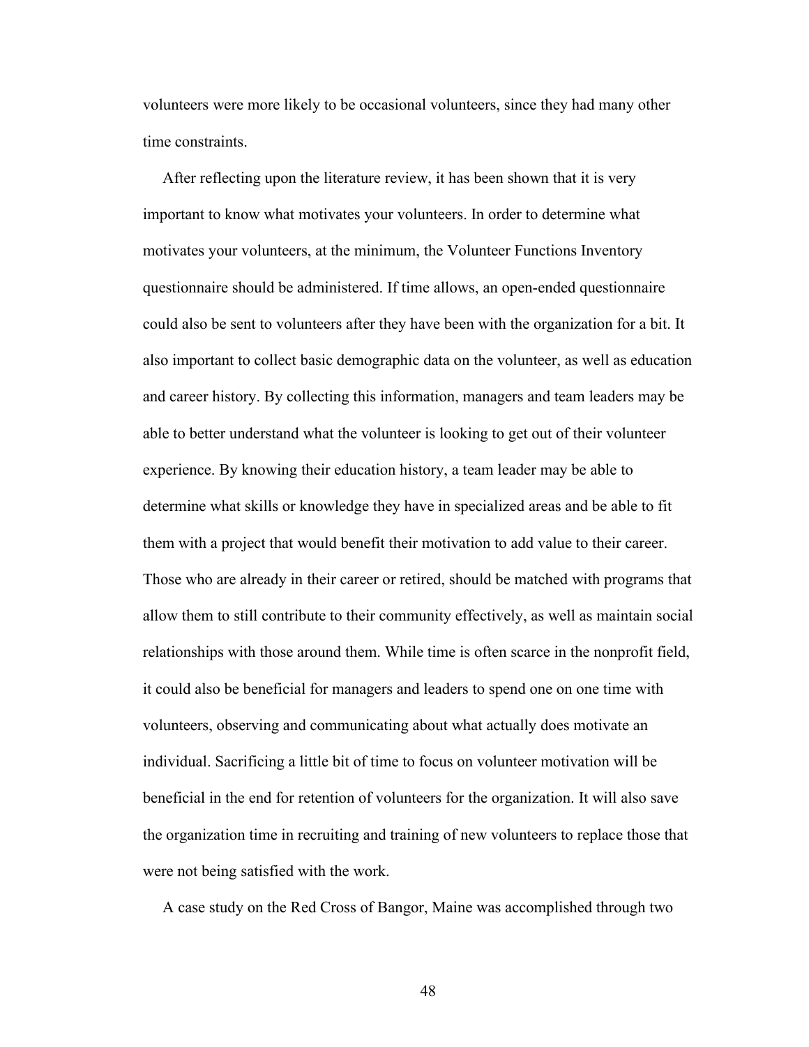volunteers were more likely to be occasional volunteers, since they had many other time constraints.

After reflecting upon the literature review, it has been shown that it is very important to know what motivates your volunteers. In order to determine what motivates your volunteers, at the minimum, the Volunteer Functions Inventory questionnaire should be administered. If time allows, an open-ended questionnaire could also be sent to volunteers after they have been with the organization for a bit. It also important to collect basic demographic data on the volunteer, as well as education and career history. By collecting this information, managers and team leaders may be able to better understand what the volunteer is looking to get out of their volunteer experience. By knowing their education history, a team leader may be able to determine what skills or knowledge they have in specialized areas and be able to fit them with a project that would benefit their motivation to add value to their career. Those who are already in their career or retired, should be matched with programs that allow them to still contribute to their community effectively, as well as maintain social relationships with those around them. While time is often scarce in the nonprofit field, it could also be beneficial for managers and leaders to spend one on one time with volunteers, observing and communicating about what actually does motivate an individual. Sacrificing a little bit of time to focus on volunteer motivation will be beneficial in the end for retention of volunteers for the organization. It will also save the organization time in recruiting and training of new volunteers to replace those that were not being satisfied with the work.

A case study on the Red Cross of Bangor, Maine was accomplished through two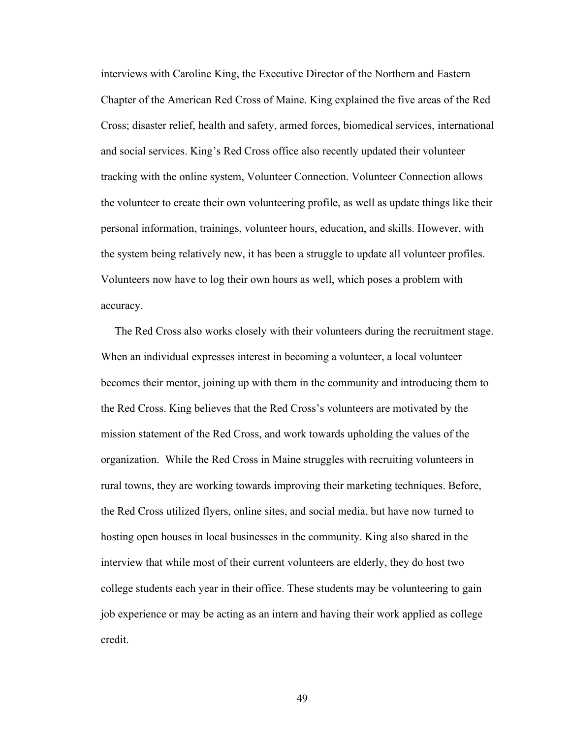interviews with Caroline King, the Executive Director of the Northern and Eastern Chapter of the American Red Cross of Maine. King explained the five areas of the Red Cross; disaster relief, health and safety, armed forces, biomedical services, international and social services. King's Red Cross office also recently updated their volunteer tracking with the online system, Volunteer Connection. Volunteer Connection allows the volunteer to create their own volunteering profile, as well as update things like their personal information, trainings, volunteer hours, education, and skills. However, with the system being relatively new, it has been a struggle to update all volunteer profiles. Volunteers now have to log their own hours as well, which poses a problem with accuracy.

The Red Cross also works closely with their volunteers during the recruitment stage. When an individual expresses interest in becoming a volunteer, a local volunteer becomes their mentor, joining up with them in the community and introducing them to the Red Cross. King believes that the Red Cross's volunteers are motivated by the mission statement of the Red Cross, and work towards upholding the values of the organization. While the Red Cross in Maine struggles with recruiting volunteers in rural towns, they are working towards improving their marketing techniques. Before, the Red Cross utilized flyers, online sites, and social media, but have now turned to hosting open houses in local businesses in the community. King also shared in the interview that while most of their current volunteers are elderly, they do host two college students each year in their office. These students may be volunteering to gain job experience or may be acting as an intern and having their work applied as college credit.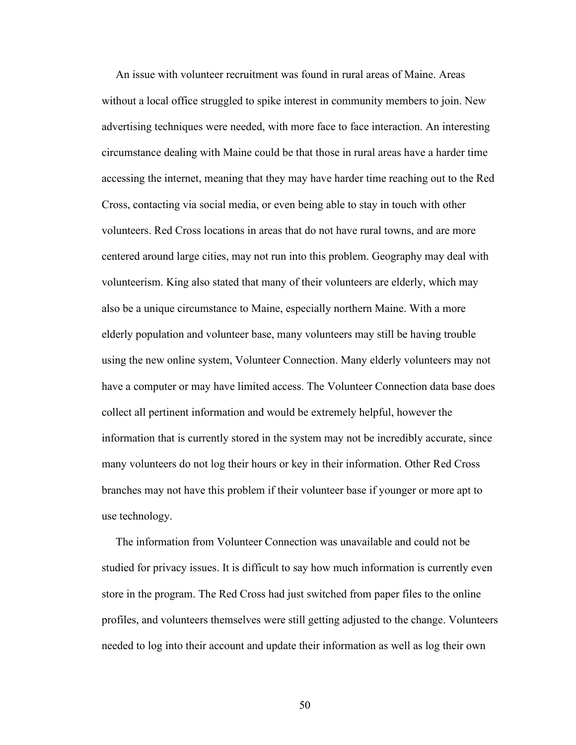An issue with volunteer recruitment was found in rural areas of Maine. Areas without a local office struggled to spike interest in community members to join. New advertising techniques were needed, with more face to face interaction. An interesting circumstance dealing with Maine could be that those in rural areas have a harder time accessing the internet, meaning that they may have harder time reaching out to the Red Cross, contacting via social media, or even being able to stay in touch with other volunteers. Red Cross locations in areas that do not have rural towns, and are more centered around large cities, may not run into this problem. Geography may deal with volunteerism. King also stated that many of their volunteers are elderly, which may also be a unique circumstance to Maine, especially northern Maine. With a more elderly population and volunteer base, many volunteers may still be having trouble using the new online system, Volunteer Connection. Many elderly volunteers may not have a computer or may have limited access. The Volunteer Connection data base does collect all pertinent information and would be extremely helpful, however the information that is currently stored in the system may not be incredibly accurate, since many volunteers do not log their hours or key in their information. Other Red Cross branches may not have this problem if their volunteer base if younger or more apt to use technology.

The information from Volunteer Connection was unavailable and could not be studied for privacy issues. It is difficult to say how much information is currently even store in the program. The Red Cross had just switched from paper files to the online profiles, and volunteers themselves were still getting adjusted to the change. Volunteers needed to log into their account and update their information as well as log their own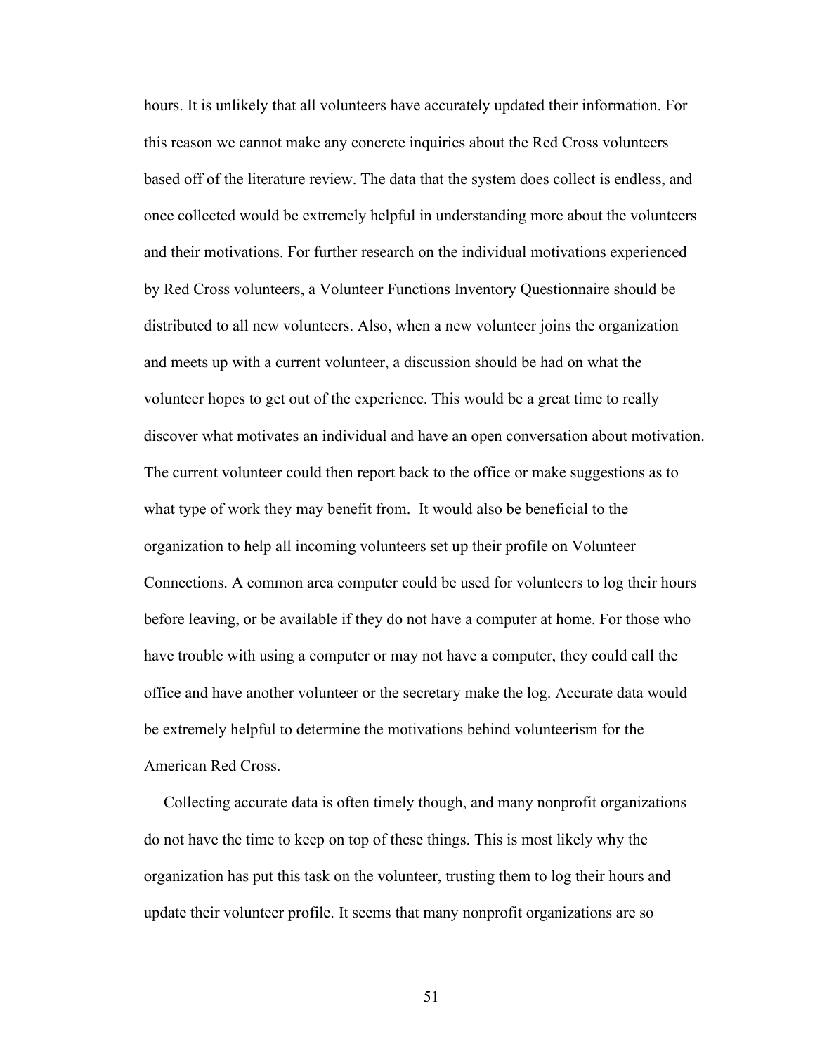hours. It is unlikely that all volunteers have accurately updated their information. For this reason we cannot make any concrete inquiries about the Red Cross volunteers based off of the literature review. The data that the system does collect is endless, and once collected would be extremely helpful in understanding more about the volunteers and their motivations. For further research on the individual motivations experienced by Red Cross volunteers, a Volunteer Functions Inventory Questionnaire should be distributed to all new volunteers. Also, when a new volunteer joins the organization and meets up with a current volunteer, a discussion should be had on what the volunteer hopes to get out of the experience. This would be a great time to really discover what motivates an individual and have an open conversation about motivation. The current volunteer could then report back to the office or make suggestions as to what type of work they may benefit from. It would also be beneficial to the organization to help all incoming volunteers set up their profile on Volunteer Connections. A common area computer could be used for volunteers to log their hours before leaving, or be available if they do not have a computer at home. For those who have trouble with using a computer or may not have a computer, they could call the office and have another volunteer or the secretary make the log. Accurate data would be extremely helpful to determine the motivations behind volunteerism for the American Red Cross.

Collecting accurate data is often timely though, and many nonprofit organizations do not have the time to keep on top of these things. This is most likely why the organization has put this task on the volunteer, trusting them to log their hours and update their volunteer profile. It seems that many nonprofit organizations are so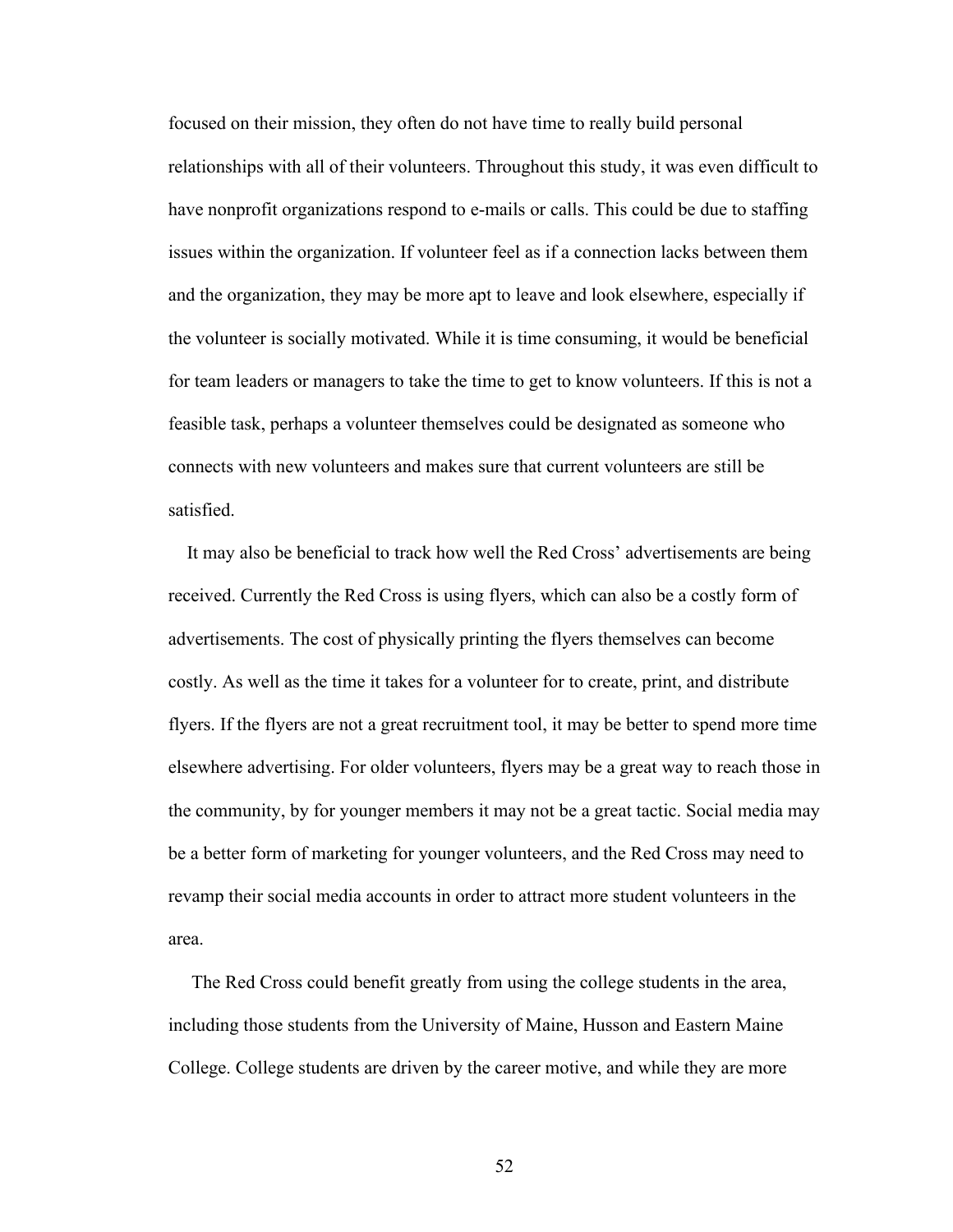focused on their mission, they often do not have time to really build personal relationships with all of their volunteers. Throughout this study, it was even difficult to have nonprofit organizations respond to e-mails or calls. This could be due to staffing issues within the organization. If volunteer feel as if a connection lacks between them and the organization, they may be more apt to leave and look elsewhere, especially if the volunteer is socially motivated. While it is time consuming, it would be beneficial for team leaders or managers to take the time to get to know volunteers. If this is not a feasible task, perhaps a volunteer themselves could be designated as someone who connects with new volunteers and makes sure that current volunteers are still be satisfied.

It may also be beneficial to track how well the Red Cross' advertisements are being received. Currently the Red Cross is using flyers, which can also be a costly form of advertisements. The cost of physically printing the flyers themselves can become costly. As well as the time it takes for a volunteer for to create, print, and distribute flyers. If the flyers are not a great recruitment tool, it may be better to spend more time elsewhere advertising. For older volunteers, flyers may be a great way to reach those in the community, by for younger members it may not be a great tactic. Social media may be a better form of marketing for younger volunteers, and the Red Cross may need to revamp their social media accounts in order to attract more student volunteers in the area.

The Red Cross could benefit greatly from using the college students in the area, including those students from the University of Maine, Husson and Eastern Maine College. College students are driven by the career motive, and while they are more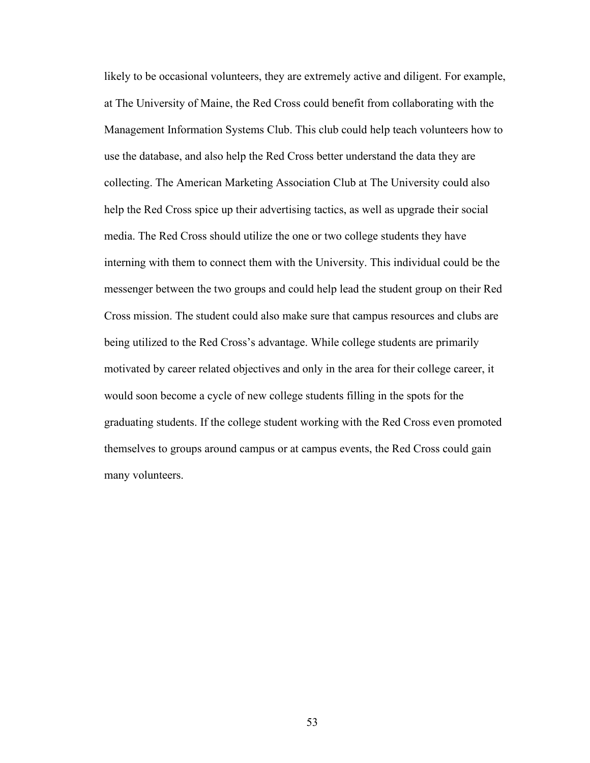likely to be occasional volunteers, they are extremely active and diligent. For example, at The University of Maine, the Red Cross could benefit from collaborating with the Management Information Systems Club. This club could help teach volunteers how to use the database, and also help the Red Cross better understand the data they are collecting. The American Marketing Association Club at The University could also help the Red Cross spice up their advertising tactics, as well as upgrade their social media. The Red Cross should utilize the one or two college students they have interning with them to connect them with the University. This individual could be the messenger between the two groups and could help lead the student group on their Red Cross mission. The student could also make sure that campus resources and clubs are being utilized to the Red Cross's advantage. While college students are primarily motivated by career related objectives and only in the area for their college career, it would soon become a cycle of new college students filling in the spots for the graduating students. If the college student working with the Red Cross even promoted themselves to groups around campus or at campus events, the Red Cross could gain many volunteers.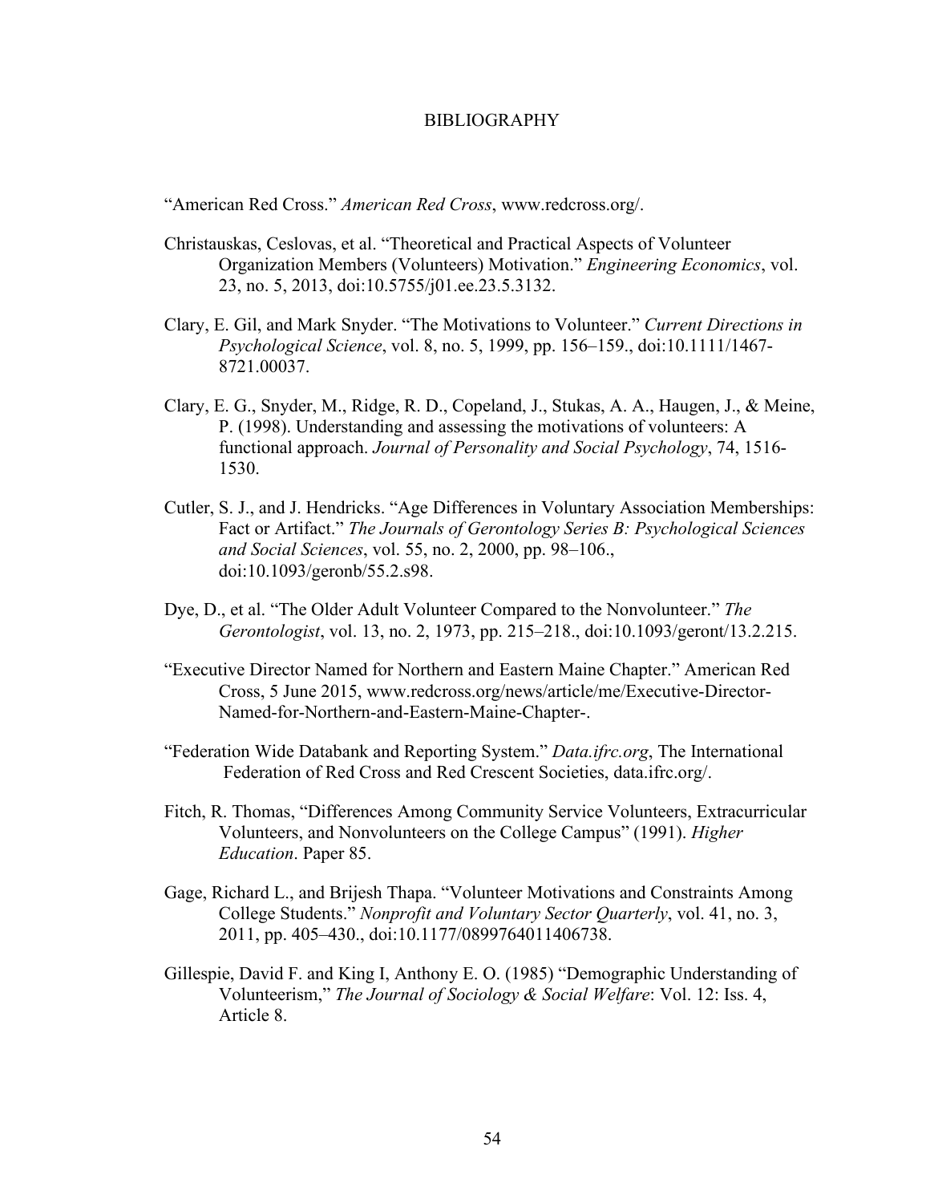# BIBLIOGRAPHY

"American Red Cross." *American Red Cross*, www.redcross.org/.

Christauskas, Ceslovas, et al. "Theoretical and Practical Aspects of Volunteer Organization Members (Volunteers) Motivation." *Engineering Economics*, vol. 23, no. 5, 2013, doi:10.5755/j01.ee.23.5.3132.

Clary, E. Gil, and Mark Snyder. "The Motivations to Volunteer." *Current Directions in Psychological Science*, vol. 8, no. 5, 1999, pp. 156–159., doi:10.1111/1467-8721.00037.

Clary, E. G., Snyder, M., Ridge, R. D., Copeland, J., Stukas, A. A., Haugen, J., & Meine, P. (1998). Understanding and assessing the motivations of volunteers: A functional approach. *Journal of Personality and Social Psychology*, 74, 1516-1530.

Cutler, S. J., and J. Hendricks. "Age Differences in Voluntary Association Memberships: Fact or Artifact." *The Journals of Gerontology Series B: Psychological Sciences and Social Sciences*, vol. 55, no. 2, 2000, pp. 98–106., doi:10.1093/geronb/55.2.s98.

Dye, D., et al. "The Older Adult Volunteer Compared to the Nonvolunteer." *The Gerontologist*, vol. 13, no. 2, 1973, pp. 215–218., doi:10.1093/geront/13.2.215.

"Executive Director Named for Northern and Eastern Maine Chapter." American Red Cross, 5 June 2015, www.redcross.org/news/article/me/Executive-Director-Named-for-Northern-and-Eastern-Maine-Chapter-.

"Federation Wide Databank and Reporting System." *Data.ifrc.org*, The International Federation of Red Cross and Red Crescent Societies, data.ifrc.org/.

Fitch, R. Thomas, "Differences Among Community Service Volunteers, Extracurricular Volunteers, and Nonvolunteers on the College Campus" (1991). *Higher Education*. Paper 85.

Gage, Richard L., and Brijesh Thapa. "Volunteer Motivations and Constraints Among College Students." *Nonprofit and Voluntary Sector Quarterly*, vol. 41, no. 3, 2011, pp. 405–430., doi:10.1177/0899764011406738.

Gillespie, David F. and King I, Anthony E. O. (1985) "Demographic Understanding of Volunteerism," *The Journal of Sociology & Social Welfare*: Vol. 12: Iss. 4, Article 8.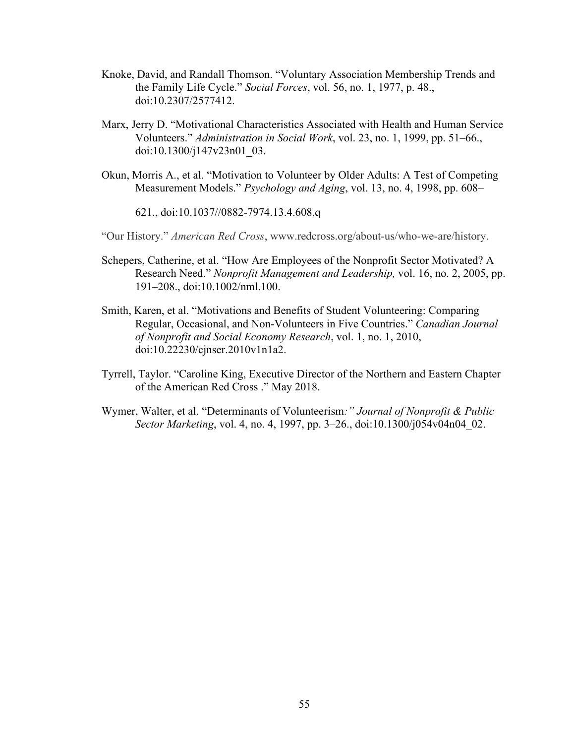Knoke, David, and Randall Thomson. “Voluntary Association Membership Trends and the Family Life Cycle.” *Social Forces*, vol. 56, no. 1, 1977, p. 48., doi:10.2307/2577412.

Marx, Jerry D. “Motivational Characteristics Associated with Health and Human Service Volunteers.” *Administration in Social Work*, vol. 23, no. 1, 1999, pp. 51–66., doi:10.1300/j147v23n01_03.

Okun, Morris A., et al. “Motivation to Volunteer by Older Adults: A Test of Competing Measurement Models.” *Psychology and Aging*, vol. 13, no. 4, 1998, pp. 608–

621., doi:10.1037//0882-7974.13.4.608.q

“Our History.” *American Red Cross*, www.redcross.org/about-us/who-we-are/history.

Schepers, Catherine, et al. “How Are Employees of the Nonprofit Sector Motivated? A Research Need.” *Nonprofit Management and Leadership,* vol. 16, no. 2, 2005, pp. 191–208., doi:10.1002/nml.100.

Smith, Karen, et al. “Motivations and Benefits of Student Volunteering: Comparing Regular, Occasional, and Non-Volunteers in Five Countries.” *Canadian Journal of Nonprofit and Social Economy Research*, vol. 1, no. 1, 2010, doi:10.22230/cjnser.2010v1n1a2.

Tyrrell, Taylor. “Caroline King, Executive Director of the Northern and Eastern Chapter of the American Red Cross .” May 2018.

Wymer, Walter, et al. “Determinants of Volunteerism*:” Journal of Nonprofit & Public Sector Marketing*, vol. 4, no. 4, 1997, pp. 3–26., doi:10.1300/j054v04n04_02.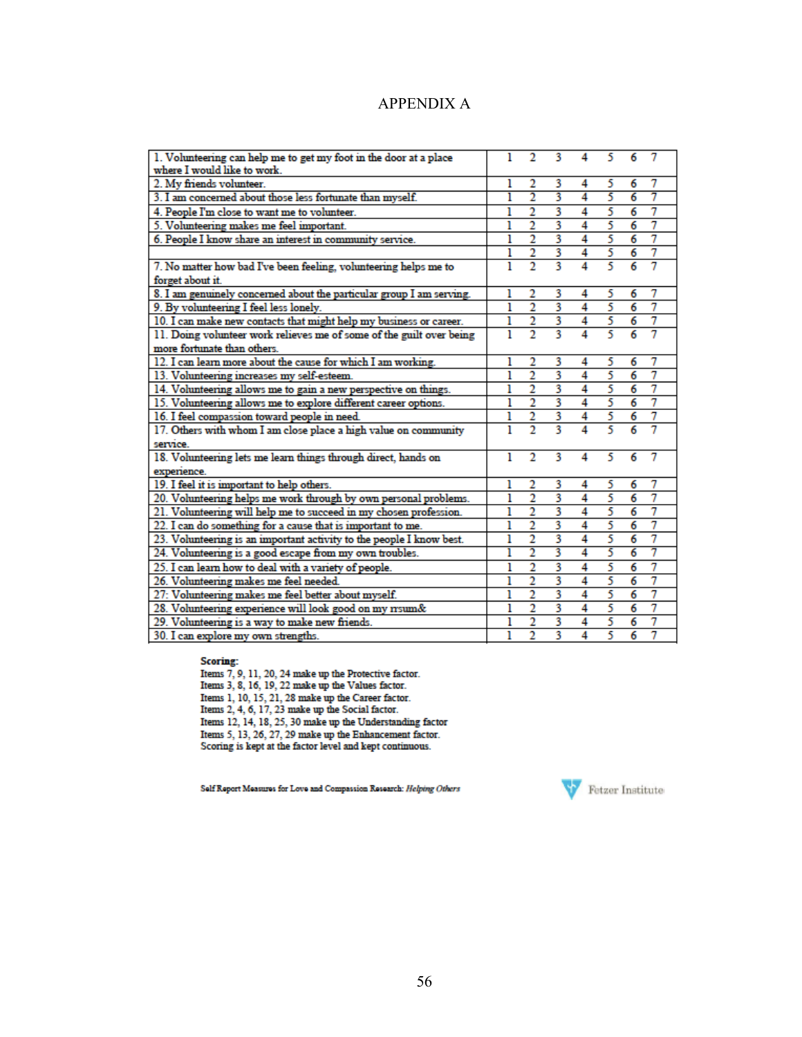# APPENDIX A

| | | | | | | | |
|---|---|---|---|---|---|---|---|
| 1. Volunteering can help me to get my foot in the door at a place where I would like to work. | 1 | 2 | 3 | 4 | 5 | 6 | 7 |
| 2. My friends volunteer. | 1 | 2 | 3 | 4 | 5 | 6 | 7 |
| 3. I am concerned about those less fortunate than myself. | 1 | 2 | 3 | 4 | 5 | 6 | 7 |
| 4. People I'm close to want me to volunteer. | 1 | 2 | 3 | 4 | 5 | 6 | 7 |
| 5. Volunteering makes me feel important. | 1 | 2 | 3 | 4 | 5 | 6 | 7 |
| 6. People I know share an interest in community service. | 1 | 2 | 3 | 4 | 5 | 6 | 7 |
| | 1 | 2 | 3 | 4 | 5 | 6 | 7 |
| 7. No matter how bad I've been feeling, volunteering helps me to forget about it. | 1 | 2 | 3 | 4 | 5 | 6 | 7 |
| 8. I am genuinely concerned about the particular group I am serving. | 1 | 2 | 3 | 4 | 5 | 6 | 7 |
| 9. By volunteering I feel less lonely. | 1 | 2 | 3 | 4 | 5 | 6 | 7 |
| 10. I can make new contacts that might help my business or career. | 1 | 2 | 3 | 4 | 5 | 6 | 7 |
| 11. Doing volunteer work relieves me of some of the guilt over being more fortunate than others. | 1 | 2 | 3 | 4 | 5 | 6 | 7 |
| 12. I can learn more about the cause for which I am working. | 1 | 2 | 3 | 4 | 5 | 6 | 7 |
| 13. Volunteering increases my self-esteem. | 1 | 2 | 3 | 4 | 5 | 6 | 7 |
| 14. Volunteering allows me to gain a new perspective on things. | 1 | 2 | 3 | 4 | 5 | 6 | 7 |
| 15. Volunteering allows me to explore different career options. | 1 | 2 | 3 | 4 | 5 | 6 | 7 |
| 16. I feel compassion toward people in need. | 1 | 2 | 3 | 4 | 5 | 6 | 7 |
| 17. Others with whom I am close place a high value on community service. | 1 | 2 | 3 | 4 | 5 | 6 | 7 |
| 18. Volunteering lets me learn things through direct, hands on experience. | 1 | 2 | 3 | 4 | 5 | 6 | 7 |
| 19. I feel it is important to help others. | 1 | 2 | 3 | 4 | 5 | 6 | 7 |
| 20. Volunteering helps me work through by own personal problems. | 1 | 2 | 3 | 4 | 5 | 6 | 7 |
| 21. Volunteering will help me to succeed in my chosen profession. | 1 | 2 | 3 | 4 | 5 | 6 | 7 |
| 22. I can do something for a cause that is important to me. | 1 | 2 | 3 | 4 | 5 | 6 | 7 |
| 23. Volunteering is an important activity to the people I know best. | 1 | 2 | 3 | 4 | 5 | 6 | 7 |
| 24. Volunteering is a good escape from my own troubles. | 1 | 2 | 3 | 4 | 5 | 6 | 7 |
| 25. I can learn how to deal with a variety of people. | 1 | 2 | 3 | 4 | 5 | 6 | 7 |
| 26. Volunteering makes me feel needed. | 1 | 2 | 3 | 4 | 5 | 6 | 7 |
| 27: Volunteering makes me feel better about myself. | 1 | 2 | 3 | 4 | 5 | 6 | 7 |
| 28. Volunteering experience will look good on my rrsum& | 1 | 2 | 3 | 4 | 5 | 6 | 7 |
| 29. Volunteering is a way to make new friends. | 1 | 2 | 3 | 4 | 5 | 6 | 7 |
| 30. I can explore my own strengths. | 1 | 2 | 3 | 4 | 5 | 6 | 7 |

Scoring:
Items 7, 9, 11, 20, 24 make up the Protective factor.
Items 3, 8, 16, 19, 22 make up the Values factor.
Items 1, 10, 15, 21, 28 make up the Career factor.
Items 2, 4, 6, 17, 23 make up the Social factor.
Items 12, 14, 18, 25, 30 make up the Understanding factor
Items 5, 13, 26, 27, 29 make up the Enhancement factor.
Scoring is kept at the factor level and kept continuous.

Self Report Measures for Love and Compassion Research: *Helping Others*

Fetzer Institute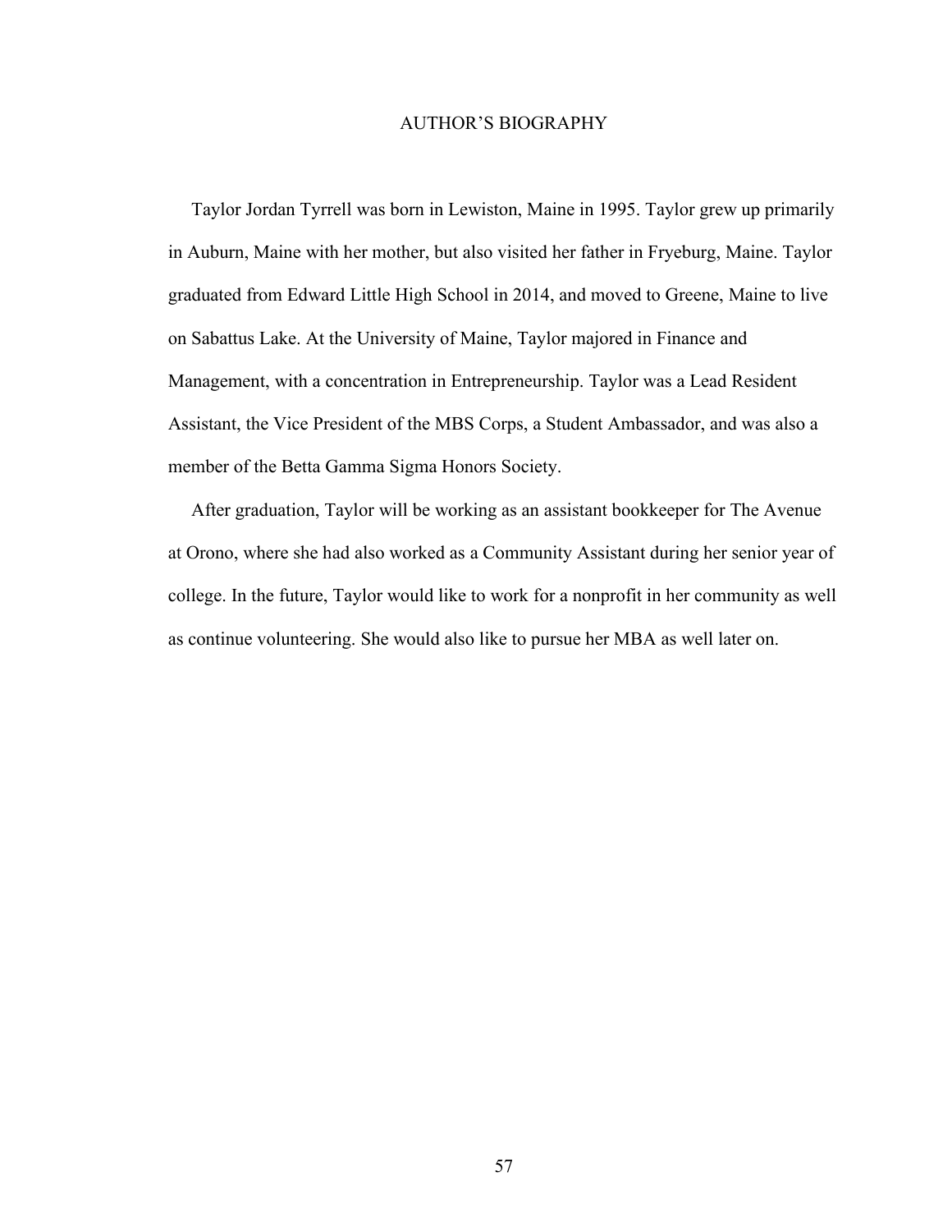# AUTHOR'S BIOGRAPHY

Taylor Jordan Tyrrell was born in Lewiston, Maine in 1995. Taylor grew up primarily in Auburn, Maine with her mother, but also visited her father in Fryeburg, Maine. Taylor graduated from Edward Little High School in 2014, and moved to Greene, Maine to live on Sabattus Lake. At the University of Maine, Taylor majored in Finance and Management, with a concentration in Entrepreneurship. Taylor was a Lead Resident Assistant, the Vice President of the MBS Corps, a Student Ambassador, and was also a member of the Betta Gamma Sigma Honors Society.

After graduation, Taylor will be working as an assistant bookkeeper for The Avenue at Orono, where she had also worked as a Community Assistant during her senior year of college. In the future, Taylor would like to work for a nonprofit in her community as well as continue volunteering. She would also like to pursue her MBA as well later on.